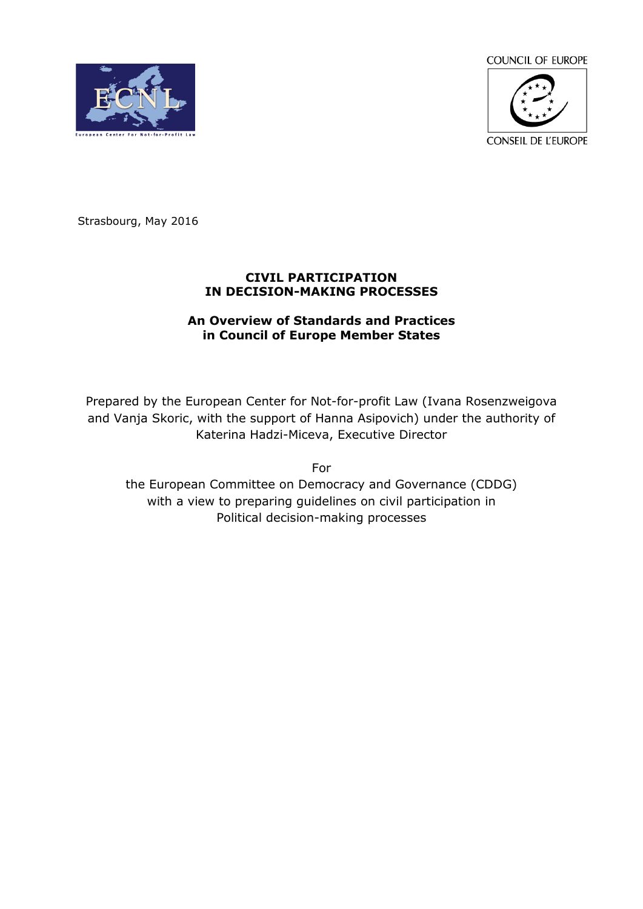COUNCIL OF EUROPE

CONSEIL DE L'EUROPE

Strasbourg, May 2016

# CIVIL PARTICIPATION IN DECISION-MAKING PROCESSES

## An Overview of Standards and Practices in Council of Europe Member States

Prepared by the European Center for Not-for-profit Law (Ivana Rosenzweigova and Vanja Skoric, with the support of Hanna Asipovich) under the authority of Katerina Hadzi-Miceva, Executive Director

For

the European Committee on Democracy and Governance (CDDG) with a view to preparing guidelines on civil participation in Political decision-making processes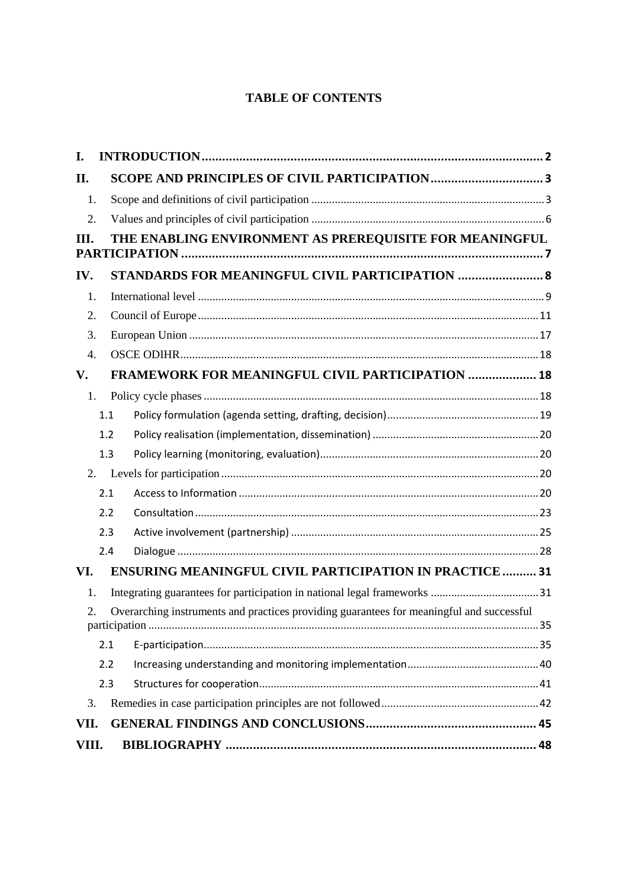# TABLE OF CONTENTS

- I. INTRODUCTION .......... 2
- II. SCOPE AND PRINCIPLES OF CIVIL PARTICIPATION .......... 3
  - 1. Scope and definitions of civil participation .......... 3
  - 2. Values and principles of civil participation .......... 6
- III. THE ENABLING ENVIRONMENT AS PREREQUISITE FOR MEANINGFUL PARTICIPATION .......... 7
- IV. STANDARDS FOR MEANINGFUL CIVIL PARTICIPATION .......... 8
  - 1. International level .......... 9
  - 2. Council of Europe .......... 11
  - 3. European Union .......... 17
  - 4. OSCE ODIHR .......... 18
- V. FRAMEWORK FOR MEANINGFUL CIVIL PARTICIPATION .......... 18
  - 1. Policy cycle phases .......... 18
    - 1.1 Policy formulation (agenda setting, drafting, decision) .......... 19
    - 1.2 Policy realisation (implementation, dissemination) .......... 20
    - 1.3 Policy learning (monitoring, evaluation) .......... 20
  - 2. Levels for participation .......... 20
    - 2.1 Access to Information .......... 20
    - 2.2 Consultation .......... 23
    - 2.3 Active involvement (partnership) .......... 25
    - 2.4 Dialogue .......... 28
- VI. ENSURING MEANINGFUL CIVIL PARTICIPATION IN PRACTICE .......... 31
  - 1. Integrating guarantees for participation in national legal frameworks .......... 31
  - 2. Overarching instruments and practices providing guarantees for meaningful and successful participation .......... 35
    - 2.1 E-participation .......... 35
    - 2.2 Increasing understanding and monitoring implementation .......... 40
    - 2.3 Structures for cooperation .......... 41
  - 3. Remedies in case participation principles are not followed .......... 42
- VII. GENERAL FINDINGS AND CONCLUSIONS .......... 45
- VIII. BIBLIOGRAPHY .......... 48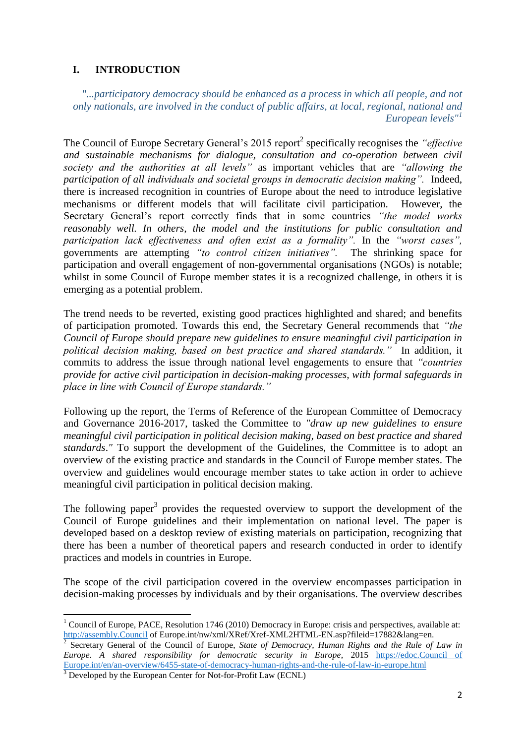## I. INTRODUCTION

> *"...participatory democracy should be enhanced as a process in which all people, and not only nationals, are involved in the conduct of public affairs, at local, regional, national and European levels"*[1]

The Council of Europe Secretary General's 2015 report[2] specifically recognises the *"effective and sustainable mechanisms for dialogue, consultation and co-operation between civil society and the authorities at all levels"* as important vehicles that are *"allowing the participation of all individuals and societal groups in democratic decision making".* Indeed, there is increased recognition in countries of Europe about the need to introduce legislative mechanisms or different models that will facilitate civil participation. However, the Secretary General's report correctly finds that in some countries *"the model works reasonably well. In others, the model and the institutions for public consultation and participation lack effectiveness and often exist as a formality".* In the *"worst cases",* governments are attempting *"to control citizen initiatives".* The shrinking space for participation and overall engagement of non-governmental organisations (NGOs) is notable; whilst in some Council of Europe member states it is a recognized challenge, in others it is emerging as a potential problem.

The trend needs to be reverted, existing good practices highlighted and shared; and benefits of participation promoted. Towards this end, the Secretary General recommends that *"the Council of Europe should prepare new guidelines to ensure meaningful civil participation in political decision making, based on best practice and shared standards."* In addition, it commits to address the issue through national level engagements to ensure that *"countries provide for active civil participation in decision-making processes, with formal safeguards in place in line with Council of Europe standards."*

Following up the report, the Terms of Reference of the European Committee of Democracy and Governance 2016-2017, tasked the Committee to *"draw up new guidelines to ensure meaningful civil participation in political decision making, based on best practice and shared standards."* To support the development of the Guidelines, the Committee is to adopt an overview of the existing practice and standards in the Council of Europe member states. The overview and guidelines would encourage member states to take action in order to achieve meaningful civil participation in political decision making.

The following paper[3] provides the requested overview to support the development of the Council of Europe guidelines and their implementation on national level. The paper is developed based on a desktop review of existing materials on participation, recognizing that there has been a number of theoretical papers and research conducted in order to identify practices and models in countries in Europe.

The scope of the civil participation covered in the overview encompasses participation in decision-making processes by individuals and by their organisations. The overview describes

---

[1] Council of Europe, PACE, Resolution 1746 (2010) Democracy in Europe: crisis and perspectives, available at: http://assembly.Council of Europe.int/nw/xml/XRef/Xref-XML2HTML-EN.asp?fileid=17882&lang=en.

[2] Secretary General of the Council of Europe, *State of Democracy, Human Rights and the Rule of Law in Europe. A shared responsibility for democratic security in Europe*, 2015 https://edoc.Council of Europe.int/en/an-overview/6455-state-of-democracy-human-rights-and-the-rule-of-law-in-europe.html

[3] Developed by the European Center for Not-for-Profit Law (ECNL)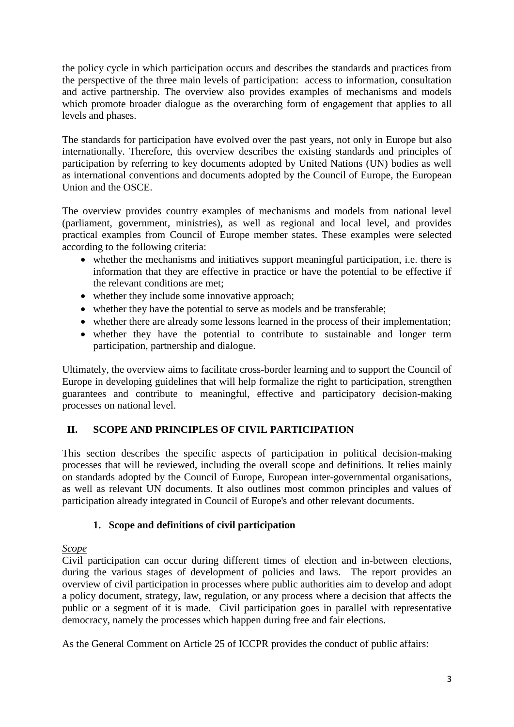the policy cycle in which participation occurs and describes the standards and practices from the perspective of the three main levels of participation: access to information, consultation and active partnership. The overview also provides examples of mechanisms and models which promote broader dialogue as the overarching form of engagement that applies to all levels and phases.

The standards for participation have evolved over the past years, not only in Europe but also internationally. Therefore, this overview describes the existing standards and principles of participation by referring to key documents adopted by United Nations (UN) bodies as well as international conventions and documents adopted by the Council of Europe, the European Union and the OSCE.

The overview provides country examples of mechanisms and models from national level (parliament, government, ministries), as well as regional and local level, and provides practical examples from Council of Europe member states. These examples were selected according to the following criteria:

- whether the mechanisms and initiatives support meaningful participation, i.e. there is information that they are effective in practice or have the potential to be effective if the relevant conditions are met;
- whether they include some innovative approach;
- whether they have the potential to serve as models and be transferable;
- whether there are already some lessons learned in the process of their implementation;
- whether they have the potential to contribute to sustainable and longer term participation, partnership and dialogue.

Ultimately, the overview aims to facilitate cross-border learning and to support the Council of Europe in developing guidelines that will help formalize the right to participation, strengthen guarantees and contribute to meaningful, effective and participatory decision-making processes on national level.

## II. SCOPE AND PRINCIPLES OF CIVIL PARTICIPATION

This section describes the specific aspects of participation in political decision-making processes that will be reviewed, including the overall scope and definitions. It relies mainly on standards adopted by the Council of Europe, European inter-governmental organisations, as well as relevant UN documents. It also outlines most common principles and values of participation already integrated in Council of Europe's and other relevant documents.

### 1. Scope and definitions of civil participation

*Scope*

Civil participation can occur during different times of election and in-between elections, during the various stages of development of policies and laws. The report provides an overview of civil participation in processes where public authorities aim to develop and adopt a policy document, strategy, law, regulation, or any process where a decision that affects the public or a segment of it is made. Civil participation goes in parallel with representative democracy, namely the processes which happen during free and fair elections.

As the General Comment on Article 25 of ICCPR provides the conduct of public affairs: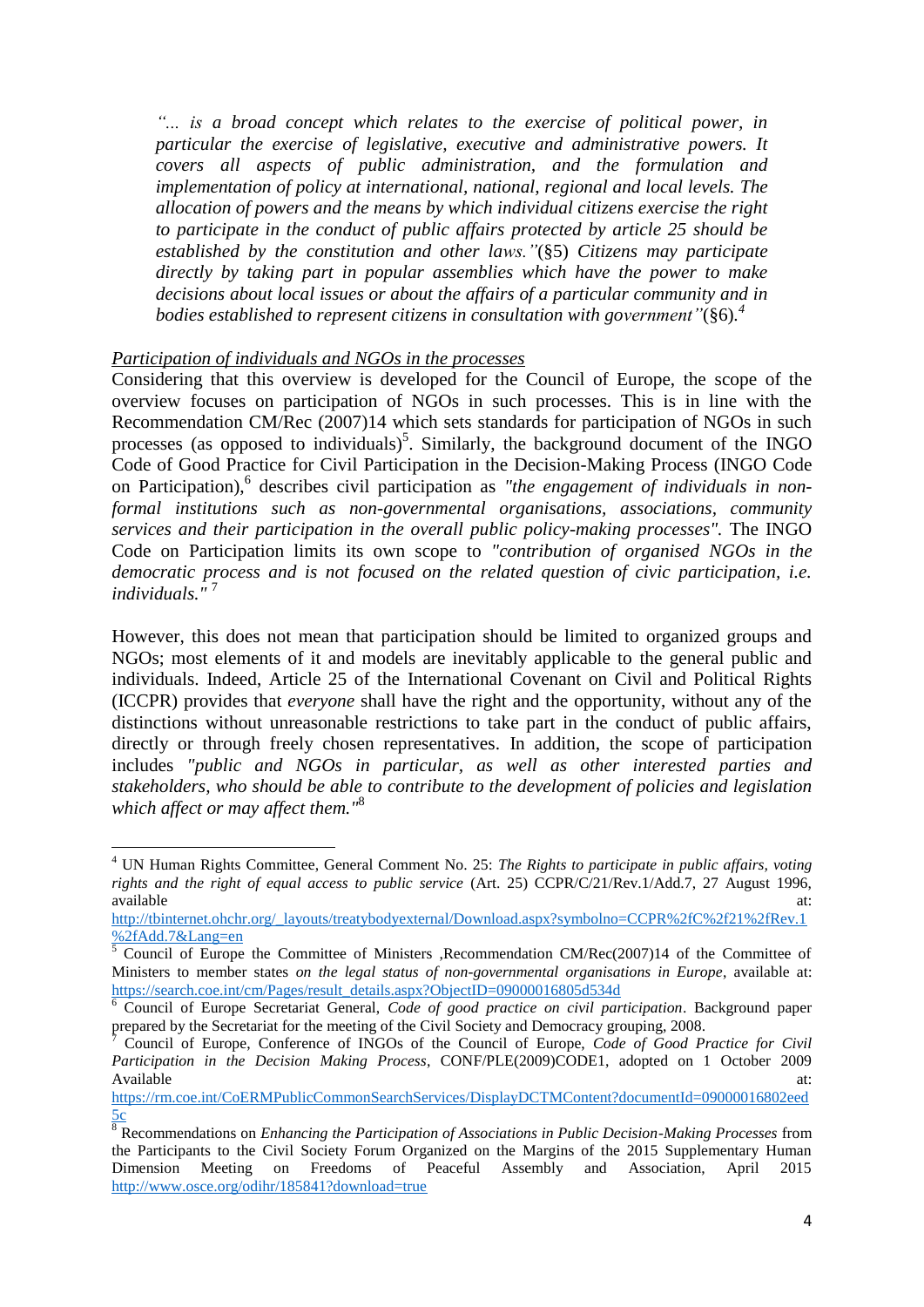*"... is a broad concept which relates to the exercise of political power, in particular the exercise of legislative, executive and administrative powers. It covers all aspects of public administration, and the formulation and implementation of policy at international, national, regional and local levels. The allocation of powers and the means by which individual citizens exercise the right to participate in the conduct of public affairs protected by article 25 should be established by the constitution and other laws."(§5) Citizens may participate directly by taking part in popular assemblies which have the power to make decisions about local issues or about the affairs of a particular community and in bodies established to represent citizens in consultation with government"(§6).*[4]

*Participation of individuals and NGOs in the processes*

Considering that this overview is developed for the Council of Europe, the scope of the overview focuses on participation of NGOs in such processes. This is in line with the Recommendation CM/Rec (2007)14 which sets standards for participation of NGOs in such processes (as opposed to individuals)[5]. Similarly, the background document of the INGO Code of Good Practice for Civil Participation in the Decision-Making Process (INGO Code on Participation),[6] describes civil participation as *"the engagement of individuals in non-formal institutions such as non-governmental organisations, associations, community services and their participation in the overall public policy-making processes"*. The INGO Code on Participation limits its own scope to *"contribution of organised NGOs in the democratic process and is not focused on the related question of civic participation, i.e. individuals."* [7]

However, this does not mean that participation should be limited to organized groups and NGOs; most elements of it and models are inevitably applicable to the general public and individuals. Indeed, Article 25 of the International Covenant on Civil and Political Rights (ICCPR) provides that *everyone* shall have the right and the opportunity, without any of the distinctions without unreasonable restrictions to take part in the conduct of public affairs, directly or through freely chosen representatives. In addition, the scope of participation includes *"public and NGOs in particular, as well as other interested parties and stakeholders, who should be able to contribute to the development of policies and legislation which affect or may affect them."*[8]

---

[4] UN Human Rights Committee, General Comment No. 25: *The Rights to participate in public affairs, voting rights and the right of equal access to public service* (Art. 25) CCPR/C/21/Rev.1/Add.7, 27 August 1996, available at: http://tbinternet.ohchr.org/_layouts/treatybodyexternal/Download.aspx?symbolno=CCPR%2fC%2f21%2fRev.1%2fAdd.7&Lang=en

[5] Council of Europe the Committee of Ministers ,Recommendation CM/Rec(2007)14 of the Committee of Ministers to member states *on the legal status of non-governmental organisations in Europe*, available at: https://search.coe.int/cm/Pages/result_details.aspx?ObjectID=09000016805d534d

[6] Council of Europe Secretariat General, *Code of good practice on civil participation*. Background paper prepared by the Secretariat for the meeting of the Civil Society and Democracy grouping, 2008.

[7] Council of Europe, Conference of INGOs of the Council of Europe, *Code of Good Practice for Civil Participation in the Decision Making Process*, CONF/PLE(2009)CODE1, adopted on 1 October 2009 Available at: https://rm.coe.int/CoERMPublicCommonSearchServices/DisplayDCTMContent?documentId=09000016802eed5c

[8] Recommendations on *Enhancing the Participation of Associations in Public Decision-Making Processes* from the Participants to the Civil Society Forum Organized on the Margins of the 2015 Supplementary Human Dimension Meeting on Freedoms of Peaceful Assembly and Association, April 2015 http://www.osce.org/odihr/185841?download=true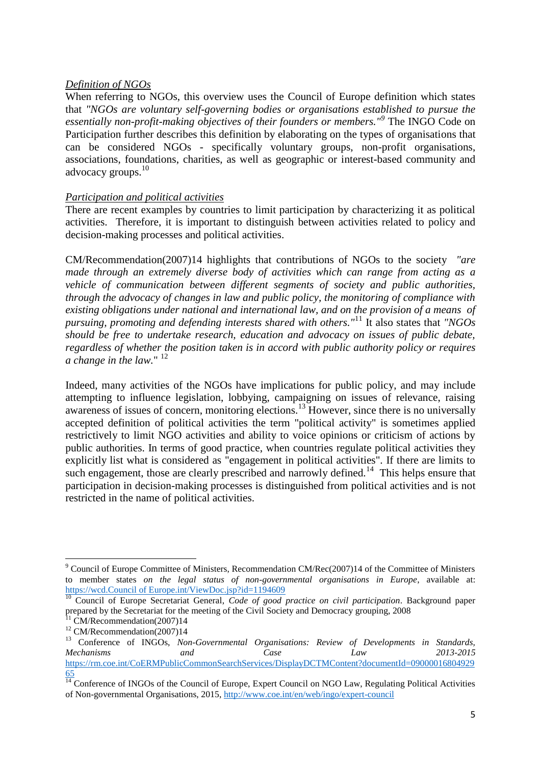*Definition of NGOs*

When referring to NGOs, this overview uses the Council of Europe definition which states that *"NGOs are voluntary self-governing bodies or organisations established to pursue the essentially non-profit-making objectives of their founders or members."*[9] The INGO Code on Participation further describes this definition by elaborating on the types of organisations that can be considered NGOs - specifically voluntary groups, non-profit organisations, associations, foundations, charities, as well as geographic or interest-based community and advocacy groups.[10]

*Participation and political activities*

There are recent examples by countries to limit participation by characterizing it as political activities. Therefore, it is important to distinguish between activities related to policy and decision-making processes and political activities.

CM/Recommendation(2007)14 highlights that contributions of NGOs to the society *"are made through an extremely diverse body of activities which can range from acting as a vehicle of communication between different segments of society and public authorities, through the advocacy of changes in law and public policy, the monitoring of compliance with existing obligations under national and international law, and on the provision of a means of pursuing, promoting and defending interests shared with others."*[11] It also states that *"NGOs should be free to undertake research, education and advocacy on issues of public debate, regardless of whether the position taken is in accord with public authority policy or requires a change in the law."* [12]

Indeed, many activities of the NGOs have implications for public policy, and may include attempting to influence legislation, lobbying, campaigning on issues of relevance, raising awareness of issues of concern, monitoring elections.[13] However, since there is no universally accepted definition of political activities the term "political activity" is sometimes applied restrictively to limit NGO activities and ability to voice opinions or criticism of actions by public authorities. In terms of good practice, when countries regulate political activities they explicitly list what is considered as "engagement in political activities". If there are limits to such engagement, those are clearly prescribed and narrowly defined.[14] This helps ensure that participation in decision-making processes is distinguished from political activities and is not restricted in the name of political activities.

---

[9] Council of Europe Committee of Ministers, Recommendation CM/Rec(2007)14 of the Committee of Ministers to member states *on the legal status of non-governmental organisations in Europe*, available at: https://wcd.Council of Europe.int/ViewDoc.jsp?id=1194609

[10] Council of Europe Secretariat General, *Code of good practice on civil participation*. Background paper prepared by the Secretariat for the meeting of the Civil Society and Democracy grouping, 2008

[11] CM/Recommendation(2007)14

[12] CM/Recommendation(2007)14

[13] Conference of INGOs, *Non-Governmental Organisations: Review of Developments in Standards, Mechanisms and Case Law 2013-2015* https://rm.coe.int/CoERMPublicCommonSearchServices/DisplayDCTMContent?documentId=0900001680492965

[14] Conference of INGOs of the Council of Europe, Expert Council on NGO Law, Regulating Political Activities of Non-governmental Organisations, 2015, http://www.coe.int/en/web/ingo/expert-council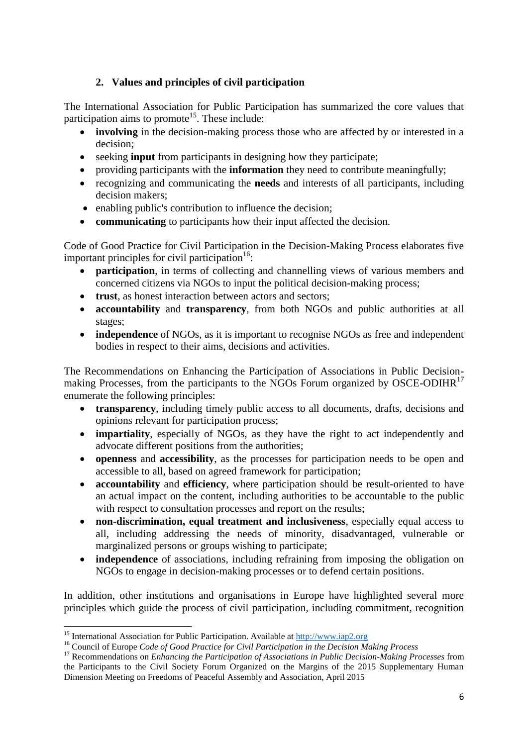### 2. Values and principles of civil participation

The International Association for Public Participation has summarized the core values that participation aims to promote[15]. These include:

- **involving** in the decision-making process those who are affected by or interested in a decision;
- seeking **input** from participants in designing how they participate;
- providing participants with the **information** they need to contribute meaningfully;
- recognizing and communicating the **needs** and interests of all participants, including decision makers;
- enabling public's contribution to influence the decision;
- **communicating** to participants how their input affected the decision.

Code of Good Practice for Civil Participation in the Decision-Making Process elaborates five important principles for civil participation[16]:

- **participation**, in terms of collecting and channelling views of various members and concerned citizens via NGOs to input the political decision-making process;
- **trust**, as honest interaction between actors and sectors;
- **accountability** and **transparency**, from both NGOs and public authorities at all stages;
- **independence** of NGOs, as it is important to recognise NGOs as free and independent bodies in respect to their aims, decisions and activities.

The Recommendations on Enhancing the Participation of Associations in Public Decision-making Processes, from the participants to the NGOs Forum organized by OSCE-ODIHR[17] enumerate the following principles:

- **transparency**, including timely public access to all documents, drafts, decisions and opinions relevant for participation process;
- **impartiality**, especially of NGOs, as they have the right to act independently and advocate different positions from the authorities;
- **openness** and **accessibility**, as the processes for participation needs to be open and accessible to all, based on agreed framework for participation;
- **accountability** and **efficiency**, where participation should be result-oriented to have an actual impact on the content, including authorities to be accountable to the public with respect to consultation processes and report on the results;
- **non-discrimination, equal treatment and inclusiveness**, especially equal access to all, including addressing the needs of minority, disadvantaged, vulnerable or marginalized persons or groups wishing to participate;
- **independence** of associations, including refraining from imposing the obligation on NGOs to engage in decision-making processes or to defend certain positions.

In addition, other institutions and organisations in Europe have highlighted several more principles which guide the process of civil participation, including commitment, recognition

---

[15] International Association for Public Participation. Available at http://www.iap2.org

[16] Council of Europe *Code of Good Practice for Civil Participation in the Decision Making Process*

[17] Recommendations on *Enhancing the Participation of Associations in Public Decision-Making Processes* from the Participants to the Civil Society Forum Organized on the Margins of the 2015 Supplementary Human Dimension Meeting on Freedoms of Peaceful Assembly and Association, April 2015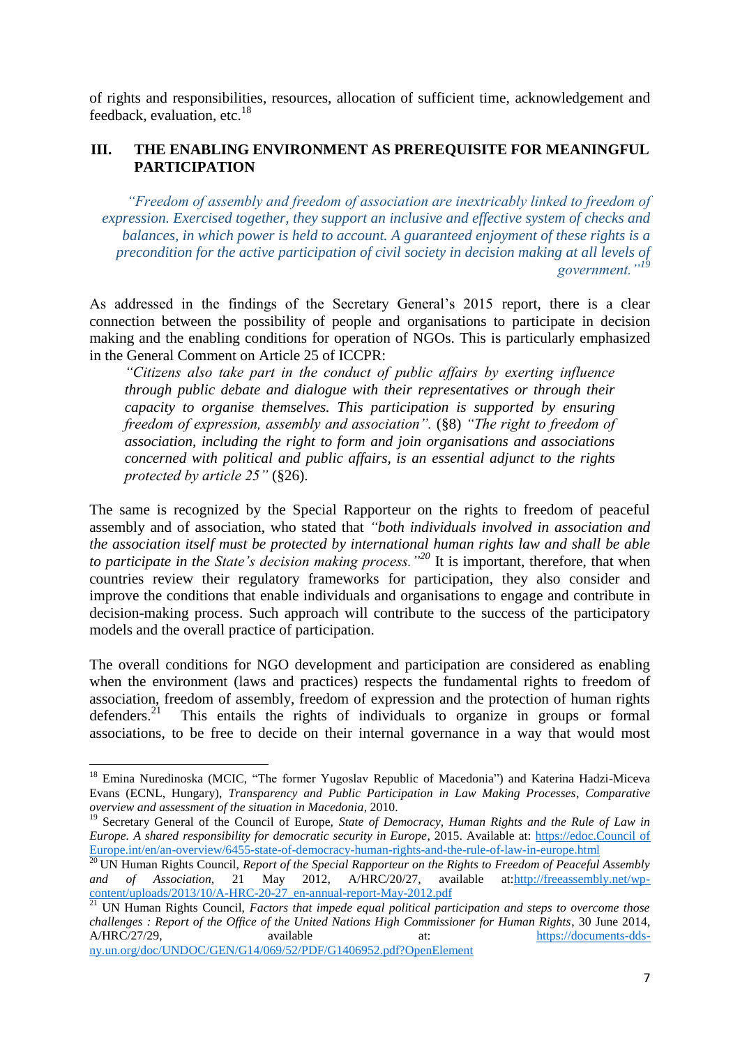of rights and responsibilities, resources, allocation of sufficient time, acknowledgement and feedback, evaluation, etc.[18]

## III. THE ENABLING ENVIRONMENT AS PREREQUISITE FOR MEANINGFUL PARTICIPATION

> *"Freedom of assembly and freedom of association are inextricably linked to freedom of expression. Exercised together, they support an inclusive and effective system of checks and balances, in which power is held to account. A guaranteed enjoyment of these rights is a precondition for the active participation of civil society in decision making at all levels of government."*[19]

As addressed in the findings of the Secretary General's 2015 report, there is a clear connection between the possibility of people and organisations to participate in decision making and the enabling conditions for operation of NGOs. This is particularly emphasized in the General Comment on Article 25 of ICCPR:

> *"Citizens also take part in the conduct of public affairs by exerting influence through public debate and dialogue with their representatives or through their capacity to organise themselves. This participation is supported by ensuring freedom of expression, assembly and association".* (§8) *"The right to freedom of association, including the right to form and join organisations and associations concerned with political and public affairs, is an essential adjunct to the rights protected by article 25"* (§26).

The same is recognized by the Special Rapporteur on the rights to freedom of peaceful assembly and of association, who stated that *"both individuals involved in association and the association itself must be protected by international human rights law and shall be able to participate in the State's decision making process."*[20] It is important, therefore, that when countries review their regulatory frameworks for participation, they also consider and improve the conditions that enable individuals and organisations to engage and contribute in decision-making process. Such approach will contribute to the success of the participatory models and the overall practice of participation.

The overall conditions for NGO development and participation are considered as enabling when the environment (laws and practices) respects the fundamental rights to freedom of association, freedom of assembly, freedom of expression and the protection of human rights defenders.[21] This entails the rights of individuals to organize in groups or formal associations, to be free to decide on their internal governance in a way that would most

---

[18] Emina Nuredinoska (MCIC, "The former Yugoslav Republic of Macedonia") and Katerina Hadzi-Miceva Evans (ECNL, Hungary), *Transparency and Public Participation in Law Making Processes*, *Comparative overview and assessment of the situation in Macedonia*, 2010.

[19] Secretary General of the Council of Europe, *State of Democracy, Human Rights and the Rule of Law in Europe. A shared responsibility for democratic security in Europe*, 2015. Available at: https://edoc.Council of Europe.int/en/an-overview/6455-state-of-democracy-human-rights-and-the-rule-of-law-in-europe.html

[20] UN Human Rights Council, *Report of the Special Rapporteur on the Rights to Freedom of Peaceful Assembly and of Association*, 21 May 2012, A/HRC/20/27, available at: http://freeassembly.net/wp-content/uploads/2013/10/A-HRC-20-27_en-annual-report-May-2012.pdf

[21] UN Human Rights Council, *Factors that impede equal political participation and steps to overcome those challenges : Report of the Office of the United Nations High Commissioner for Human Rights*, 30 June 2014, A/HRC/27/29, available at: https://documents-dds-ny.un.org/doc/UNDOC/GEN/G14/069/52/PDF/G1406952.pdf?OpenElement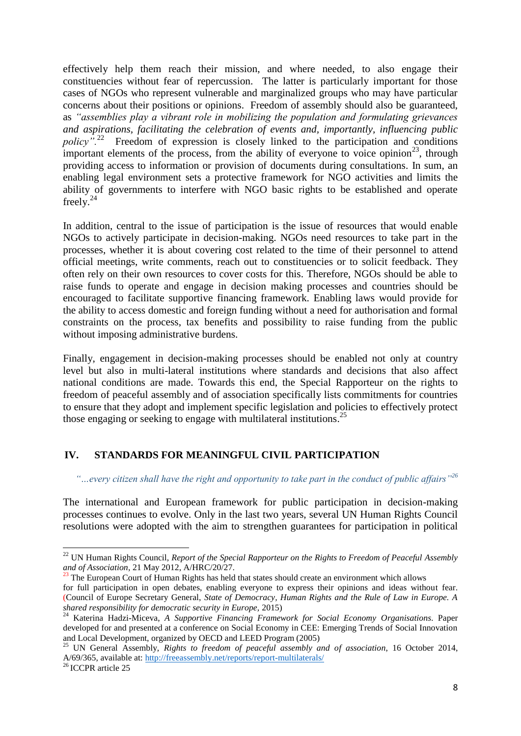effectively help them reach their mission, and where needed, to also engage their constituencies without fear of repercussion. The latter is particularly important for those cases of NGOs who represent vulnerable and marginalized groups who may have particular concerns about their positions or opinions. Freedom of assembly should also be guaranteed, as *"assemblies play a vibrant role in mobilizing the population and formulating grievances and aspirations, facilitating the celebration of events and, importantly, influencing public policy".*[22] Freedom of expression is closely linked to the participation and conditions important elements of the process, from the ability of everyone to voice opinion[23], through providing access to information or provision of documents during consultations. In sum, an enabling legal environment sets a protective framework for NGO activities and limits the ability of governments to interfere with NGO basic rights to be established and operate freely.[24]

In addition, central to the issue of participation is the issue of resources that would enable NGOs to actively participate in decision-making. NGOs need resources to take part in the processes, whether it is about covering cost related to the time of their personnel to attend official meetings, write comments, reach out to constituencies or to solicit feedback. They often rely on their own resources to cover costs for this. Therefore, NGOs should be able to raise funds to operate and engage in decision making processes and countries should be encouraged to facilitate supportive financing framework. Enabling laws would provide for the ability to access domestic and foreign funding without a need for authorisation and formal constraints on the process, tax benefits and possibility to raise funding from the public without imposing administrative burdens.

Finally, engagement in decision-making processes should be enabled not only at country level but also in multi-lateral institutions where standards and decisions that also affect national conditions are made. Towards this end, the Special Rapporteur on the rights to freedom of peaceful assembly and of association specifically lists commitments for countries to ensure that they adopt and implement specific legislation and policies to effectively protect those engaging or seeking to engage with multilateral institutions.[25]

## IV. STANDARDS FOR MEANINGFUL CIVIL PARTICIPATION

*"…every citizen shall have the right and opportunity to take part in the conduct of public affairs"*[26]

The international and European framework for public participation in decision-making processes continues to evolve. Only in the last two years, several UN Human Rights Council resolutions were adopted with the aim to strengthen guarantees for participation in political

---

[22] UN Human Rights Council, *Report of the Special Rapporteur on the Rights to Freedom of Peaceful Assembly and of Association*, 21 May 2012, A/HRC/20/27.

[23] The European Court of Human Rights has held that states should create an environment which allows for full participation in open debates, enabling everyone to express their opinions and ideas without fear. (Council of Europe Secretary General, *State of Democracy, Human Rights and the Rule of Law in Europe. A shared responsibility for democratic security in Europe,* 2015)

[24] Katerina Hadzi-Miceva, *A Supportive Financing Framework for Social Economy Organisations.* Paper developed for and presented at a conference on Social Economy in CEE: Emerging Trends of Social Innovation and Local Development, organized by OECD and LEED Program (2005)

[25] UN General Assembly, *Rights to freedom of peaceful assembly and of association*, 16 October 2014, A/69/365, available at: http://freeassembly.net/reports/report-multilaterals/

[26] ICCPR article 25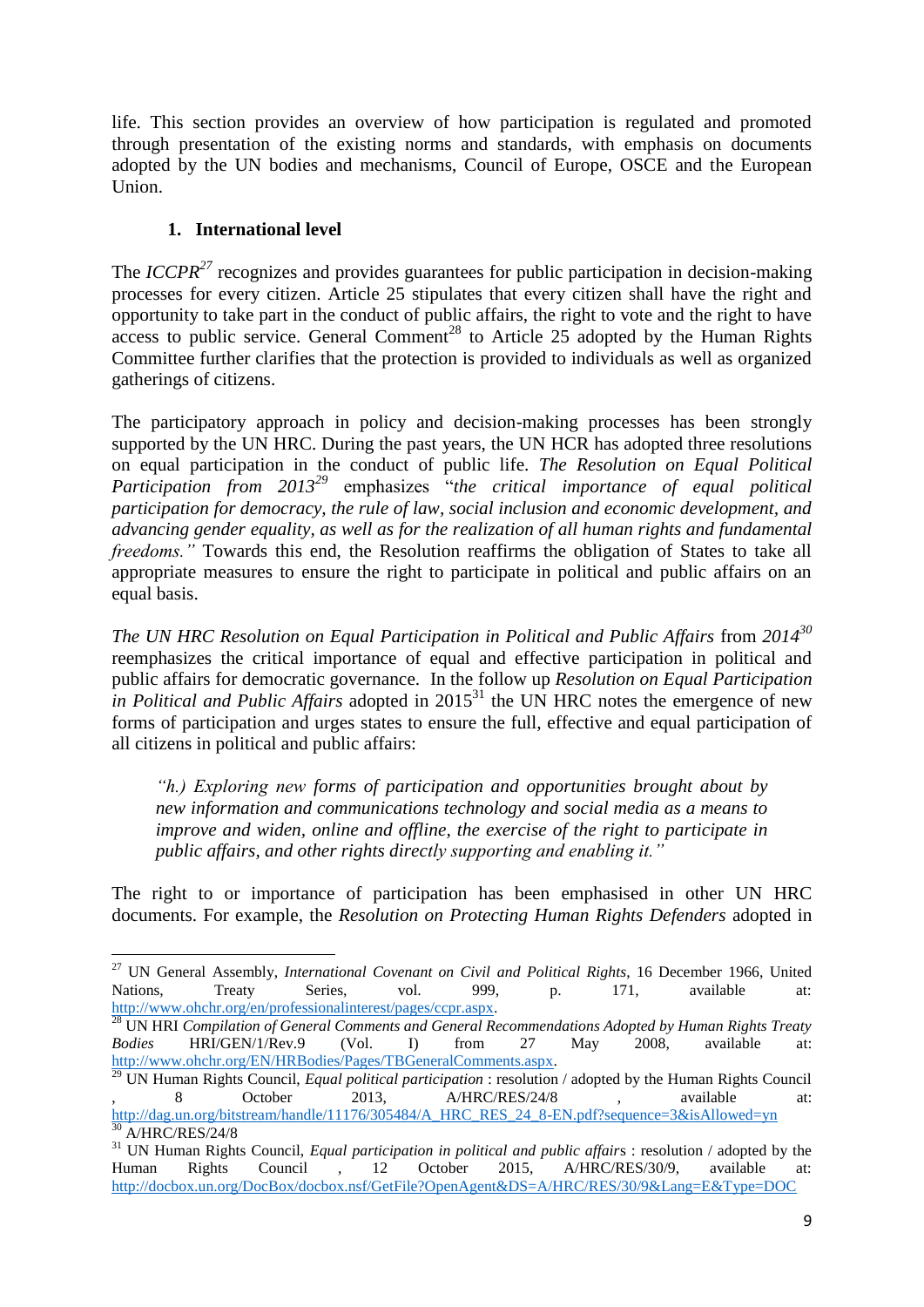life. This section provides an overview of how participation is regulated and promoted through presentation of the existing norms and standards, with emphasis on documents adopted by the UN bodies and mechanisms, Council of Europe, OSCE and the European Union.

## 1. International level

The *ICCPR*[27] recognizes and provides guarantees for public participation in decision-making processes for every citizen. Article 25 stipulates that every citizen shall have the right and opportunity to take part in the conduct of public affairs, the right to vote and the right to have access to public service. General Comment[28] to Article 25 adopted by the Human Rights Committee further clarifies that the protection is provided to individuals as well as organized gatherings of citizens.

The participatory approach in policy and decision-making processes has been strongly supported by the UN HRC. During the past years, the UN HCR has adopted three resolutions on equal participation in the conduct of public life. *The Resolution on Equal Political Participation from 2013*[29] emphasizes "*the critical importance of equal political participation for democracy, the rule of law, social inclusion and economic development, and advancing gender equality, as well as for the realization of all human rights and fundamental freedoms."* Towards this end, the Resolution reaffirms the obligation of States to take all appropriate measures to ensure the right to participate in political and public affairs on an equal basis.

*The UN HRC Resolution on Equal Participation in Political and Public Affairs* from *2014*[30] reemphasizes the critical importance of equal and effective participation in political and public affairs for democratic governance. In the follow up *Resolution on Equal Participation in Political and Public Affairs* adopted in 2015[31] the UN HRC notes the emergence of new forms of participation and urges states to ensure the full, effective and equal participation of all citizens in political and public affairs:

> *"h.) Exploring new forms of participation and opportunities brought about by new information and communications technology and social media as a means to improve and widen, online and offline, the exercise of the right to participate in public affairs, and other rights directly supporting and enabling it."*

The right to or importance of participation has been emphasised in other UN HRC documents. For example, the *Resolution on Protecting Human Rights Defenders* adopted in

---

[27] UN General Assembly, *International Covenant on Civil and Political Rights*, 16 December 1966, United Nations, Treaty Series, vol. 999, p. 171, available at: http://www.ohchr.org/en/professionalinterest/pages/ccpr.aspx.

[28] UN HRI *Compilation of General Comments and General Recommendations Adopted by Human Rights Treaty Bodies* HRI/GEN/1/Rev.9 (Vol. I) from 27 May 2008, available at: http://www.ohchr.org/EN/HRBodies/Pages/TBGeneralComments.aspx.

[29] UN Human Rights Council, *Equal political participation* : resolution / adopted by the Human Rights Council , 8 October 2013, A/HRC/RES/24/8 , available at: http://dag.un.org/bitstream/handle/11176/305484/A_HRC_RES_24_8-EN.pdf?sequence=3&isAllowed=yn

[30] A/HRC/RES/24/8

[31] UN Human Rights Council, *Equal participation in political and public affairs* : resolution / adopted by the Human Rights Council , 12 October 2015, A/HRC/RES/30/9, available at: http://docbox.un.org/DocBox/docbox.nsf/GetFile?OpenAgent&DS=A/HRC/RES/30/9&Lang=E&Type=DOC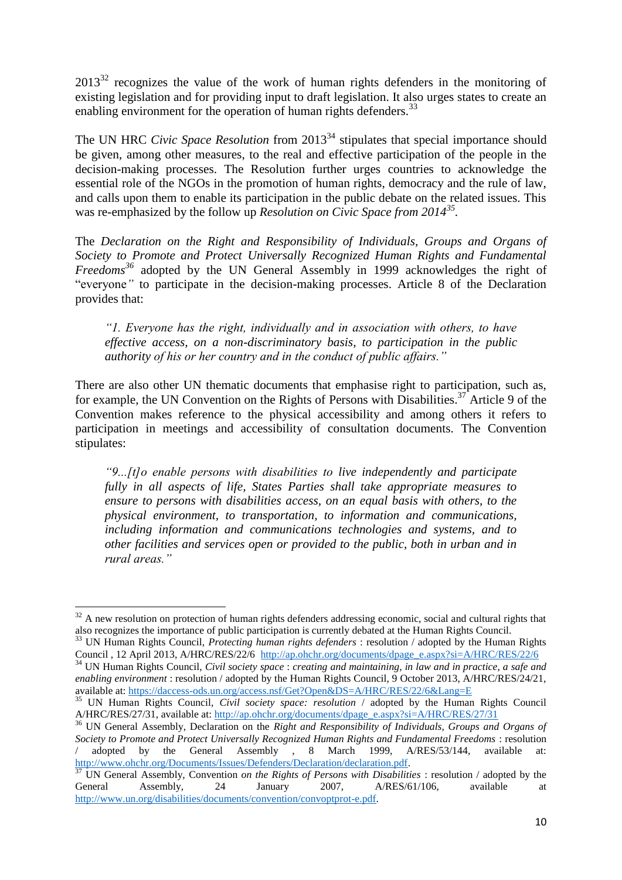2013[32] recognizes the value of the work of human rights defenders in the monitoring of existing legislation and for providing input to draft legislation. It also urges states to create an enabling environment for the operation of human rights defenders.[33]

The UN HRC *Civic Space Resolution* from 2013[34] stipulates that special importance should be given, among other measures, to the real and effective participation of the people in the decision-making processes. The Resolution further urges countries to acknowledge the essential role of the NGOs in the promotion of human rights, democracy and the rule of law, and calls upon them to enable its participation in the public debate on the related issues. This was re-emphasized by the follow up *Resolution on Civic Space from 2014*[35].

The *Declaration on the Right and Responsibility of Individuals, Groups and Organs of Society to Promote and Protect Universally Recognized Human Rights and Fundamental Freedoms*[36] adopted by the UN General Assembly in 1999 acknowledges the right of "everyone*"* to participate in the decision-making processes. Article 8 of the Declaration provides that:

> *"1. Everyone has the right, individually and in association with others, to have effective access, on a non-discriminatory basis, to participation in the public authority of his or her country and in the conduct of public affairs."*

There are also other UN thematic documents that emphasise right to participation, such as, for example, the UN Convention on the Rights of Persons with Disabilities.[37] Article 9 of the Convention makes reference to the physical accessibility and among others it refers to participation in meetings and accessibility of consultation documents. The Convention stipulates:

> *"9...[t]o enable persons with disabilities to live independently and participate fully in all aspects of life, States Parties shall take appropriate measures to ensure to persons with disabilities access, on an equal basis with others, to the physical environment, to transportation, to information and communications, including information and communications technologies and systems, and to other facilities and services open or provided to the public, both in urban and in rural areas."*

---

[32] A new resolution on protection of human rights defenders addressing economic, social and cultural rights that also recognizes the importance of public participation is currently debated at the Human Rights Council.

[33] UN Human Rights Council, *Protecting human rights defenders* : resolution / adopted by the Human Rights Council , 12 April 2013, A/HRC/RES/22/6 http://ap.ohchr.org/documents/dpage_e.aspx?si=A/HRC/RES/22/6

[34] UN Human Rights Council, *Civil society space* : *creating and maintaining, in law and in practice, a safe and enabling environment* : resolution / adopted by the Human Rights Council, 9 October 2013, A/HRC/RES/24/21, available at: https://daccess-ods.un.org/access.nsf/Get?Open&DS=A/HRC/RES/22/6&Lang=E

[35] UN Human Rights Council, *Civil society space: resolution* / adopted by the Human Rights Council A/HRC/RES/27/31, available at: http://ap.ohchr.org/documents/dpage_e.aspx?si=A/HRC/RES/27/31

[36] UN General Assembly, Declaration on the *Right and Responsibility of Individuals, Groups and Organs of Society to Promote and Protect Universally Recognized Human Rights and Fundamental Freedoms* : resolution / adopted by the General Assembly , 8 March 1999, A/RES/53/144, available at: http://www.ohchr.org/Documents/Issues/Defenders/Declaration/declaration.pdf.

[37] UN General Assembly, Convention *on the Rights of Persons with Disabilities* : resolution / adopted by the General Assembly, 24 January 2007, A/RES/61/106, available at http://www.un.org/disabilities/documents/convention/convoptprot-e.pdf.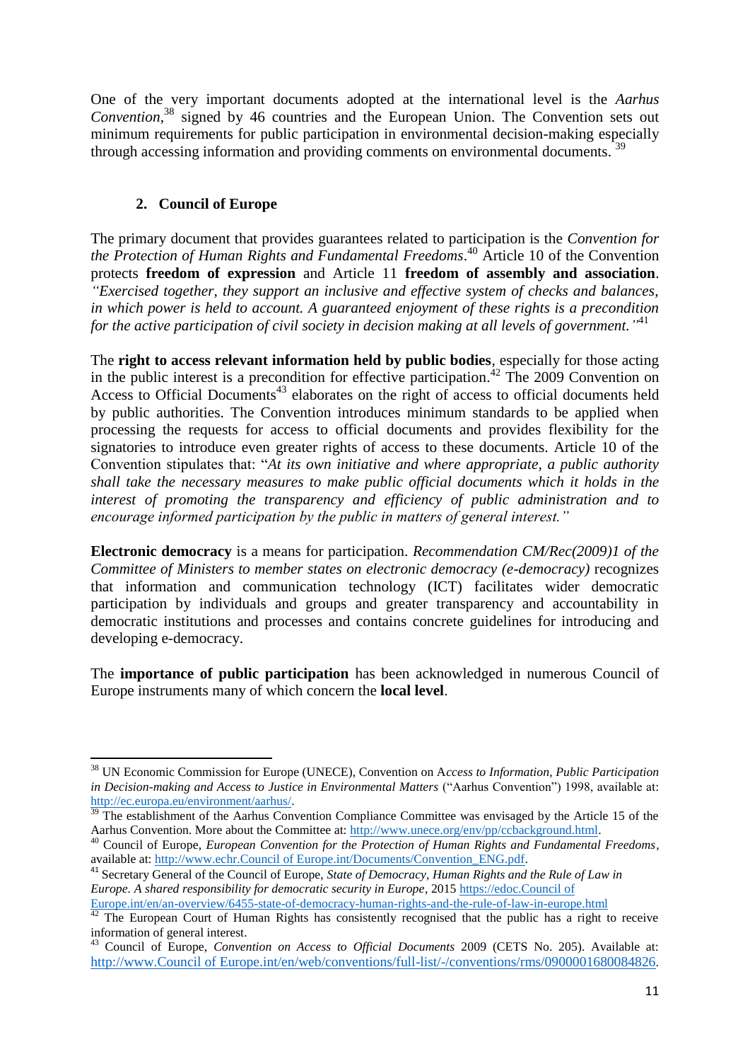One of the very important documents adopted at the international level is the *Aarhus Convention*,[38] signed by 46 countries and the European Union. The Convention sets out minimum requirements for public participation in environmental decision-making especially through accessing information and providing comments on environmental documents. [39]

## 2. Council of Europe

The primary document that provides guarantees related to participation is the *Convention for the Protection of Human Rights and Fundamental Freedoms*.[40] Article 10 of the Convention protects **freedom of expression** and Article 11 **freedom of assembly and association**. *"Exercised together, they support an inclusive and effective system of checks and balances, in which power is held to account. A guaranteed enjoyment of these rights is a precondition for the active participation of civil society in decision making at all levels of government."*[41]

The **right to access relevant information held by public bodies**, especially for those acting in the public interest is a precondition for effective participation.[42] The 2009 Convention on Access to Official Documents[43] elaborates on the right of access to official documents held by public authorities. The Convention introduces minimum standards to be applied when processing the requests for access to official documents and provides flexibility for the signatories to introduce even greater rights of access to these documents. Article 10 of the Convention stipulates that: "*At its own initiative and where appropriate, a public authority shall take the necessary measures to make public official documents which it holds in the interest of promoting the transparency and efficiency of public administration and to encourage informed participation by the public in matters of general interest."*

**Electronic democracy** is a means for participation. *Recommendation CM/Rec(2009)1 of the Committee of Ministers to member states on electronic democracy (e-democracy)* recognizes that information and communication technology (ICT) facilitates wider democratic participation by individuals and groups and greater transparency and accountability in democratic institutions and processes and contains concrete guidelines for introducing and developing e-democracy.

The **importance of public participation** has been acknowledged in numerous Council of Europe instruments many of which concern the **local level**.

---

[38] UN Economic Commission for Europe (UNECE), Convention on A*ccess to Information, Public Participation in Decision-making and Access to Justice in Environmental Matters* ("Aarhus Convention") 1998, available at: http://ec.europa.eu/environment/aarhus/.

[39] The establishment of the Aarhus Convention Compliance Committee was envisaged by the Article 15 of the Aarhus Convention. More about the Committee at: http://www.unece.org/env/pp/ccbackground.html.

[40] Council of Europe, *European Convention for the Protection of Human Rights and Fundamental Freedoms*, available at: http://www.echr.Council of Europe.int/Documents/Convention_ENG.pdf.

[41] Secretary General of the Council of Europe, *State of Democracy, Human Rights and the Rule of Law in Europe. A shared responsibility for democratic security in Europe*, 2015 https://edoc.Council of Europe.int/en/an-overview/6455-state-of-democracy-human-rights-and-the-rule-of-law-in-europe.html

[42] The European Court of Human Rights has consistently recognised that the public has a right to receive information of general interest.

[43] Council of Europe, *Convention on Access to Official Documents* 2009 (CETS No. 205). Available at: http://www.Council of Europe.int/en/web/conventions/full-list/-/conventions/rms/0900001680084826.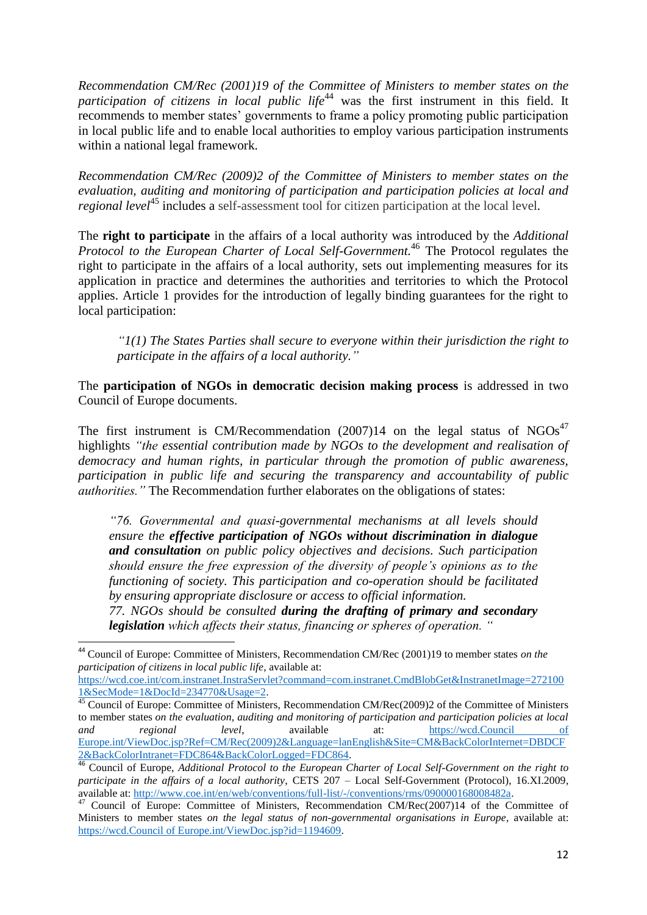*Recommendation CM/Rec (2001)19 of the Committee of Ministers to member states on the participation of citizens in local public life*[44] was the first instrument in this field. It recommends to member states' governments to frame a policy promoting public participation in local public life and to enable local authorities to employ various participation instruments within a national legal framework.

*Recommendation CM/Rec (2009)2 of the Committee of Ministers to member states on the evaluation, auditing and monitoring of participation and participation policies at local and regional level*[45] includes a self-assessment tool for citizen participation at the local level.

The **right to participate** in the affairs of a local authority was introduced by the *Additional Protocol to the European Charter of Local Self-Government.*[46] The Protocol regulates the right to participate in the affairs of a local authority, sets out implementing measures for its application in practice and determines the authorities and territories to which the Protocol applies. Article 1 provides for the introduction of legally binding guarantees for the right to local participation:

> *"1(1) The States Parties shall secure to everyone within their jurisdiction the right to participate in the affairs of a local authority."*

The **participation of NGOs in democratic decision making process** is addressed in two Council of Europe documents.

The first instrument is CM/Recommendation (2007)14 on the legal status of NGOs[47] highlights *"the essential contribution made by NGOs to the development and realisation of democracy and human rights, in particular through the promotion of public awareness, participation in public life and securing the transparency and accountability of public authorities."* The Recommendation further elaborates on the obligations of states:

> *"76. Governmental and quasi-governmental mechanisms at all levels should ensure the **effective participation of NGOs without discrimination in dialogue and consultation** on public policy objectives and decisions. Such participation should ensure the free expression of the diversity of people's opinions as to the functioning of society. This participation and co-operation should be facilitated by ensuring appropriate disclosure or access to official information.*
> *77. NGOs should be consulted **during the drafting of primary and secondary legislation** which affects their status, financing or spheres of operation. "*

---

[44] Council of Europe: Committee of Ministers, Recommendation CM/Rec (2001)19 to member states *on the participation of citizens in local public life*, available at: https://wcd.coe.int/com.instranet.InstraServlet?command=com.instranet.CmdBlobGet&InstranetImage=2721001&SecMode=1&DocId=234770&Usage=2.

[45] Council of Europe: Committee of Ministers, Recommendation CM/Rec(2009)2 of the Committee of Ministers to member states *on the evaluation, auditing and monitoring of participation and participation policies at local and regional level*, available at: https://wcd.Council of Europe.int/ViewDoc.jsp?Ref=CM/Rec(2009)2&Language=lanEnglish&Site=CM&BackColorInternet=DBDCF2&BackColorIntranet=FDC864&BackColorLogged=FDC864.

[46] Council of Europe, *Additional Protocol to the European Charter of Local Self-Government on the right to participate in the affairs of a local authority*, CETS 207 – Local Self-Government (Protocol), 16.XI.2009, available at: http://www.coe.int/en/web/conventions/full-list/-/conventions/rms/090000168008482a.

[47] Council of Europe: Committee of Ministers, Recommendation CM/Rec(2007)14 of the Committee of Ministers to member states *on the legal status of non-governmental organisations in Europe*, available at: https://wcd.Council of Europe.int/ViewDoc.jsp?id=1194609.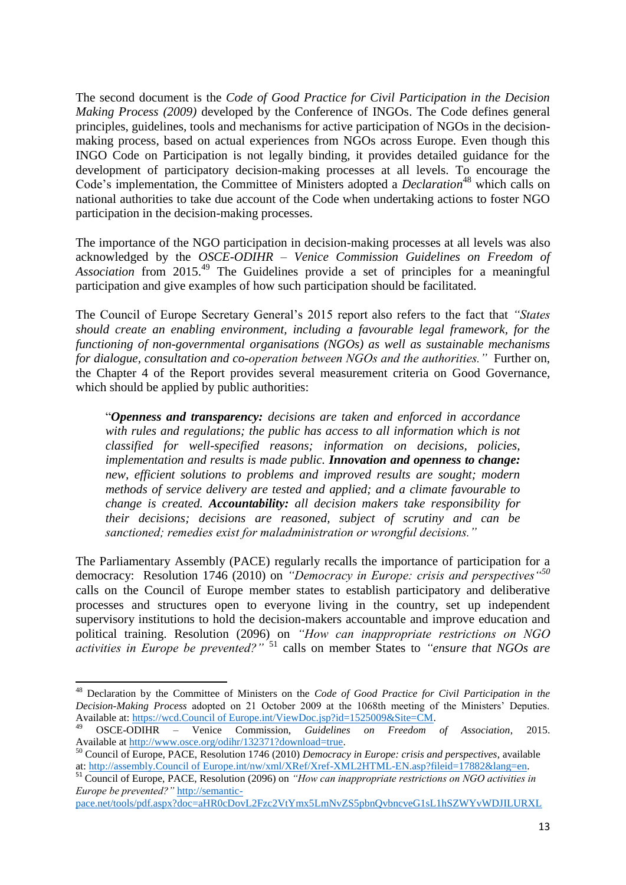The second document is the *Code of Good Practice for Civil Participation in the Decision Making Process (2009)* developed by the Conference of INGOs. The Code defines general principles, guidelines, tools and mechanisms for active participation of NGOs in the decision-making process, based on actual experiences from NGOs across Europe. Even though this INGO Code on Participation is not legally binding, it provides detailed guidance for the development of participatory decision-making processes at all levels. To encourage the Code's implementation, the Committee of Ministers adopted a *Declaration*[48] which calls on national authorities to take due account of the Code when undertaking actions to foster NGO participation in the decision-making processes.

The importance of the NGO participation in decision-making processes at all levels was also acknowledged by the *OSCE-ODIHR – Venice Commission Guidelines on Freedom of Association* from 2015.[49] The Guidelines provide a set of principles for a meaningful participation and give examples of how such participation should be facilitated.

The Council of Europe Secretary General's 2015 report also refers to the fact that *"States should create an enabling environment, including a favourable legal framework, for the functioning of non-governmental organisations (NGOs) as well as sustainable mechanisms for dialogue, consultation and co-operation between NGOs and the authorities."* Further on, the Chapter 4 of the Report provides several measurement criteria on Good Governance, which should be applied by public authorities:

> "***Openness and transparency:*** *decisions are taken and enforced in accordance with rules and regulations; the public has access to all information which is not classified for well-specified reasons; information on decisions, policies, implementation and results is made public.* ***Innovation and openness to change:*** *new, efficient solutions to problems and improved results are sought; modern methods of service delivery are tested and applied; and a climate favourable to change is created.* ***Accountability:*** *all decision makers take responsibility for their decisions; decisions are reasoned, subject of scrutiny and can be sanctioned; remedies exist for maladministration or wrongful decisions."*

The Parliamentary Assembly (PACE) regularly recalls the importance of participation for a democracy: Resolution 1746 (2010) on *"Democracy in Europe: crisis and perspectives"*[50] calls on the Council of Europe member states to establish participatory and deliberative processes and structures open to everyone living in the country, set up independent supervisory institutions to hold the decision-makers accountable and improve education and political training. Resolution (2096) on *"How can inappropriate restrictions on NGO activities in Europe be prevented?"*[51] calls on member States to *"ensure that NGOs are*

---

[48] Declaration by the Committee of Ministers on the *Code of Good Practice for Civil Participation in the Decision-Making Process* adopted on 21 October 2009 at the 1068th meeting of the Ministers' Deputies. Available at: https://wcd.Council of Europe.int/ViewDoc.jsp?id=1525009&Site=CM.

[49] OSCE-ODIHR – Venice Commission, *Guidelines on Freedom of Association*, 2015. Available at http://www.osce.org/odihr/132371?download=true.

[50] Council of Europe, PACE, Resolution 1746 (2010) *Democracy in Europe: crisis and perspectives*, available at: http://assembly.Council of Europe.int/nw/xml/XRef/Xref-XML2HTML-EN.asp?fileid=17882&lang=en.

[51] Council of Europe, PACE, Resolution (2096) on *"How can inappropriate restrictions on NGO activities in Europe be prevented?"* http://semantic-pace.net/tools/pdf.aspx?doc=aHR0cDovL2Fzc2VtYmx5LmNvZS5pbnQvbncveG1sL1hSZWYvWDJILURXL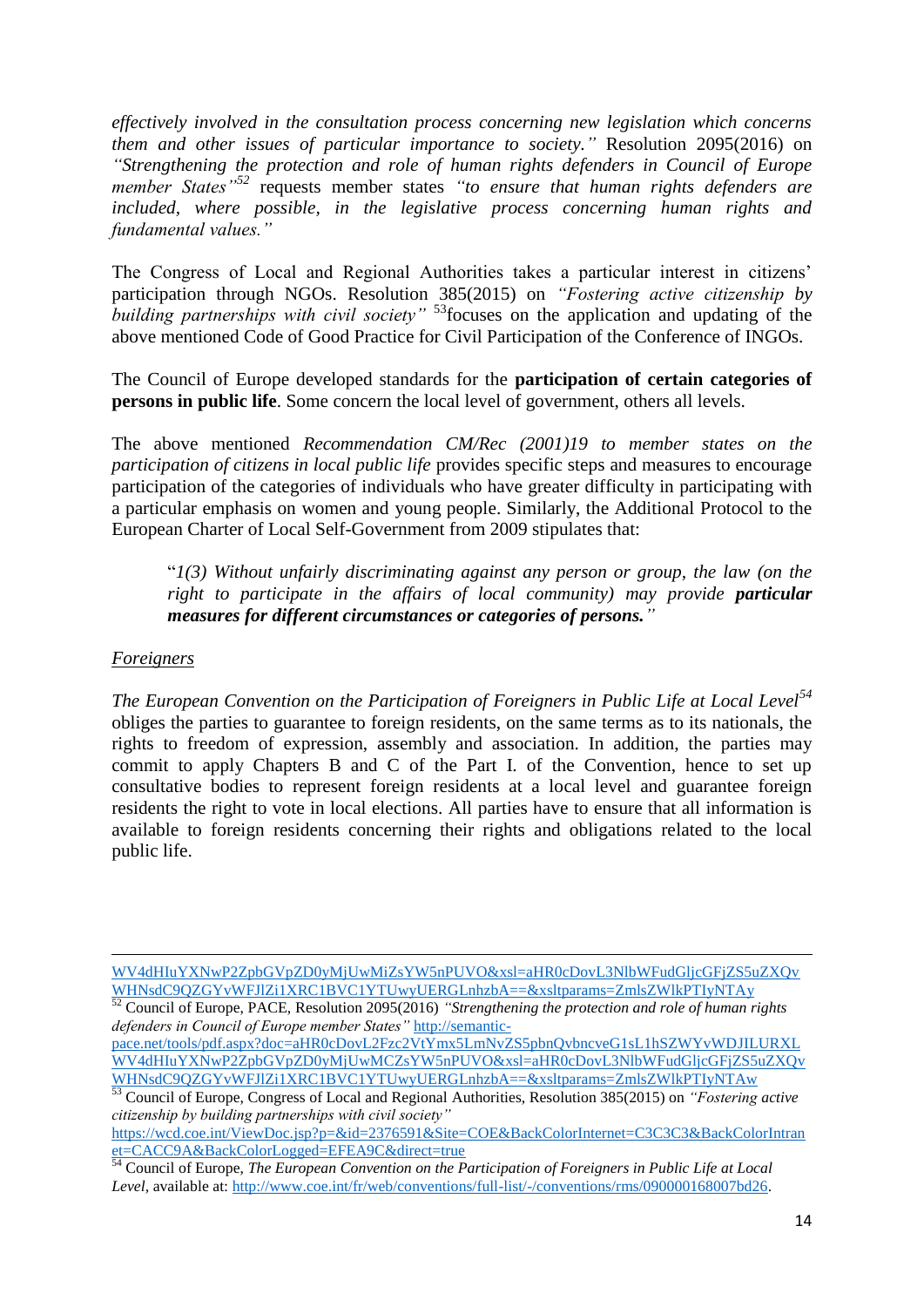*effectively involved in the consultation process concerning new legislation which concerns them and other issues of particular importance to society."* Resolution 2095(2016) on *"Strengthening the protection and role of human rights defenders in Council of Europe member States"*[52] requests member states *"to ensure that human rights defenders are included, where possible, in the legislative process concerning human rights and fundamental values."*

The Congress of Local and Regional Authorities takes a particular interest in citizens' participation through NGOs. Resolution 385(2015) on *"Fostering active citizenship by building partnerships with civil society"* [53]focuses on the application and updating of the above mentioned Code of Good Practice for Civil Participation of the Conference of INGOs.

The Council of Europe developed standards for the **participation of certain categories of persons in public life**. Some concern the local level of government, others all levels.

The above mentioned *Recommendation CM/Rec (2001)19 to member states on the participation of citizens in local public life* provides specific steps and measures to encourage participation of the categories of individuals who have greater difficulty in participating with a particular emphasis on women and young people. Similarly, the Additional Protocol to the European Charter of Local Self-Government from 2009 stipulates that:

> "*1(3) Without unfairly discriminating against any person or group, the law (on the right to participate in the affairs of local community) may provide **particular measures for different circumstances or categories of persons.**"*

*Foreigners*

*The European Convention on the Participation of Foreigners in Public Life at Local Level*[54] obliges the parties to guarantee to foreign residents, on the same terms as to its nationals, the rights to freedom of expression, assembly and association. In addition, the parties may commit to apply Chapters B and C of the Part I. of the Convention, hence to set up consultative bodies to represent foreign residents at a local level and guarantee foreign residents the right to vote in local elections. All parties have to ensure that all information is available to foreign residents concerning their rights and obligations related to the local public life.

---

WV4dHIuYXNwP2ZpbGVpZD0yMjUwMiZsYW5nPUVO&xsl=aHR0cDovL3NlbWFudGljcGFjZS5uZXQvWHNsdC9QZGYvWFJlZi1XRC1BVC1YTUwyUERGLnhzbA==&xsltparams=ZmlsZWlkPTIyNTAy

[52] Council of Europe, PACE, Resolution 2095(2016) *"Strengthening the protection and role of human rights defenders in Council of Europe member States"* http://semantic-pace.net/tools/pdf.aspx?doc=aHR0cDovL2Fzc2VtYmx5LmNvZS5pbnQvbncveG1sL1hSZWYvWDJILURXLWV4dHIuYXNwP2ZpbGVpZD0yMjUwMCZsYW5nPUVO&xsl=aHR0cDovL3NlbWFudGljcGFjZS5uZXQvWHNsdC9QZGYvWFJlZi1XRC1BVC1YTUwyUERGLnhzbA==&xsltparams=ZmlsZWlkPTIyNTAw

[53] Council of Europe, Congress of Local and Regional Authorities, Resolution 385(2015) on *"Fostering active citizenship by building partnerships with civil society"* https://wcd.coe.int/ViewDoc.jsp?p=&id=2376591&Site=COE&BackColorInternet=C3C3C3&BackColorIntranet=CACC9A&BackColorLogged=EFEA9C&direct=true

[54] Council of Europe, *The European Convention on the Participation of Foreigners in Public Life at Local Level*, available at: http://www.coe.int/fr/web/conventions/full-list/-/conventions/rms/090000168007bd26.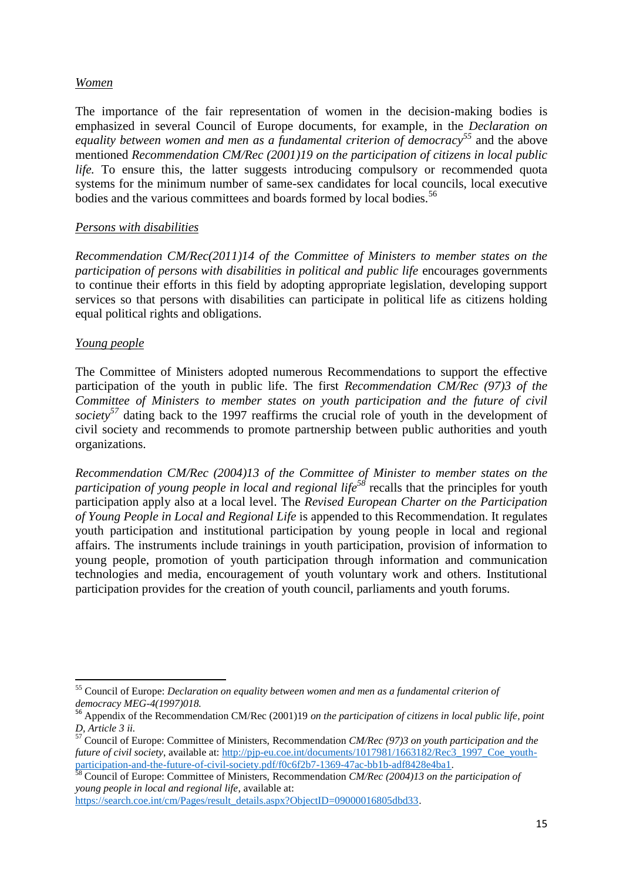*Women*

The importance of the fair representation of women in the decision-making bodies is emphasized in several Council of Europe documents, for example, in the *Declaration on equality between women and men as a fundamental criterion of democracy*[55] and the above mentioned *Recommendation CM/Rec (2001)19 on the participation of citizens in local public life.* To ensure this, the latter suggests introducing compulsory or recommended quota systems for the minimum number of same-sex candidates for local councils, local executive bodies and the various committees and boards formed by local bodies.[56]

*Persons with disabilities*

*Recommendation CM/Rec(2011)14 of the Committee of Ministers to member states on the participation of persons with disabilities in political and public life* encourages governments to continue their efforts in this field by adopting appropriate legislation, developing support services so that persons with disabilities can participate in political life as citizens holding equal political rights and obligations.

*Young people*

The Committee of Ministers adopted numerous Recommendations to support the effective participation of the youth in public life. The first *Recommendation CM/Rec (97)3 of the Committee of Ministers to member states on youth participation and the future of civil society*[57] dating back to the 1997 reaffirms the crucial role of youth in the development of civil society and recommends to promote partnership between public authorities and youth organizations.

*Recommendation CM/Rec (2004)13 of the Committee of Minister to member states on the participation of young people in local and regional life*[58] recalls that the principles for youth participation apply also at a local level. The *Revised European Charter on the Participation of Young People in Local and Regional Life* is appended to this Recommendation. It regulates youth participation and institutional participation by young people in local and regional affairs. The instruments include trainings in youth participation, provision of information to young people, promotion of youth participation through information and communication technologies and media, encouragement of youth voluntary work and others. Institutional participation provides for the creation of youth council, parliaments and youth forums.

---

[55] Council of Europe: *Declaration on equality between women and men as a fundamental criterion of democracy MEG-4(1997)018.*

[56] Appendix of the Recommendation CM/Rec (2001)19 *on the participation of citizens in local public life, point D, Article 3 ii.*

[57] Council of Europe: Committee of Ministers, Recommendation *CM/Rec (97)3 on youth participation and the future of civil society*, available at: http://pjp-eu.coe.int/documents/1017981/1663182/Rec3_1997_Coe_youth-participation-and-the-future-of-civil-society.pdf/f0c6f2b7-1369-47ac-bb1b-adf8428e4ba1.

[58] Council of Europe: Committee of Ministers, Recommendation *CM/Rec (2004)13 on the participation of young people in local and regional life,* available at: https://search.coe.int/cm/Pages/result_details.aspx?ObjectID=09000016805dbd33.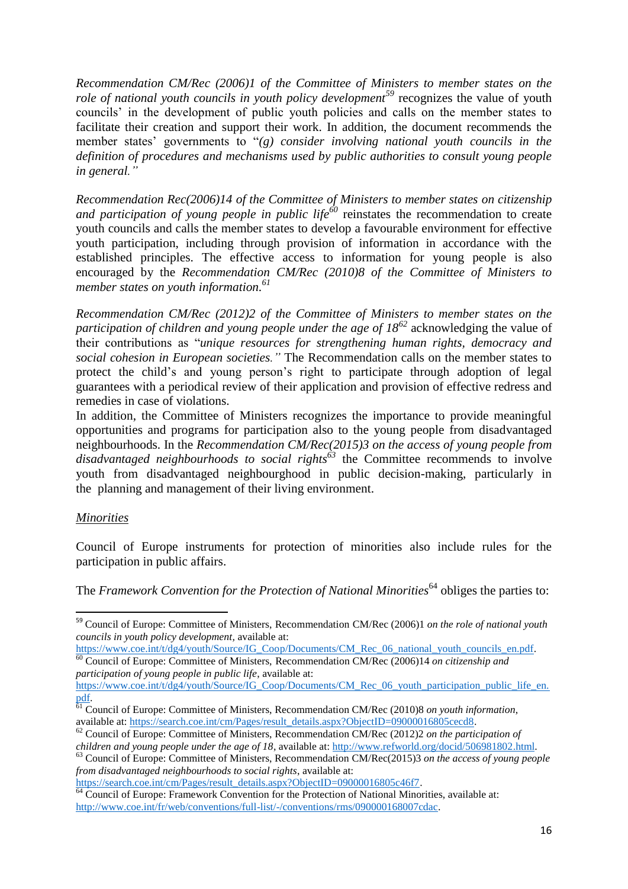*Recommendation CM/Rec (2006)1 of the Committee of Ministers to member states on the role of national youth councils in youth policy development*[59] recognizes the value of youth councils' in the development of public youth policies and calls on the member states to facilitate their creation and support their work. In addition, the document recommends the member states' governments to "*(g) consider involving national youth councils in the definition of procedures and mechanisms used by public authorities to consult young people in general."*

*Recommendation Rec(2006)14 of the Committee of Ministers to member states on citizenship and participation of young people in public life*[60] reinstates the recommendation to create youth councils and calls the member states to develop a favourable environment for effective youth participation, including through provision of information in accordance with the established principles. The effective access to information for young people is also encouraged by the *Recommendation CM/Rec (2010)8 of the Committee of Ministers to member states on youth information.*[61]

*Recommendation CM/Rec (2012)2 of the Committee of Ministers to member states on the participation of children and young people under the age of 18*[62] acknowledging the value of their contributions as "*unique resources for strengthening human rights, democracy and social cohesion in European societies."* The Recommendation calls on the member states to protect the child's and young person's right to participate through adoption of legal guarantees with a periodical review of their application and provision of effective redress and remedies in case of violations.

In addition, the Committee of Ministers recognizes the importance to provide meaningful opportunities and programs for participation also to the young people from disadvantaged neighbourhoods. In the *Recommendation CM/Rec(2015)3 on the access of young people from disadvantaged neighbourhoods to social rights*[63] the Committee recommends to involve youth from disadvantaged neighbourghood in public decision-making, particularly in the planning and management of their living environment.

<u>*Minorities*</u>

Council of Europe instruments for protection of minorities also include rules for the participation in public affairs.

The *Framework Convention for the Protection of National Minorities*[64] obliges the parties to:

---

[59] Council of Europe: Committee of Ministers, Recommendation CM/Rec (2006)1 *on the role of national youth councils in youth policy development*, available at: https://www.coe.int/t/dg4/youth/Source/IG_Coop/Documents/CM_Rec_06_national_youth_councils_en.pdf.

[60] Council of Europe: Committee of Ministers, Recommendation CM/Rec (2006)14 *on citizenship and participation of young people in public life*, available at: https://www.coe.int/t/dg4/youth/Source/IG_Coop/Documents/CM_Rec_06_youth_participation_public_life_en.pdf.

[61] Council of Europe: Committee of Ministers, Recommendation CM/Rec (2010)8 *on youth information*, available at: https://search.coe.int/cm/Pages/result_details.aspx?ObjectID=09000016805cecd8.

[62] Council of Europe: Committee of Ministers, Recommendation CM/Rec (2012)2 *on the participation of children and young people under the age of 18*, available at: http://www.refworld.org/docid/506981802.html.

[63] Council of Europe: Committee of Ministers, Recommendation CM/Rec(2015)3 *on the access of young people from disadvantaged neighbourhoods to social rights*, available at: https://search.coe.int/cm/Pages/result_details.aspx?ObjectID=09000016805c46f7.

[64] Council of Europe: Framework Convention for the Protection of National Minorities, available at: http://www.coe.int/fr/web/conventions/full-list/-/conventions/rms/090000168007cdac.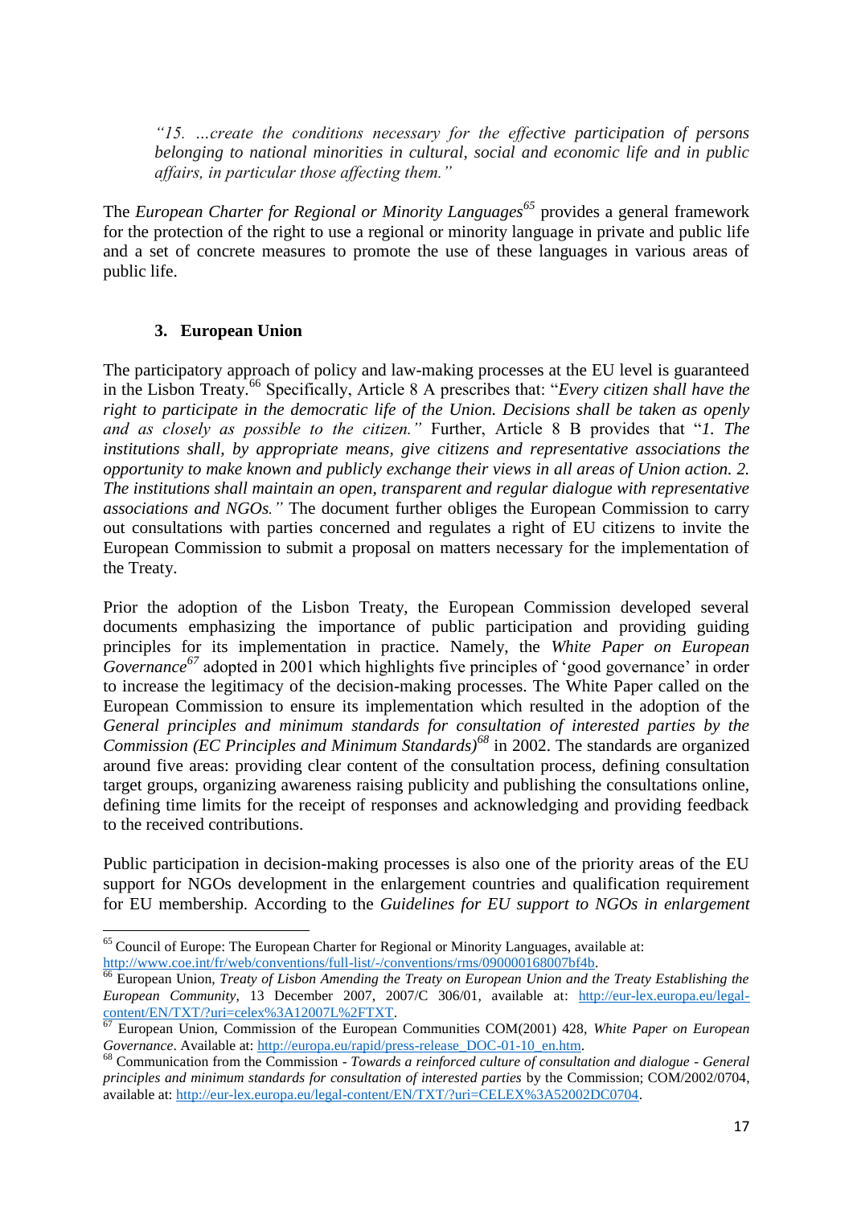*"15. …create the conditions necessary for the effective participation of persons belonging to national minorities in cultural, social and economic life and in public affairs, in particular those affecting them."*

The *European Charter for Regional or Minority Languages*[65] provides a general framework for the protection of the right to use a regional or minority language in private and public life and a set of concrete measures to promote the use of these languages in various areas of public life.

### 3. European Union

The participatory approach of policy and law-making processes at the EU level is guaranteed in the Lisbon Treaty.[66] Specifically, Article 8 A prescribes that: "*Every citizen shall have the right to participate in the democratic life of the Union. Decisions shall be taken as openly and as closely as possible to the citizen.*" Further, Article 8 B provides that "*1. The institutions shall, by appropriate means, give citizens and representative associations the opportunity to make known and publicly exchange their views in all areas of Union action. 2. The institutions shall maintain an open, transparent and regular dialogue with representative associations and NGOs.*" The document further obliges the European Commission to carry out consultations with parties concerned and regulates a right of EU citizens to invite the European Commission to submit a proposal on matters necessary for the implementation of the Treaty.

Prior the adoption of the Lisbon Treaty, the European Commission developed several documents emphasizing the importance of public participation and providing guiding principles for its implementation in practice. Namely, the *White Paper on European Governance*[67] adopted in 2001 which highlights five principles of 'good governance' in order to increase the legitimacy of the decision-making processes. The White Paper called on the European Commission to ensure its implementation which resulted in the adoption of the *General principles and minimum standards for consultation of interested parties by the Commission (EC Principles and Minimum Standards)*[68] in 2002. The standards are organized around five areas: providing clear content of the consultation process, defining consultation target groups, organizing awareness raising publicity and publishing the consultations online, defining time limits for the receipt of responses and acknowledging and providing feedback to the received contributions.

Public participation in decision-making processes is also one of the priority areas of the EU support for NGOs development in the enlargement countries and qualification requirement for EU membership. According to the *Guidelines for EU support to NGOs in enlargement*

---

[65] Council of Europe: The European Charter for Regional or Minority Languages, available at: http://www.coe.int/fr/web/conventions/full-list/-/conventions/rms/090000168007bf4b.

[66] European Union, *Treaty of Lisbon Amending the Treaty on European Union and the Treaty Establishing the European Community*, 13 December 2007, 2007/C 306/01, available at: http://eur-lex.europa.eu/legal-content/EN/TXT/?uri=celex%3A12007L%2FTXT.

[67] European Union, Commission of the European Communities COM(2001) 428, *White Paper on European Governance*. Available at: http://europa.eu/rapid/press-release_DOC-01-10_en.htm.

[68] Communication from the Commission - *Towards a reinforced culture of consultation and dialogue - General principles and minimum standards for consultation of interested parties* by the Commission; COM/2002/0704, available at: http://eur-lex.europa.eu/legal-content/EN/TXT/?uri=CELEX%3A52002DC0704.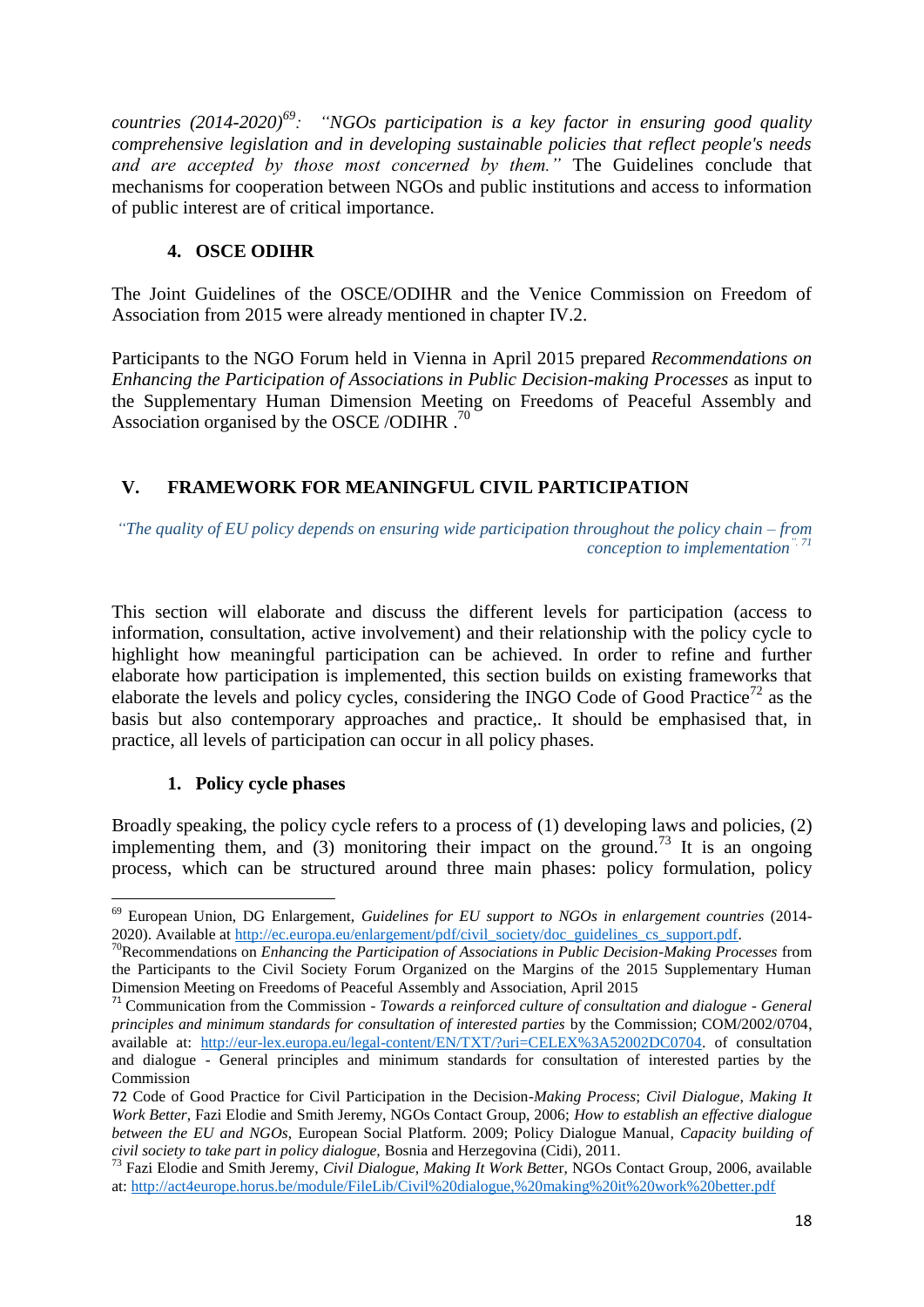*countries (2014-2020)*[69]*: "NGOs participation is a key factor in ensuring good quality comprehensive legislation and in developing sustainable policies that reflect people's needs and are accepted by those most concerned by them."* The Guidelines conclude that mechanisms for cooperation between NGOs and public institutions and access to information of public interest are of critical importance.

### 4. OSCE ODIHR

The Joint Guidelines of the OSCE/ODIHR and the Venice Commission on Freedom of Association from 2015 were already mentioned in chapter IV.2.

Participants to the NGO Forum held in Vienna in April 2015 prepared *Recommendations on Enhancing the Participation of Associations in Public Decision-making Processes* as input to the Supplementary Human Dimension Meeting on Freedoms of Peaceful Assembly and Association organised by the OSCE /ODIHR .[70]

## V. FRAMEWORK FOR MEANINGFUL CIVIL PARTICIPATION

*"The quality of EU policy depends on ensuring wide participation throughout the policy chain – from conception to implementation".* [71]

This section will elaborate and discuss the different levels for participation (access to information, consultation, active involvement) and their relationship with the policy cycle to highlight how meaningful participation can be achieved. In order to refine and further elaborate how participation is implemented, this section builds on existing frameworks that elaborate the levels and policy cycles, considering the INGO Code of Good Practice[72] as the basis but also contemporary approaches and practice,. It should be emphasised that, in practice, all levels of participation can occur in all policy phases.

### 1. Policy cycle phases

Broadly speaking, the policy cycle refers to a process of (1) developing laws and policies, (2) implementing them, and (3) monitoring their impact on the ground.[73] It is an ongoing process, which can be structured around three main phases: policy formulation, policy

---

[69] European Union, DG Enlargement, *Guidelines for EU support to NGOs in enlargement countries* (2014-2020). Available at http://ec.europa.eu/enlargement/pdf/civil_society/doc_guidelines_cs_support.pdf.

[70] Recommendations on *Enhancing the Participation of Associations in Public Decision-Making Processes* from the Participants to the Civil Society Forum Organized on the Margins of the 2015 Supplementary Human Dimension Meeting on Freedoms of Peaceful Assembly and Association, April 2015

[71] Communication from the Commission - *Towards a reinforced culture of consultation and dialogue - General principles and minimum standards for consultation of interested parties* by the Commission; COM/2002/0704, available at: http://eur-lex.europa.eu/legal-content/EN/TXT/?uri=CELEX%3A52002DC0704. of consultation and dialogue - General principles and minimum standards for consultation of interested parties by the Commission

[72] Code of Good Practice for Civil Participation in the Decision-*Making Process*; *Civil Dialogue, Making It Work Better*, Fazi Elodie and Smith Jeremy, NGOs Contact Group, 2006; *How to establish an effective dialogue between the EU and NGOs*, European Social Platform. 2009; Policy Dialogue Manual, *Capacity building of civil society to take part in policy dialogue,* Bosnia and Herzegovina (Cidi), 2011.

[73] Fazi Elodie and Smith Jeremy, *Civil Dialogue, Making It Work Better*, NGOs Contact Group, 2006, available at: http://act4europe.horus.be/module/FileLib/Civil%20dialogue,%20making%20it%20work%20better.pdf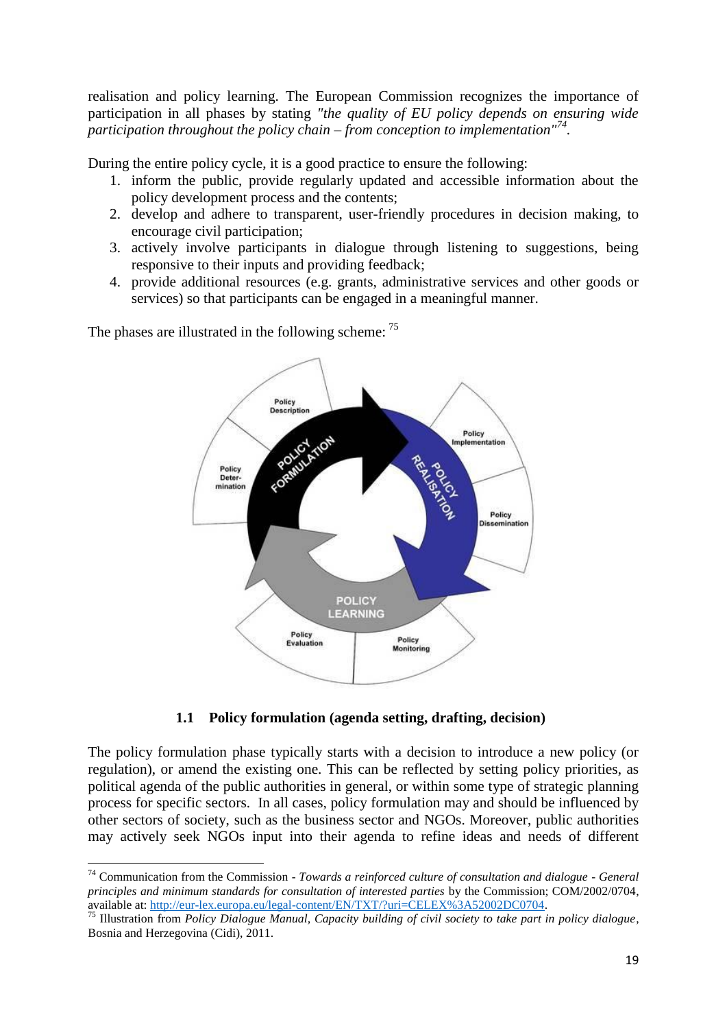realisation and policy learning. The European Commission recognizes the importance of participation in all phases by stating *"the quality of EU policy depends on ensuring wide participation throughout the policy chain – from conception to implementation"*[74].

During the entire policy cycle, it is a good practice to ensure the following:

1. inform the public, provide regularly updated and accessible information about the policy development process and the contents;
2. develop and adhere to transparent, user-friendly procedures in decision making, to encourage civil participation;
3. actively involve participants in dialogue through listening to suggestions, being responsive to their inputs and providing feedback;
4. provide additional resources (e.g. grants, administrative services and other goods or services) so that participants can be engaged in a meaningful manner.

The phases are illustrated in the following scheme: [75]

### 1.1 Policy formulation (agenda setting, drafting, decision)

The policy formulation phase typically starts with a decision to introduce a new policy (or regulation), or amend the existing one. This can be reflected by setting policy priorities, as political agenda of the public authorities in general, or within some type of strategic planning process for specific sectors. In all cases, policy formulation may and should be influenced by other sectors of society, such as the business sector and NGOs. Moreover, public authorities may actively seek NGOs input into their agenda to refine ideas and needs of different

---

[74] Communication from the Commission - *Towards a reinforced culture of consultation and dialogue - General principles and minimum standards for consultation of interested parties* by the Commission; COM/2002/0704, available at: http://eur-lex.europa.eu/legal-content/EN/TXT/?uri=CELEX%3A52002DC0704.

[75] Illustration from *Policy Dialogue Manual, Capacity building of civil society to take part in policy dialogue*, Bosnia and Herzegovina (Cidi), 2011.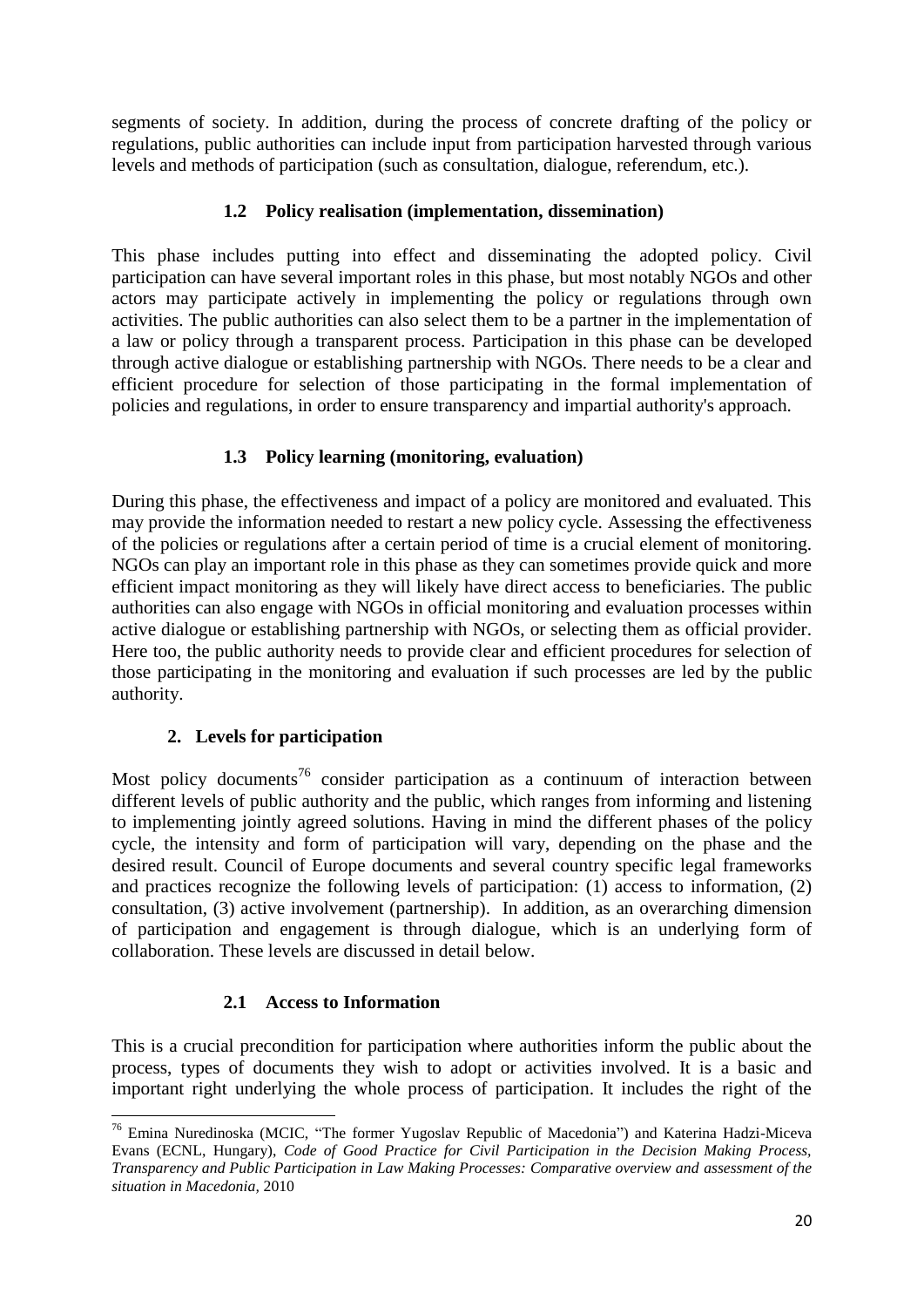segments of society. In addition, during the process of concrete drafting of the policy or regulations, public authorities can include input from participation harvested through various levels and methods of participation (such as consultation, dialogue, referendum, etc.).

### 1.2 Policy realisation (implementation, dissemination)

This phase includes putting into effect and disseminating the adopted policy. Civil participation can have several important roles in this phase, but most notably NGOs and other actors may participate actively in implementing the policy or regulations through own activities. The public authorities can also select them to be a partner in the implementation of a law or policy through a transparent process. Participation in this phase can be developed through active dialogue or establishing partnership with NGOs. There needs to be a clear and efficient procedure for selection of those participating in the formal implementation of policies and regulations, in order to ensure transparency and impartial authority's approach.

### 1.3 Policy learning (monitoring, evaluation)

During this phase, the effectiveness and impact of a policy are monitored and evaluated. This may provide the information needed to restart a new policy cycle. Assessing the effectiveness of the policies or regulations after a certain period of time is a crucial element of monitoring. NGOs can play an important role in this phase as they can sometimes provide quick and more efficient impact monitoring as they will likely have direct access to beneficiaries. The public authorities can also engage with NGOs in official monitoring and evaluation processes within active dialogue or establishing partnership with NGOs, or selecting them as official provider. Here too, the public authority needs to provide clear and efficient procedures for selection of those participating in the monitoring and evaluation if such processes are led by the public authority.

## 2. Levels for participation

Most policy documents[76] consider participation as a continuum of interaction between different levels of public authority and the public, which ranges from informing and listening to implementing jointly agreed solutions. Having in mind the different phases of the policy cycle, the intensity and form of participation will vary, depending on the phase and the desired result. Council of Europe documents and several country specific legal frameworks and practices recognize the following levels of participation: (1) access to information, (2) consultation, (3) active involvement (partnership). In addition, as an overarching dimension of participation and engagement is through dialogue, which is an underlying form of collaboration. These levels are discussed in detail below.

### 2.1 Access to Information

This is a crucial precondition for participation where authorities inform the public about the process, types of documents they wish to adopt or activities involved. It is a basic and important right underlying the whole process of participation. It includes the right of the

---

[76] Emina Nuredinoska (MCIC, "The former Yugoslav Republic of Macedonia") and Katerina Hadzi-Miceva Evans (ECNL, Hungary), *Code of Good Practice for Civil Participation in the Decision Making Process, Transparency and Public Participation in Law Making Processes: Comparative overview and assessment of the situation in Macedonia,* 2010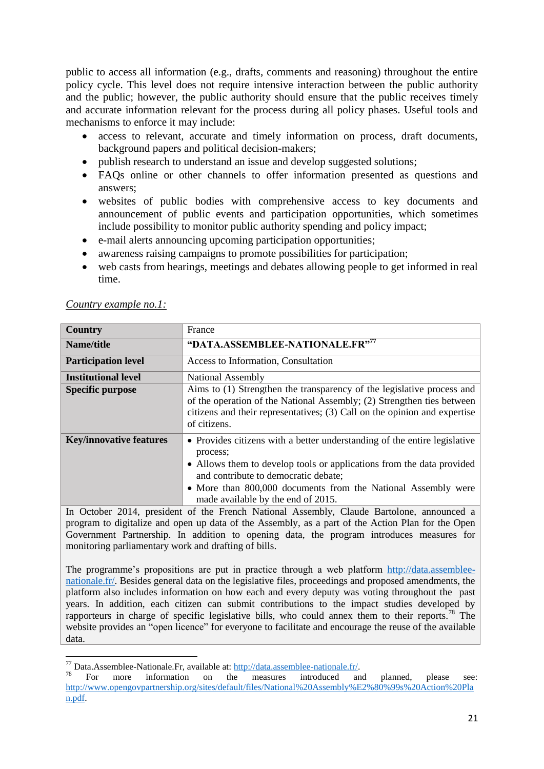public to access all information (e.g., drafts, comments and reasoning) throughout the entire policy cycle. This level does not require intensive interaction between the public authority and the public; however, the public authority should ensure that the public receives timely and accurate information relevant for the process during all policy phases. Useful tools and mechanisms to enforce it may include:

- access to relevant, accurate and timely information on process, draft documents, background papers and political decision-makers;
- publish research to understand an issue and develop suggested solutions;
- FAQs online or other channels to offer information presented as questions and answers;
- websites of public bodies with comprehensive access to key documents and announcement of public events and participation opportunities, which sometimes include possibility to monitor public authority spending and policy impact;
- e-mail alerts announcing upcoming participation opportunities;
- awareness raising campaigns to promote possibilities for participation;
- web casts from hearings, meetings and debates allowing people to get informed in real time.

*Country example no.1:*

| **Country** | France |
|---|---|
| **Name/title** | **"DATA.ASSEMBLEE-NATIONALE.FR"**[77] |
| **Participation level** | Access to Information, Consultation |
| **Institutional level** | National Assembly |
| **Specific purpose** | Aims to (1) Strengthen the transparency of the legislative process and of the operation of the National Assembly; (2) Strengthen ties between citizens and their representatives; (3) Call on the opinion and expertise of citizens. |
| **Key/innovative features** | • Provides citizens with a better understanding of the entire legislative process; • Allows them to develop tools or applications from the data provided and contribute to democratic debate; • More than 800,000 documents from the National Assembly were made available by the end of 2015. |

In October 2014, president of the French National Assembly, Claude Bartolone, announced a program to digitalize and open up data of the Assembly, as a part of the Action Plan for the Open Government Partnership. In addition to opening data, the program introduces measures for monitoring parliamentary work and drafting of bills.

The programme's propositions are put in practice through a web platform http://data.assemblee-nationale.fr/. Besides general data on the legislative files, proceedings and proposed amendments, the platform also includes information on how each and every deputy was voting throughout the past years. In addition, each citizen can submit contributions to the impact studies developed by rapporteurs in charge of specific legislative bills, who could annex them to their reports.[78] The website provides an "open licence" for everyone to facilitate and encourage the reuse of the available data.

---

[77] Data.Assemblee-Nationale.Fr, available at: http://data.assemblee-nationale.fr/.

[78] For more information on the measures introduced and planned, please see: http://www.opengovpartnership.org/sites/default/files/National%20Assembly%E2%80%99s%20Action%20Plan.pdf.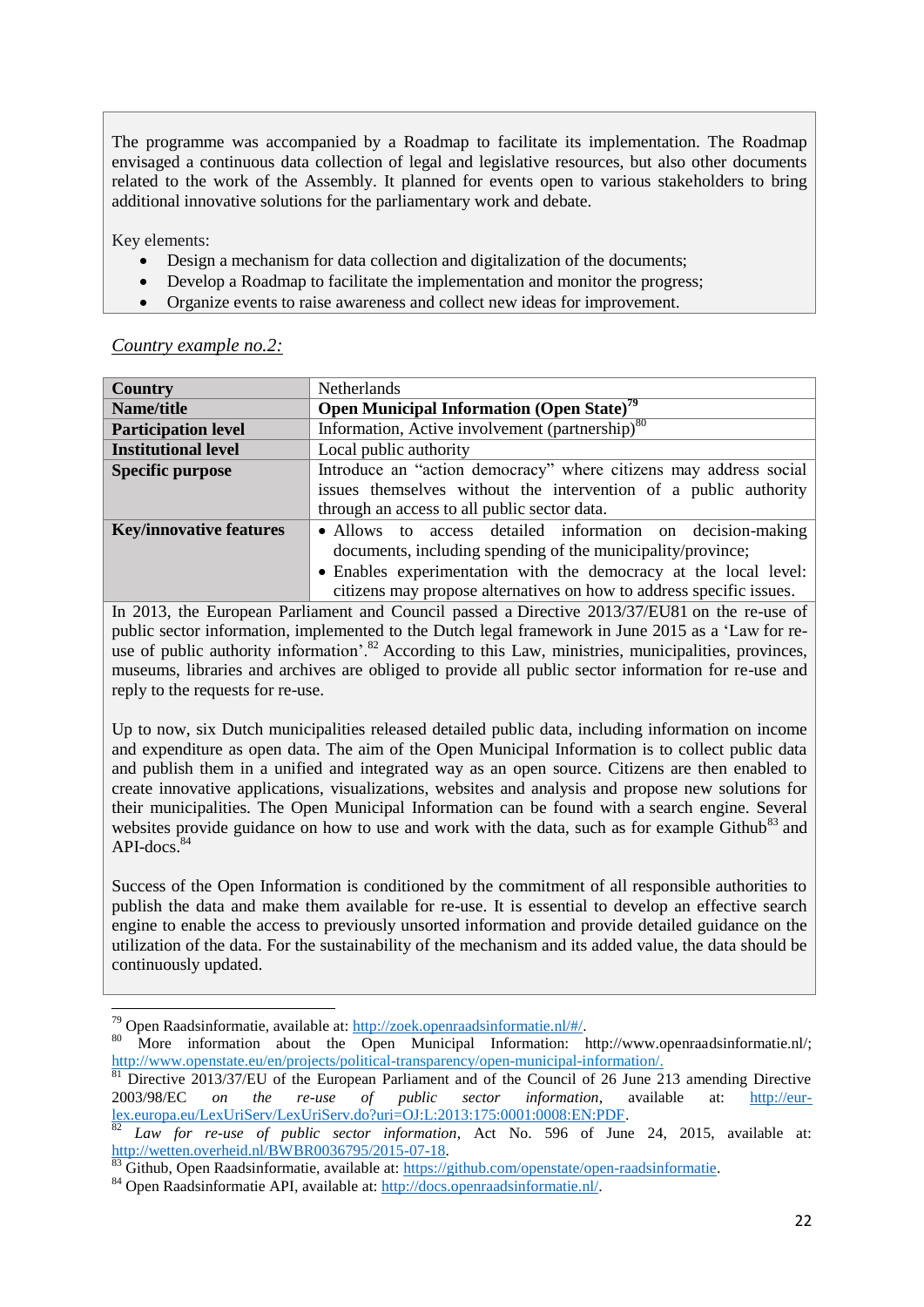The programme was accompanied by a Roadmap to facilitate its implementation. The Roadmap envisaged a continuous data collection of legal and legislative resources, but also other documents related to the work of the Assembly. It planned for events open to various stakeholders to bring additional innovative solutions for the parliamentary work and debate.

Key elements:

- Design a mechanism for data collection and digitalization of the documents;
- Develop a Roadmap to facilitate the implementation and monitor the progress;
- Organize events to raise awareness and collect new ideas for improvement.

*Country example no.2:*

| **Country** | Netherlands |
|---|---|
| **Name/title** | **Open Municipal Information (Open State)**[79] |
| **Participation level** | Information, Active involvement (partnership)[80] |
| **Institutional level** | Local public authority |
| **Specific purpose** | Introduce an "action democracy" where citizens may address social issues themselves without the intervention of a public authority through an access to all public sector data. |
| **Key/innovative features** | • Allows to access detailed information on decision-making documents, including spending of the municipality/province; • Enables experimentation with the democracy at the local level: citizens may propose alternatives on how to address specific issues. |

In 2013, the European Parliament and Council passed a Directive 2013/37/EU81 on the re-use of public sector information, implemented to the Dutch legal framework in June 2015 as a 'Law for re-use of public authority information'.[82] According to this Law, ministries, municipalities, provinces, museums, libraries and archives are obliged to provide all public sector information for re-use and reply to the requests for re-use.

Up to now, six Dutch municipalities released detailed public data, including information on income and expenditure as open data. The aim of the Open Municipal Information is to collect public data and publish them in a unified and integrated way as an open source. Citizens are then enabled to create innovative applications, visualizations, websites and analysis and propose new solutions for their municipalities. The Open Municipal Information can be found with a search engine. Several websites provide guidance on how to use and work with the data, such as for example Github[83] and API-docs.[84]

Success of the Open Information is conditioned by the commitment of all responsible authorities to publish the data and make them available for re-use. It is essential to develop an effective search engine to enable the access to previously unsorted information and provide detailed guidance on the utilization of the data. For the sustainability of the mechanism and its added value, the data should be continuously updated.

---

[79] Open Raadsinformatie, available at: http://zoek.openraadsinformatie.nl/#/.

[80] More information about the Open Municipal Information: http://www.openraadsinformatie.nl/; http://www.openstate.eu/en/projects/political-transparency/open-municipal-information/.

[81] Directive 2013/37/EU of the European Parliament and of the Council of 26 June 213 amending Directive 2003/98/EC *on the re-use of public sector information*, available at: http://eur-lex.europa.eu/LexUriServ/LexUriServ.do?uri=OJ:L:2013:175:0001:0008:EN:PDF.

[82] *Law for re-use of public sector information*, Act No. 596 of June 24, 2015, available at: http://wetten.overheid.nl/BWBR0036795/2015-07-18.

[83] Github, Open Raadsinformatie, available at: https://github.com/openstate/open-raadsinformatie.

[84] Open Raadsinformatie API, available at: http://docs.openraadsinformatie.nl/.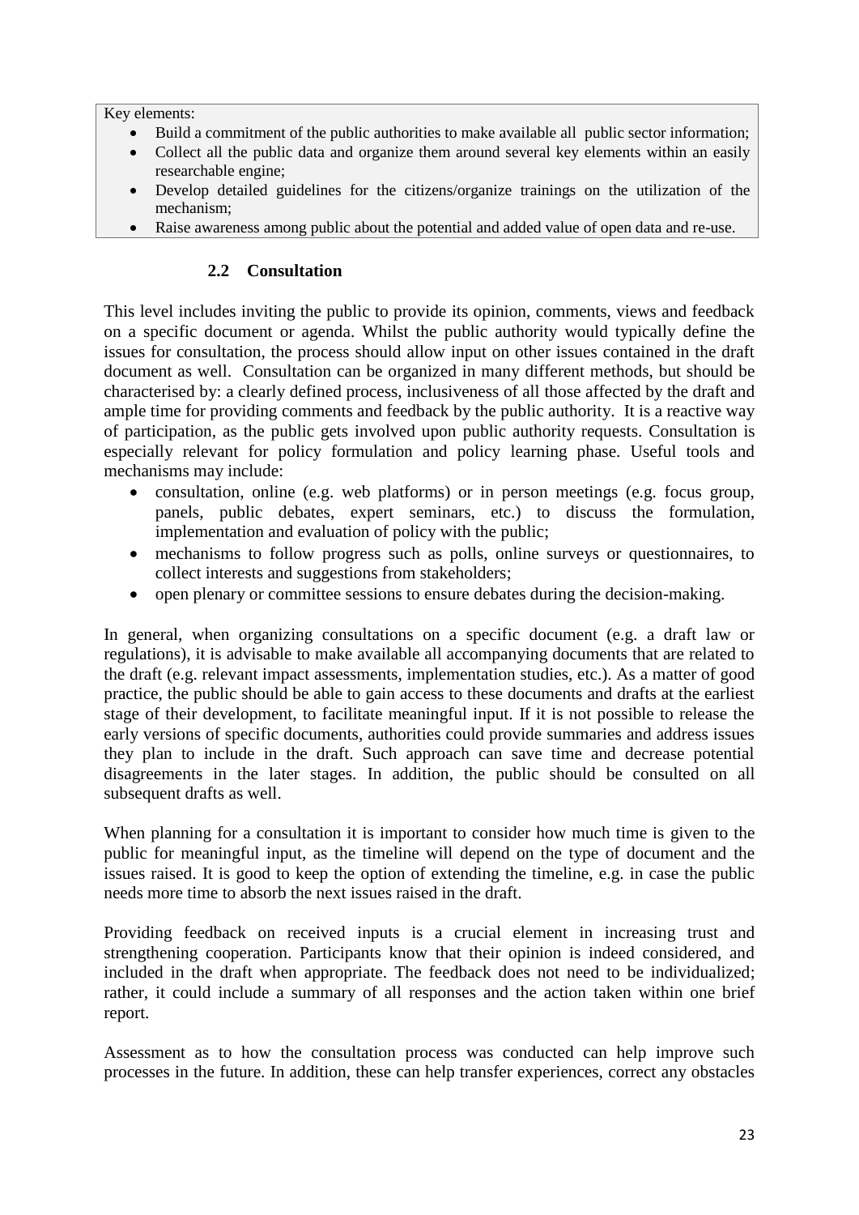Key elements:

- Build a commitment of the public authorities to make available all public sector information;
- Collect all the public data and organize them around several key elements within an easily researchable engine;
- Develop detailed guidelines for the citizens/organize trainings on the utilization of the mechanism;
- Raise awareness among public about the potential and added value of open data and re-use.

### 2.2 Consultation

This level includes inviting the public to provide its opinion, comments, views and feedback on a specific document or agenda. Whilst the public authority would typically define the issues for consultation, the process should allow input on other issues contained in the draft document as well. Consultation can be organized in many different methods, but should be characterised by: a clearly defined process, inclusiveness of all those affected by the draft and ample time for providing comments and feedback by the public authority. It is a reactive way of participation, as the public gets involved upon public authority requests. Consultation is especially relevant for policy formulation and policy learning phase. Useful tools and mechanisms may include:

- consultation, online (e.g. web platforms) or in person meetings (e.g. focus group, panels, public debates, expert seminars, etc.) to discuss the formulation, implementation and evaluation of policy with the public;
- mechanisms to follow progress such as polls, online surveys or questionnaires, to collect interests and suggestions from stakeholders;
- open plenary or committee sessions to ensure debates during the decision-making.

In general, when organizing consultations on a specific document (e.g. a draft law or regulations), it is advisable to make available all accompanying documents that are related to the draft (e.g. relevant impact assessments, implementation studies, etc.). As a matter of good practice, the public should be able to gain access to these documents and drafts at the earliest stage of their development, to facilitate meaningful input. If it is not possible to release the early versions of specific documents, authorities could provide summaries and address issues they plan to include in the draft. Such approach can save time and decrease potential disagreements in the later stages. In addition, the public should be consulted on all subsequent drafts as well.

When planning for a consultation it is important to consider how much time is given to the public for meaningful input, as the timeline will depend on the type of document and the issues raised. It is good to keep the option of extending the timeline, e.g. in case the public needs more time to absorb the next issues raised in the draft.

Providing feedback on received inputs is a crucial element in increasing trust and strengthening cooperation. Participants know that their opinion is indeed considered, and included in the draft when appropriate. The feedback does not need to be individualized; rather, it could include a summary of all responses and the action taken within one brief report.

Assessment as to how the consultation process was conducted can help improve such processes in the future. In addition, these can help transfer experiences, correct any obstacles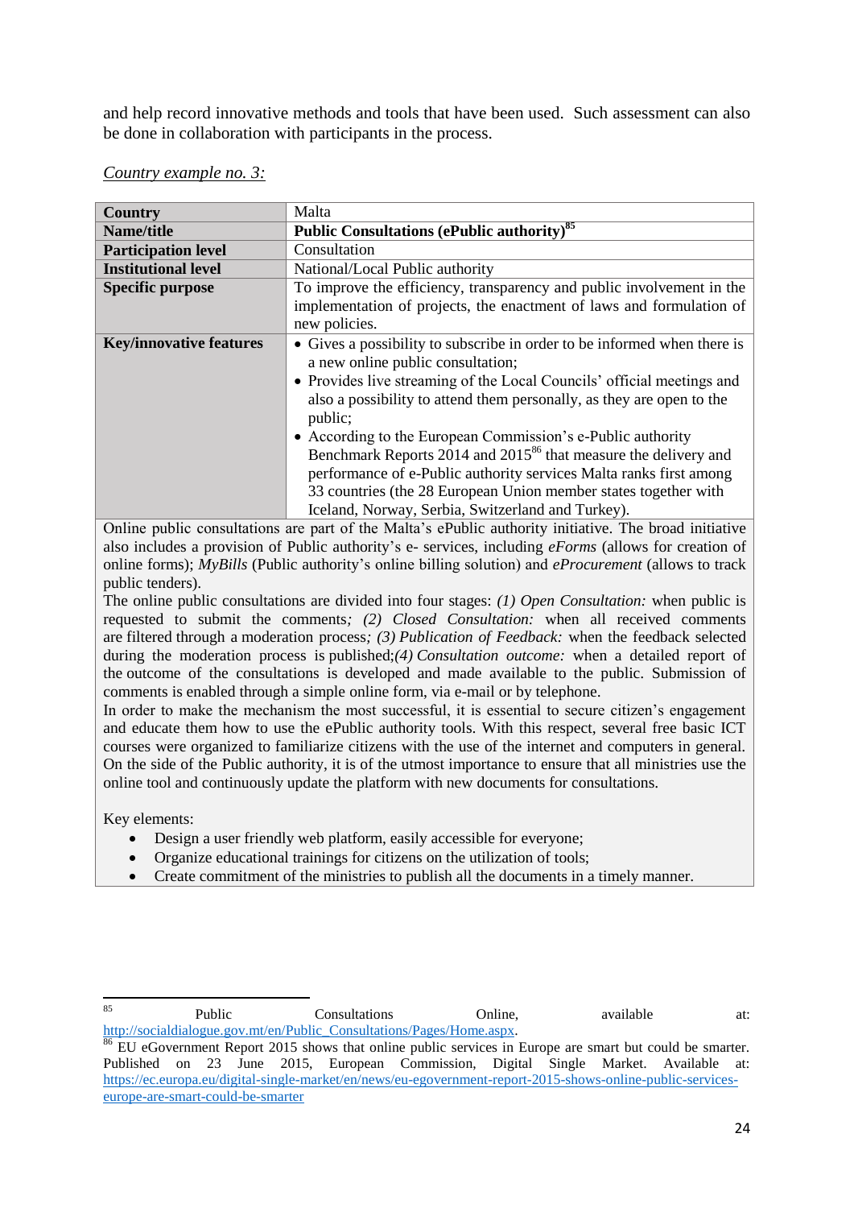and help record innovative methods and tools that have been used. Such assessment can also be done in collaboration with participants in the process.

<u>Country example no. 3:</u>

| **Country** | Malta |
|---|---|
| **Name/title** | **Public Consultations (ePublic authority)**[85] |
| **Participation level** | Consultation |
| **Institutional level** | National/Local Public authority |
| **Specific purpose** | To improve the efficiency, transparency and public involvement in the implementation of projects, the enactment of laws and formulation of new policies. |
| **Key/innovative features** | • Gives a possibility to subscribe in order to be informed when there is a new online public consultation; • Provides live streaming of the Local Councils' official meetings and also a possibility to attend them personally, as they are open to the public; • According to the European Commission's e-Public authority Benchmark Reports 2014 and 2015[86] that measure the delivery and performance of e-Public authority services Malta ranks first among 33 countries (the 28 European Union member states together with Iceland, Norway, Serbia, Switzerland and Turkey). |

Online public consultations are part of the Malta's ePublic authority initiative. The broad initiative also includes a provision of Public authority's e- services, including *eForms* (allows for creation of online forms); *MyBills* (Public authority's online billing solution) and *eProcurement* (allows to track public tenders).

The online public consultations are divided into four stages: *(1) Open Consultation:* when public is requested to submit the comments*; (2) Closed Consultation:* when all received comments are filtered through a moderation process*; (3) Publication of Feedback:* when the feedback selected during the moderation process is published;*(4) Consultation outcome:* when a detailed report of the outcome of the consultations is developed and made available to the public. Submission of comments is enabled through a simple online form, via e-mail or by telephone.

In order to make the mechanism the most successful, it is essential to secure citizen's engagement and educate them how to use the ePublic authority tools. With this respect, several free basic ICT courses were organized to familiarize citizens with the use of the internet and computers in general. On the side of the Public authority, it is of the utmost importance to ensure that all ministries use the online tool and continuously update the platform with new documents for consultations.

Key elements:

- Design a user friendly web platform, easily accessible for everyone;
- Organize educational trainings for citizens on the utilization of tools;
- Create commitment of the ministries to publish all the documents in a timely manner.

---

[85] Public Consultations Online, available at: http://socialdialogue.gov.mt/en/Public_Consultations/Pages/Home.aspx.

[86] EU eGovernment Report 2015 shows that online public services in Europe are smart but could be smarter. Published on 23 June 2015, European Commission, Digital Single Market. Available at: https://ec.europa.eu/digital-single-market/en/news/eu-egovernment-report-2015-shows-online-public-services-europe-are-smart-could-be-smarter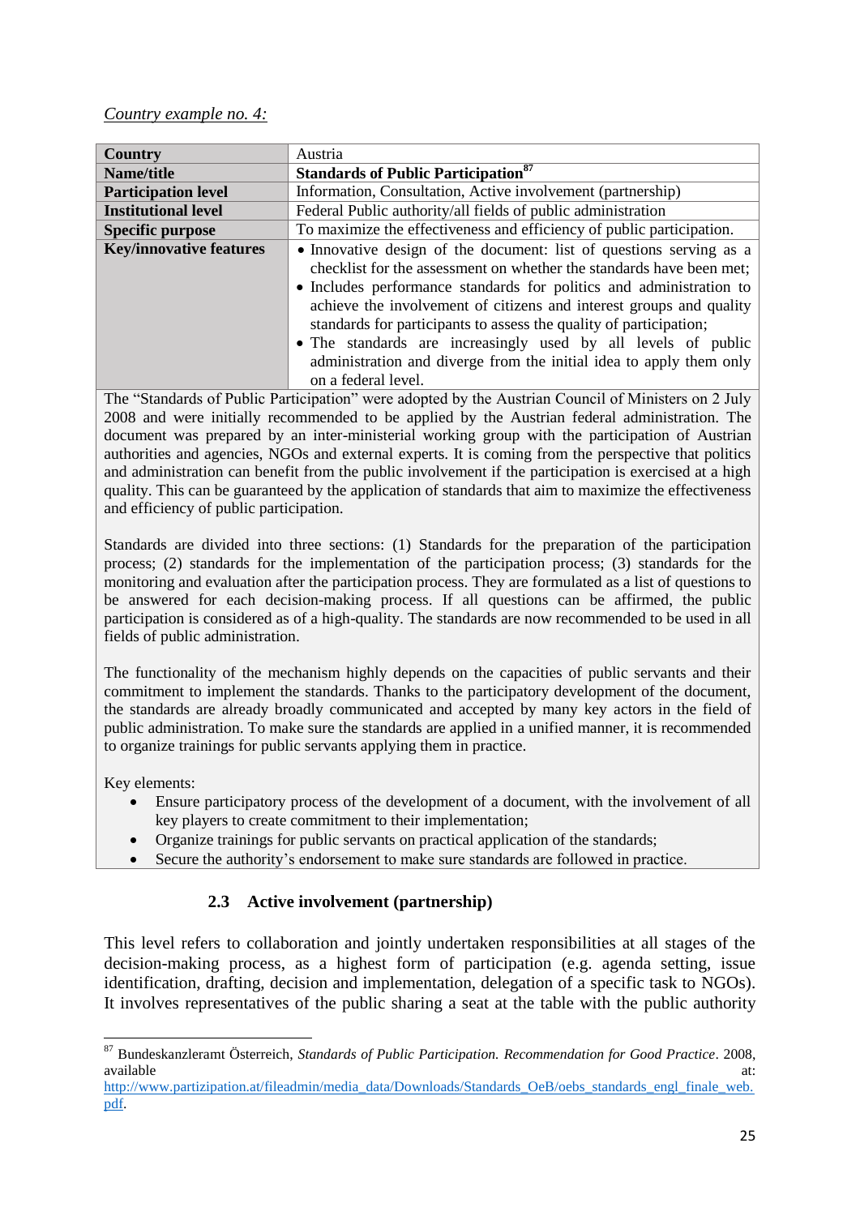*Country example no. 4:*

| Country | Austria |
| --- | --- |
| **Name/title** | **Standards of Public Participation**[87] |
| **Participation level** | Information, Consultation, Active involvement (partnership) |
| **Institutional level** | Federal Public authority/all fields of public administration |
| **Specific purpose** | To maximize the effectiveness and efficiency of public participation. |
| **Key/innovative features** | • Innovative design of the document: list of questions serving as a checklist for the assessment on whether the standards have been met; • Includes performance standards for politics and administration to achieve the involvement of citizens and interest groups and quality standards for participants to assess the quality of participation; • The standards are increasingly used by all levels of public administration and diverge from the initial idea to apply them only on a federal level. |

The "Standards of Public Participation" were adopted by the Austrian Council of Ministers on 2 July 2008 and were initially recommended to be applied by the Austrian federal administration. The document was prepared by an inter-ministerial working group with the participation of Austrian authorities and agencies, NGOs and external experts. It is coming from the perspective that politics and administration can benefit from the public involvement if the participation is exercised at a high quality. This can be guaranteed by the application of standards that aim to maximize the effectiveness and efficiency of public participation.

Standards are divided into three sections: (1) Standards for the preparation of the participation process; (2) standards for the implementation of the participation process; (3) standards for the monitoring and evaluation after the participation process. They are formulated as a list of questions to be answered for each decision-making process. If all questions can be affirmed, the public participation is considered as of a high-quality. The standards are now recommended to be used in all fields of public administration.

The functionality of the mechanism highly depends on the capacities of public servants and their commitment to implement the standards. Thanks to the participatory development of the document, the standards are already broadly communicated and accepted by many key actors in the field of public administration. To make sure the standards are applied in a unified manner, it is recommended to organize trainings for public servants applying them in practice.

Key elements:

- Ensure participatory process of the development of a document, with the involvement of all key players to create commitment to their implementation;
- Organize trainings for public servants on practical application of the standards;
- Secure the authority's endorsement to make sure standards are followed in practice.

### 2.3 Active involvement (partnership)

This level refers to collaboration and jointly undertaken responsibilities at all stages of the decision-making process, as a highest form of participation (e.g. agenda setting, issue identification, drafting, decision and implementation, delegation of a specific task to NGOs). It involves representatives of the public sharing a seat at the table with the public authority

---

[87] Bundeskanzleramt Österreich, *Standards of Public Participation. Recommendation for Good Practice*. 2008, available at: http://www.partizipation.at/fileadmin/media_data/Downloads/Standards_OeB/oebs_standards_engl_finale_web.pdf.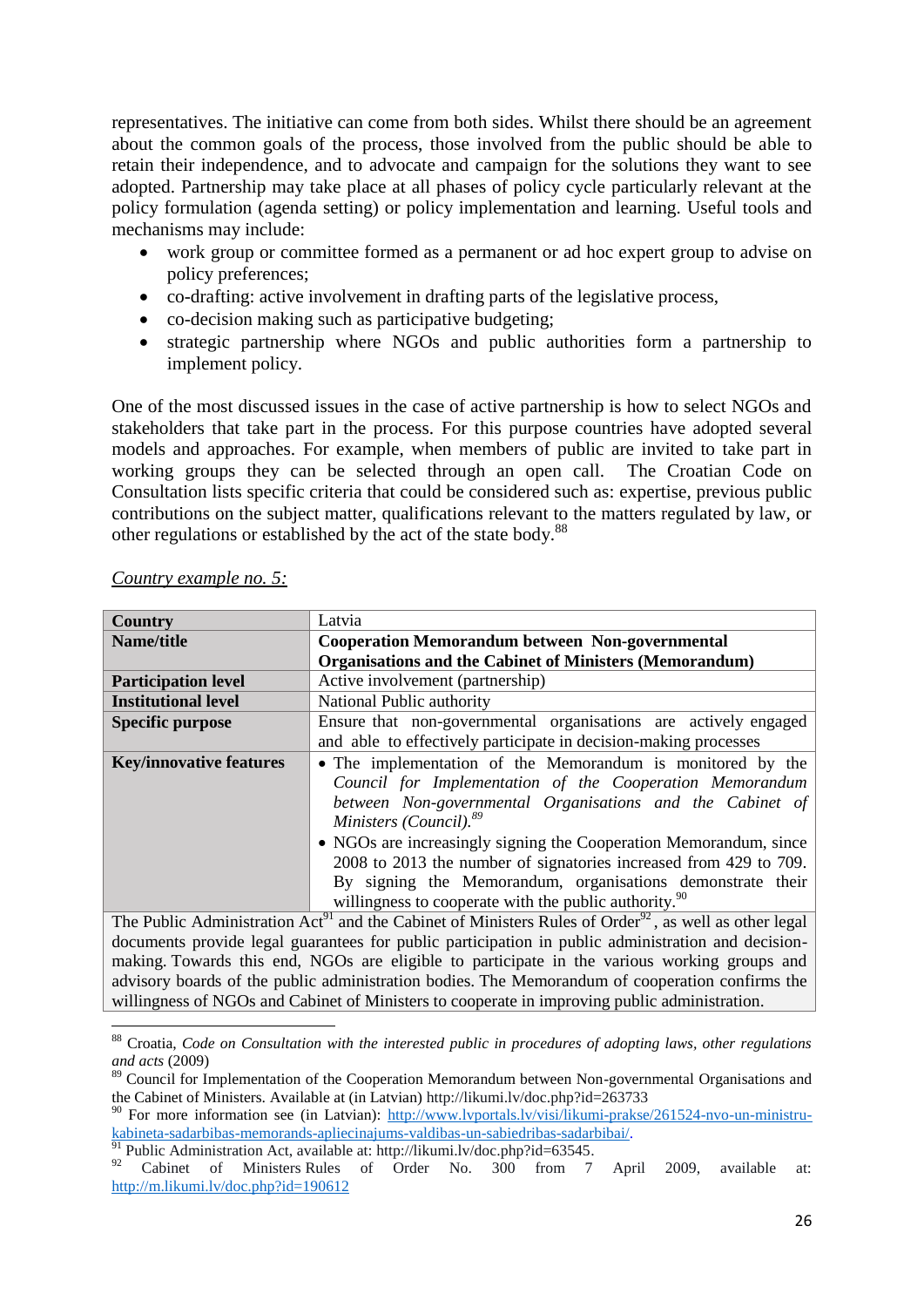representatives. The initiative can come from both sides. Whilst there should be an agreement about the common goals of the process, those involved from the public should be able to retain their independence, and to advocate and campaign for the solutions they want to see adopted. Partnership may take place at all phases of policy cycle particularly relevant at the policy formulation (agenda setting) or policy implementation and learning. Useful tools and mechanisms may include:

- work group or committee formed as a permanent or ad hoc expert group to advise on policy preferences;
- co-drafting: active involvement in drafting parts of the legislative process,
- co-decision making such as participative budgeting;
- strategic partnership where NGOs and public authorities form a partnership to implement policy.

One of the most discussed issues in the case of active partnership is how to select NGOs and stakeholders that take part in the process. For this purpose countries have adopted several models and approaches. For example, when members of public are invited to take part in working groups they can be selected through an open call. The Croatian Code on Consultation lists specific criteria that could be considered such as: expertise, previous public contributions on the subject matter, qualifications relevant to the matters regulated by law, or other regulations or established by the act of the state body.[88]

*Country example no. 5:*

| **Country** | Latvia |
|---|---|
| **Name/title** | **Cooperation Memorandum between Non-governmental Organisations and the Cabinet of Ministers (Memorandum)** |
| **Participation level** | Active involvement (partnership) |
| **Institutional level** | National Public authority |
| **Specific purpose** | Ensure that non-governmental organisations are actively engaged and able to effectively participate in decision-making processes |
| **Key/innovative features** | • The implementation of the Memorandum is monitored by the *Council for Implementation of the Cooperation Memorandum between Non-governmental Organisations and the Cabinet of Ministers (Council).*[89] <br> • NGOs are increasingly signing the Cooperation Memorandum, since 2008 to 2013 the number of signatories increased from 429 to 709. By signing the Memorandum, organisations demonstrate their willingness to cooperate with the public authority.[90] |
| The Public Administration Act[91] and the Cabinet of Ministers Rules of Order[92], as well as other legal documents provide legal guarantees for public participation in public administration and decision-making. Towards this end, NGOs are eligible to participate in the various working groups and advisory boards of the public administration bodies. The Memorandum of cooperation confirms the willingness of NGOs and Cabinet of Ministers to cooperate in improving public administration. | |

[88] Croatia, *Code on Consultation with the interested public in procedures of adopting laws, other regulations and acts* (2009)

[89] Council for Implementation of the Cooperation Memorandum between Non-governmental Organisations and the Cabinet of Ministers. Available at (in Latvian) http://likumi.lv/doc.php?id=263733

[90] For more information see (in Latvian): http://www.lvportals.lv/visi/likumi-prakse/261524-nvo-un-ministru-kabineta-sadarbibas-memorands-apliecinajums-valdibas-un-sabiedribas-sadarbibai/.

[91] Public Administration Act, available at: http://likumi.lv/doc.php?id=63545.

[92] Cabinet of Ministers Rules of Order No. 300 from 7 April 2009, available at: http://m.likumi.lv/doc.php?id=190612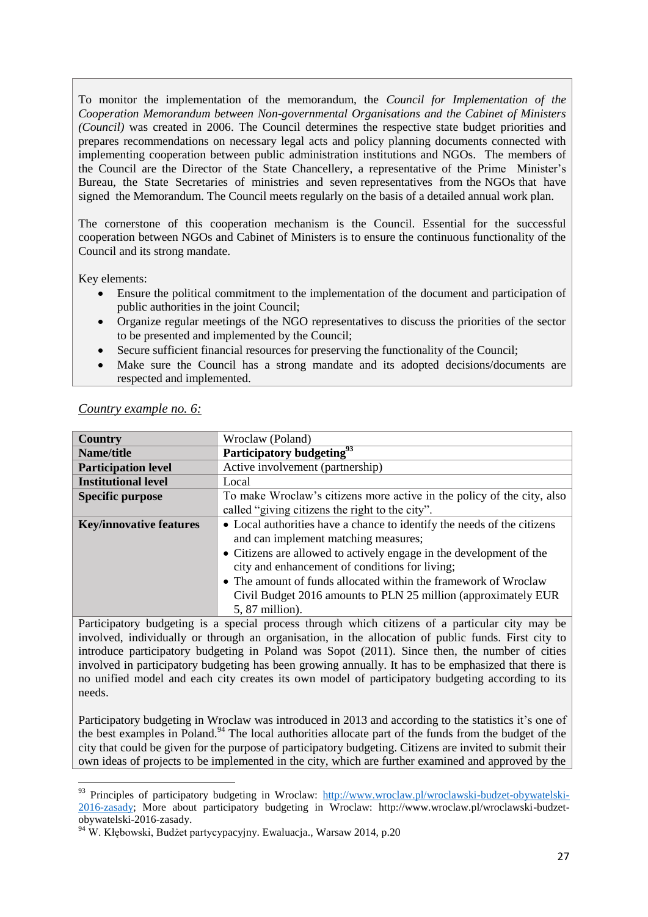To monitor the implementation of the memorandum, the *Council for Implementation of the Cooperation Memorandum between Non-governmental Organisations and the Cabinet of Ministers (Council)* was created in 2006. The Council determines the respective state budget priorities and prepares recommendations on necessary legal acts and policy planning documents connected with implementing cooperation between public administration institutions and NGOs. The members of the Council are the Director of the State Chancellery, a representative of the Prime Minister's Bureau, the State Secretaries of ministries and seven representatives from the NGOs that have signed the Memorandum. The Council meets regularly on the basis of a detailed annual work plan.

The cornerstone of this cooperation mechanism is the Council. Essential for the successful cooperation between NGOs and Cabinet of Ministers is to ensure the continuous functionality of the Council and its strong mandate.

Key elements:

- Ensure the political commitment to the implementation of the document and participation of public authorities in the joint Council;
- Organize regular meetings of the NGO representatives to discuss the priorities of the sector to be presented and implemented by the Council;
- Secure sufficient financial resources for preserving the functionality of the Council;
- Make sure the Council has a strong mandate and its adopted decisions/documents are respected and implemented.

*Country example no. 6:*

| **Country** | Wroclaw (Poland) |
|---|---|
| **Name/title** | **Participatory budgeting**[93] |
| **Participation level** | Active involvement (partnership) |
| **Institutional level** | Local |
| **Specific purpose** | To make Wroclaw's citizens more active in the policy of the city, also called "giving citizens the right to the city". |
| **Key/innovative features** | • Local authorities have a chance to identify the needs of the citizens and can implement matching measures; • Citizens are allowed to actively engage in the development of the city and enhancement of conditions for living; • The amount of funds allocated within the framework of Wroclaw Civil Budget 2016 amounts to PLN 25 million (approximately EUR 5, 87 million). |

Participatory budgeting is a special process through which citizens of a particular city may be involved, individually or through an organisation, in the allocation of public funds. First city to introduce participatory budgeting in Poland was Sopot (2011). Since then, the number of cities involved in participatory budgeting has been growing annually. It has to be emphasized that there is no unified model and each city creates its own model of participatory budgeting according to its needs.

Participatory budgeting in Wroclaw was introduced in 2013 and according to the statistics it's one of the best examples in Poland.[94] The local authorities allocate part of the funds from the budget of the city that could be given for the purpose of participatory budgeting. Citizens are invited to submit their own ideas of projects to be implemented in the city, which are further examined and approved by the

---

[93] Principles of participatory budgeting in Wroclaw: http://www.wroclaw.pl/wroclawski-budzet-obywatelski-2016-zasady; More about participatory budgeting in Wroclaw: http://www.wroclaw.pl/wroclawski-budzet-obywatelski-2016-zasady.

[94] W. Kłębowski, Budżet partycypacyjny. Ewaluacja., Warsaw 2014, p.20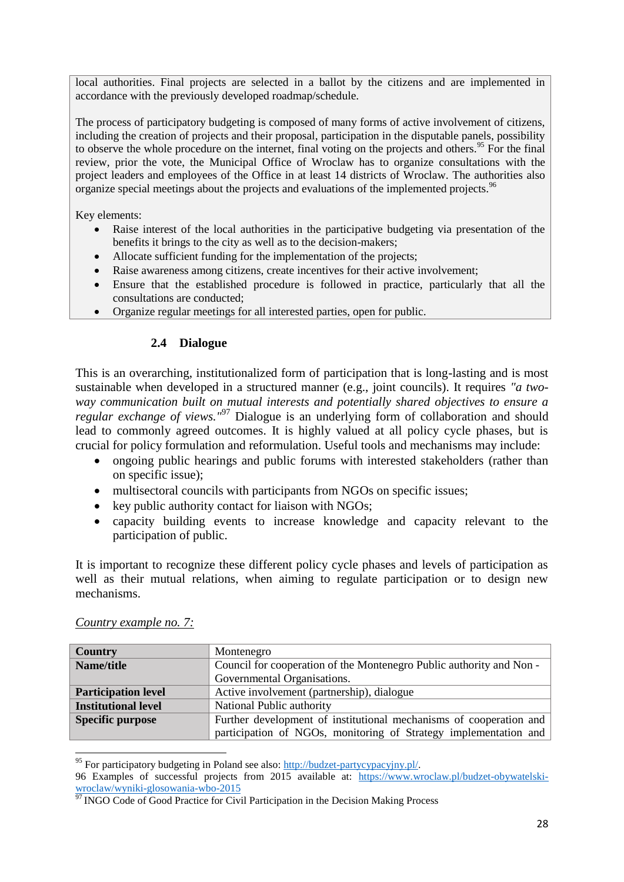local authorities. Final projects are selected in a ballot by the citizens and are implemented in accordance with the previously developed roadmap/schedule.

The process of participatory budgeting is composed of many forms of active involvement of citizens, including the creation of projects and their proposal, participation in the disputable panels, possibility to observe the whole procedure on the internet, final voting on the projects and others.[95] For the final review, prior the vote, the Municipal Office of Wroclaw has to organize consultations with the project leaders and employees of the Office in at least 14 districts of Wroclaw. The authorities also organize special meetings about the projects and evaluations of the implemented projects.[96]

Key elements:

- Raise interest of the local authorities in the participative budgeting via presentation of the benefits it brings to the city as well as to the decision-makers;
- Allocate sufficient funding for the implementation of the projects;
- Raise awareness among citizens, create incentives for their active involvement;
- Ensure that the established procedure is followed in practice, particularly that all the consultations are conducted;
- Organize regular meetings for all interested parties, open for public.

### 2.4 Dialogue

This is an overarching, institutionalized form of participation that is long-lasting and is most sustainable when developed in a structured manner (e.g., joint councils). It requires *"a two-way communication built on mutual interests and potentially shared objectives to ensure a regular exchange of views."*[97] Dialogue is an underlying form of collaboration and should lead to commonly agreed outcomes. It is highly valued at all policy cycle phases, but is crucial for policy formulation and reformulation. Useful tools and mechanisms may include:

- ongoing public hearings and public forums with interested stakeholders (rather than on specific issue);
- multisectoral councils with participants from NGOs on specific issues;
- key public authority contact for liaison with NGOs;
- capacity building events to increase knowledge and capacity relevant to the participation of public.

It is important to recognize these different policy cycle phases and levels of participation as well as their mutual relations, when aiming to regulate participation or to design new mechanisms.

*Country example no. 7:*

| **Country** | Montenegro |
|---|---|
| **Name/title** | Council for cooperation of the Montenegro Public authority and Non - Governmental Organisations. |
| **Participation level** | Active involvement (partnership), dialogue |
| **Institutional level** | National Public authority |
| **Specific purpose** | Further development of institutional mechanisms of cooperation and participation of NGOs, monitoring of Strategy implementation and |

[95] For participatory budgeting in Poland see also: http://budzet-partycypacyjny.pl/.

96 Examples of successful projects from 2015 available at: https://www.wroclaw.pl/budzet-obywatelski-wroclaw/wyniki-glosowania-wbo-2015

[97] INGO Code of Good Practice for Civil Participation in the Decision Making Process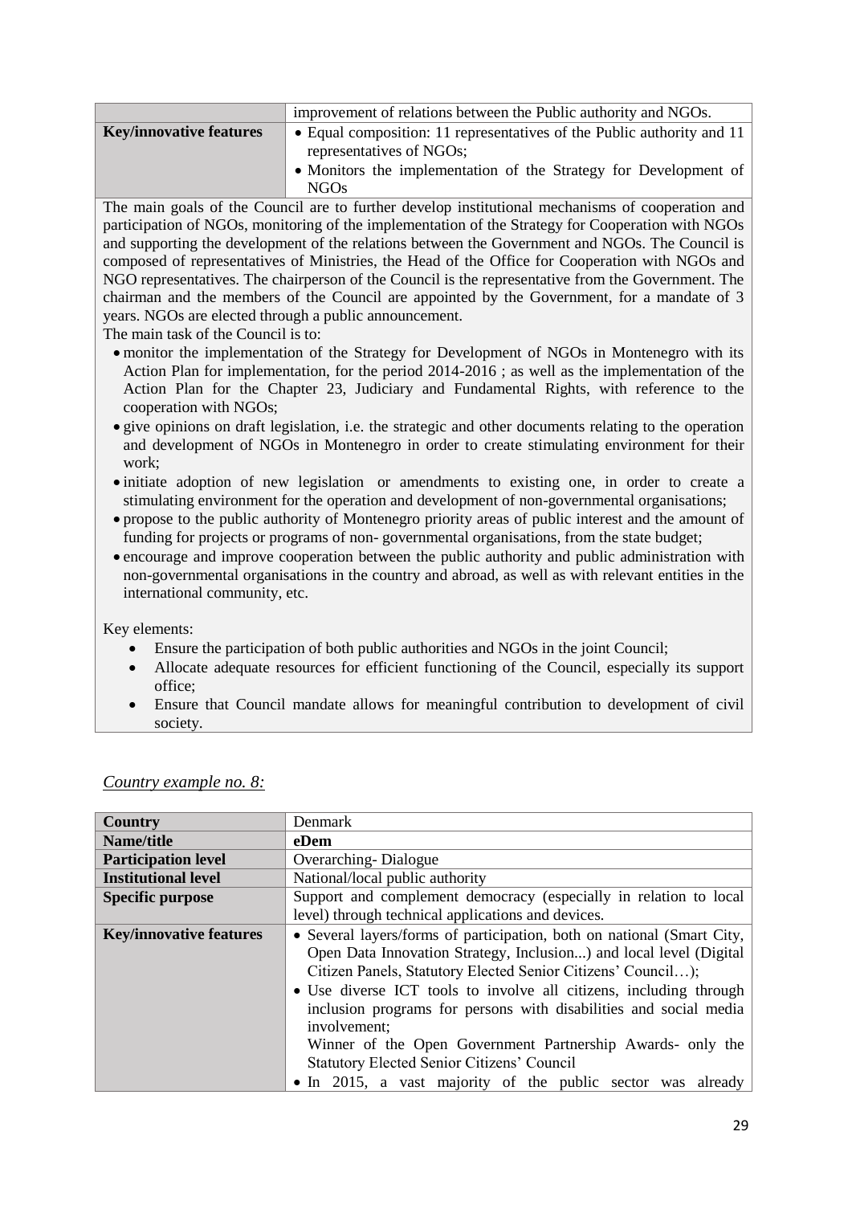| | |
|---|---|
| | improvement of relations between the Public authority and NGOs. |
| **Key/innovative features** | • Equal composition: 11 representatives of the Public authority and 11 representatives of NGOs;<br>• Monitors the implementation of the Strategy for Development of NGOs |

The main goals of the Council are to further develop institutional mechanisms of cooperation and participation of NGOs, monitoring of the implementation of the Strategy for Cooperation with NGOs and supporting the development of the relations between the Government and NGOs. The Council is composed of representatives of Ministries, the Head of the Office for Cooperation with NGOs and NGO representatives. The chairperson of the Council is the representative from the Government. The chairman and the members of the Council are appointed by the Government, for a mandate of 3 years. NGOs are elected through a public announcement.

The main task of the Council is to:

- monitor the implementation of the Strategy for Development of NGOs in Montenegro with its Action Plan for implementation, for the period 2014-2016 ; as well as the implementation of the Action Plan for the Chapter 23, Judiciary and Fundamental Rights, with reference to the cooperation with NGOs;
- give opinions on draft legislation, i.e. the strategic and other documents relating to the operation and development of NGOs in Montenegro in order to create stimulating environment for their work;
- initiate adoption of new legislation or amendments to existing one, in order to create a stimulating environment for the operation and development of non-governmental organisations;
- propose to the public authority of Montenegro priority areas of public interest and the amount of funding for projects or programs of non- governmental organisations, from the state budget;
- encourage and improve cooperation between the public authority and public administration with non-governmental organisations in the country and abroad, as well as with relevant entities in the international community, etc.

Key elements:

- Ensure the participation of both public authorities and NGOs in the joint Council;
- Allocate adequate resources for efficient functioning of the Council, especially its support office;
- Ensure that Council mandate allows for meaningful contribution to development of civil society.

*Country example no. 8:*

| **Country** | Denmark |
|---|---|
| **Name/title** | **eDem** |
| **Participation level** | Overarching- Dialogue |
| **Institutional level** | National/local public authority |
| **Specific purpose** | Support and complement democracy (especially in relation to local level) through technical applications and devices. |
| **Key/innovative features** | • Several layers/forms of participation, both on national (Smart City, Open Data Innovation Strategy, Inclusion...) and local level (Digital Citizen Panels, Statutory Elected Senior Citizens' Council…);<br>• Use diverse ICT tools to involve all citizens, including through inclusion programs for persons with disabilities and social media involvement;<br>Winner of the Open Government Partnership Awards- only the Statutory Elected Senior Citizens' Council<br>• In 2015, a vast majority of the public sector was already |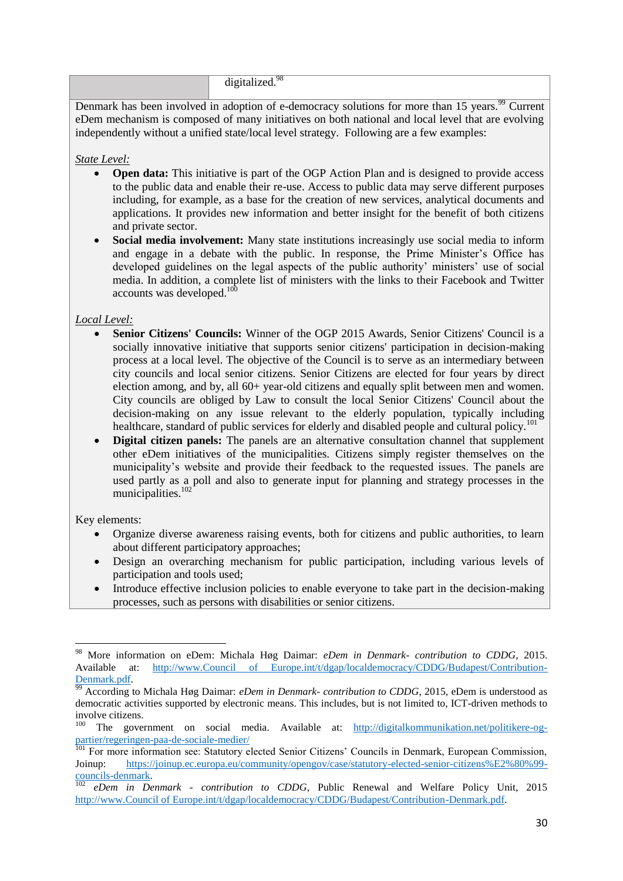| | digitalized.[98] |
|---|---|

Denmark has been involved in adoption of e-democracy solutions for more than 15 years.[99] Current eDem mechanism is composed of many initiatives on both national and local level that are evolving independently without a unified state/local level strategy. Following are a few examples:

<u>State Level:</u>

- **Open data:** This initiative is part of the OGP Action Plan and is designed to provide access to the public data and enable their re-use. Access to public data may serve different purposes including, for example, as a base for the creation of new services, analytical documents and applications. It provides new information and better insight for the benefit of both citizens and private sector.
- **Social media involvement:** Many state institutions increasingly use social media to inform and engage in a debate with the public. In response, the Prime Minister's Office has developed guidelines on the legal aspects of the public authority' ministers' use of social media. In addition, a complete list of ministers with the links to their Facebook and Twitter accounts was developed.[100]

<u>Local Level:</u>

- **Senior Citizens' Councils:** Winner of the OGP 2015 Awards, Senior Citizens' Council is a socially innovative initiative that supports senior citizens' participation in decision-making process at a local level. The objective of the Council is to serve as an intermediary between city councils and local senior citizens. Senior Citizens are elected for four years by direct election among, and by, all 60+ year-old citizens and equally split between men and women. City councils are obliged by Law to consult the local Senior Citizens' Council about the decision-making on any issue relevant to the elderly population, typically including healthcare, standard of public services for elderly and disabled people and cultural policy.[101]
- **Digital citizen panels:** The panels are an alternative consultation channel that supplement other eDem initiatives of the municipalities. Citizens simply register themselves on the municipality's website and provide their feedback to the requested issues. The panels are used partly as a poll and also to generate input for planning and strategy processes in the municipalities.[102]

Key elements:

- Organize diverse awareness raising events, both for citizens and public authorities, to learn about different participatory approaches;
- Design an overarching mechanism for public participation, including various levels of participation and tools used;
- Introduce effective inclusion policies to enable everyone to take part in the decision-making processes, such as persons with disabilities or senior citizens.

---

[98] More information on eDem: Michala Høg Daimar: *eDem in Denmark- contribution to CDDG*, 2015. Available at: http://www.Council of Europe.int/t/dgap/localdemocracy/CDDG/Budapest/Contribution-Denmark.pdf.

[99] According to Michala Høg Daimar: *eDem in Denmark- contribution to CDDG*, 2015, eDem is understood as democratic activities supported by electronic means. This includes, but is not limited to, ICT-driven methods to involve citizens.

[100] The government on social media. Available at: http://digitalkommunikation.net/politikere-og-partier/regeringen-paa-de-sociale-medier/

[101] For more information see: Statutory elected Senior Citizens' Councils in Denmark, European Commission, Joinup: https://joinup.ec.europa.eu/community/opengov/case/statutory-elected-senior-citizens%E2%80%99-councils-denmark.

[102] *eDem in Denmark - contribution to CDDG*, Public Renewal and Welfare Policy Unit, 2015 http://www.Council of Europe.int/t/dgap/localdemocracy/CDDG/Budapest/Contribution-Denmark.pdf.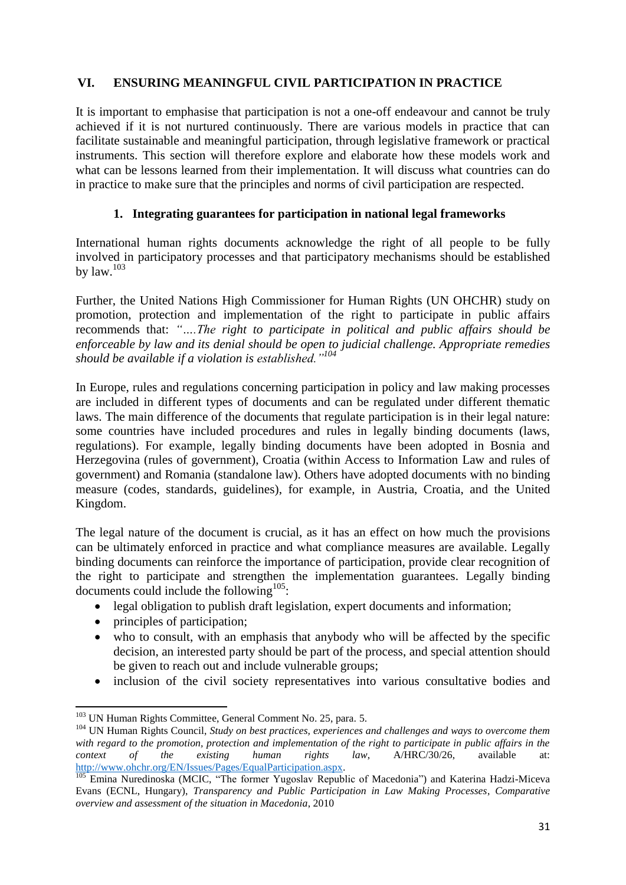## VI. ENSURING MEANINGFUL CIVIL PARTICIPATION IN PRACTICE

It is important to emphasise that participation is not a one-off endeavour and cannot be truly achieved if it is not nurtured continuously. There are various models in practice that can facilitate sustainable and meaningful participation, through legislative framework or practical instruments. This section will therefore explore and elaborate how these models work and what can be lessons learned from their implementation. It will discuss what countries can do in practice to make sure that the principles and norms of civil participation are respected.

### 1. Integrating guarantees for participation in national legal frameworks

International human rights documents acknowledge the right of all people to be fully involved in participatory processes and that participatory mechanisms should be established by law.[103]

Further, the United Nations High Commissioner for Human Rights (UN OHCHR) study on promotion, protection and implementation of the right to participate in public affairs recommends that: *"….The right to participate in political and public affairs should be enforceable by law and its denial should be open to judicial challenge. Appropriate remedies should be available if a violation is established."*[104]

In Europe, rules and regulations concerning participation in policy and law making processes are included in different types of documents and can be regulated under different thematic laws. The main difference of the documents that regulate participation is in their legal nature: some countries have included procedures and rules in legally binding documents (laws, regulations). For example, legally binding documents have been adopted in Bosnia and Herzegovina (rules of government), Croatia (within Access to Information Law and rules of government) and Romania (standalone law). Others have adopted documents with no binding measure (codes, standards, guidelines), for example, in Austria, Croatia, and the United Kingdom.

The legal nature of the document is crucial, as it has an effect on how much the provisions can be ultimately enforced in practice and what compliance measures are available. Legally binding documents can reinforce the importance of participation, provide clear recognition of the right to participate and strengthen the implementation guarantees. Legally binding documents could include the following[105]:

- legal obligation to publish draft legislation, expert documents and information;
- principles of participation;
- who to consult, with an emphasis that anybody who will be affected by the specific decision, an interested party should be part of the process, and special attention should be given to reach out and include vulnerable groups;
- inclusion of the civil society representatives into various consultative bodies and

---

[103] UN Human Rights Committee, General Comment No. 25, para. 5.

[104] UN Human Rights Council, *Study on best practices, experiences and challenges and ways to overcome them with regard to the promotion, protection and implementation of the right to participate in public affairs in the context of the existing human rights law*, A/HRC/30/26, available at: http://www.ohchr.org/EN/Issues/Pages/EqualParticipation.aspx.

[105] Emina Nuredinoska (MCIC, "The former Yugoslav Republic of Macedonia") and Katerina Hadzi-Miceva Evans (ECNL, Hungary), *Transparency and Public Participation in Law Making Processes*, *Comparative overview and assessment of the situation in Macedonia*, 2010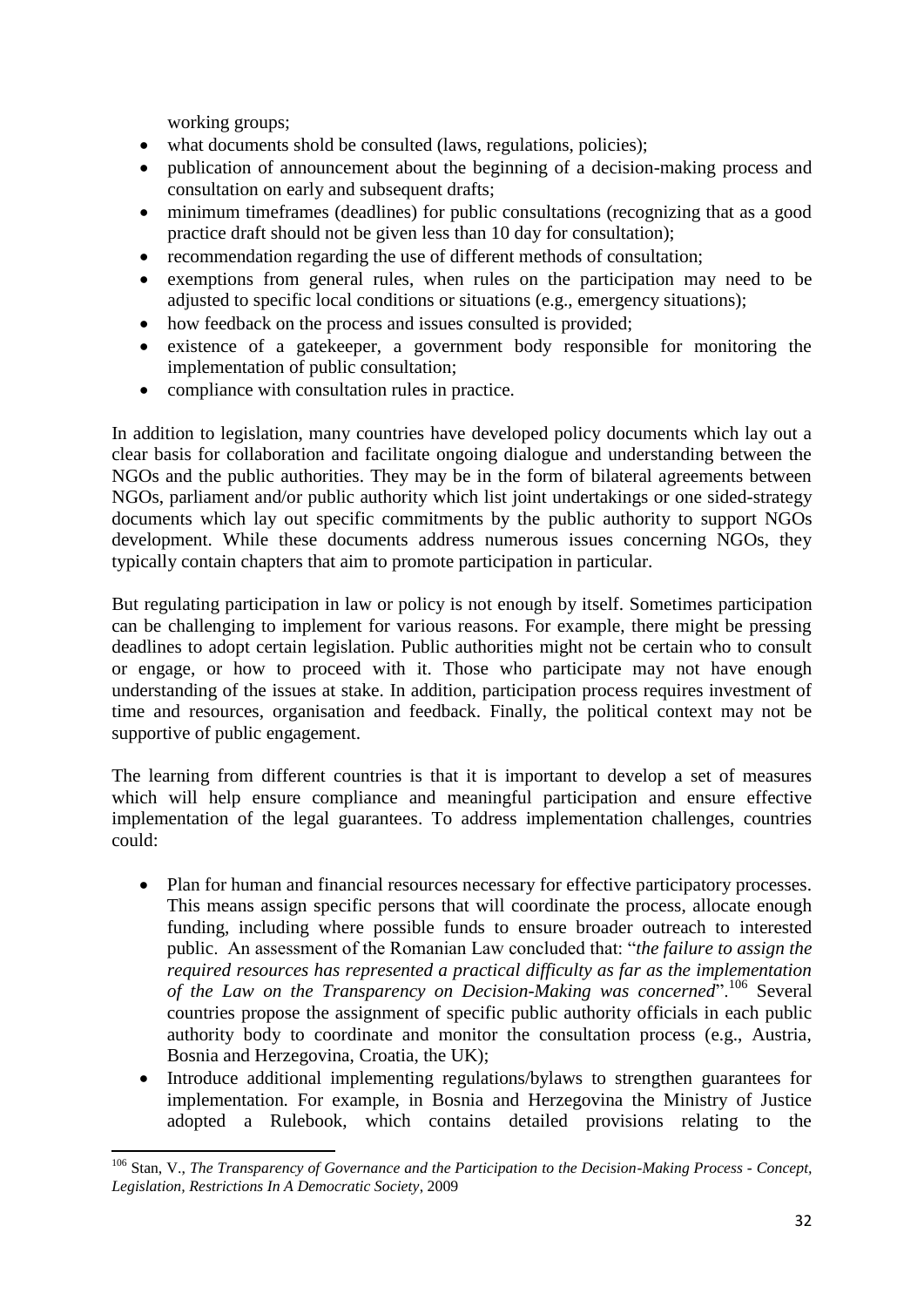working groups;

- what documents shold be consulted (laws, regulations, policies);
- publication of announcement about the beginning of a decision-making process and consultation on early and subsequent drafts;
- minimum timeframes (deadlines) for public consultations (recognizing that as a good practice draft should not be given less than 10 day for consultation);
- recommendation regarding the use of different methods of consultation;
- exemptions from general rules, when rules on the participation may need to be adjusted to specific local conditions or situations (e.g., emergency situations);
- how feedback on the process and issues consulted is provided;
- existence of a gatekeeper, a government body responsible for monitoring the implementation of public consultation;
- compliance with consultation rules in practice.

In addition to legislation, many countries have developed policy documents which lay out a clear basis for collaboration and facilitate ongoing dialogue and understanding between the NGOs and the public authorities. They may be in the form of bilateral agreements between NGOs, parliament and/or public authority which list joint undertakings or one sided-strategy documents which lay out specific commitments by the public authority to support NGOs development. While these documents address numerous issues concerning NGOs, they typically contain chapters that aim to promote participation in particular.

But regulating participation in law or policy is not enough by itself. Sometimes participation can be challenging to implement for various reasons. For example, there might be pressing deadlines to adopt certain legislation. Public authorities might not be certain who to consult or engage, or how to proceed with it. Those who participate may not have enough understanding of the issues at stake. In addition, participation process requires investment of time and resources, organisation and feedback. Finally, the political context may not be supportive of public engagement.

The learning from different countries is that it is important to develop a set of measures which will help ensure compliance and meaningful participation and ensure effective implementation of the legal guarantees. To address implementation challenges, countries could:

- Plan for human and financial resources necessary for effective participatory processes. This means assign specific persons that will coordinate the process, allocate enough funding, including where possible funds to ensure broader outreach to interested public. An assessment of the Romanian Law concluded that: "*the failure to assign the required resources has represented a practical difficulty as far as the implementation of the Law on the Transparency on Decision-Making was concerned*".[106] Several countries propose the assignment of specific public authority officials in each public authority body to coordinate and monitor the consultation process (e.g., Austria, Bosnia and Herzegovina, Croatia, the UK);
- Introduce additional implementing regulations/bylaws to strengthen guarantees for implementation. For example, in Bosnia and Herzegovina the Ministry of Justice adopted a Rulebook, which contains detailed provisions relating to the

[106] Stan, V., *The Transparency of Governance and the Participation to the Decision-Making Process - Concept, Legislation, Restrictions In A Democratic Society*, 2009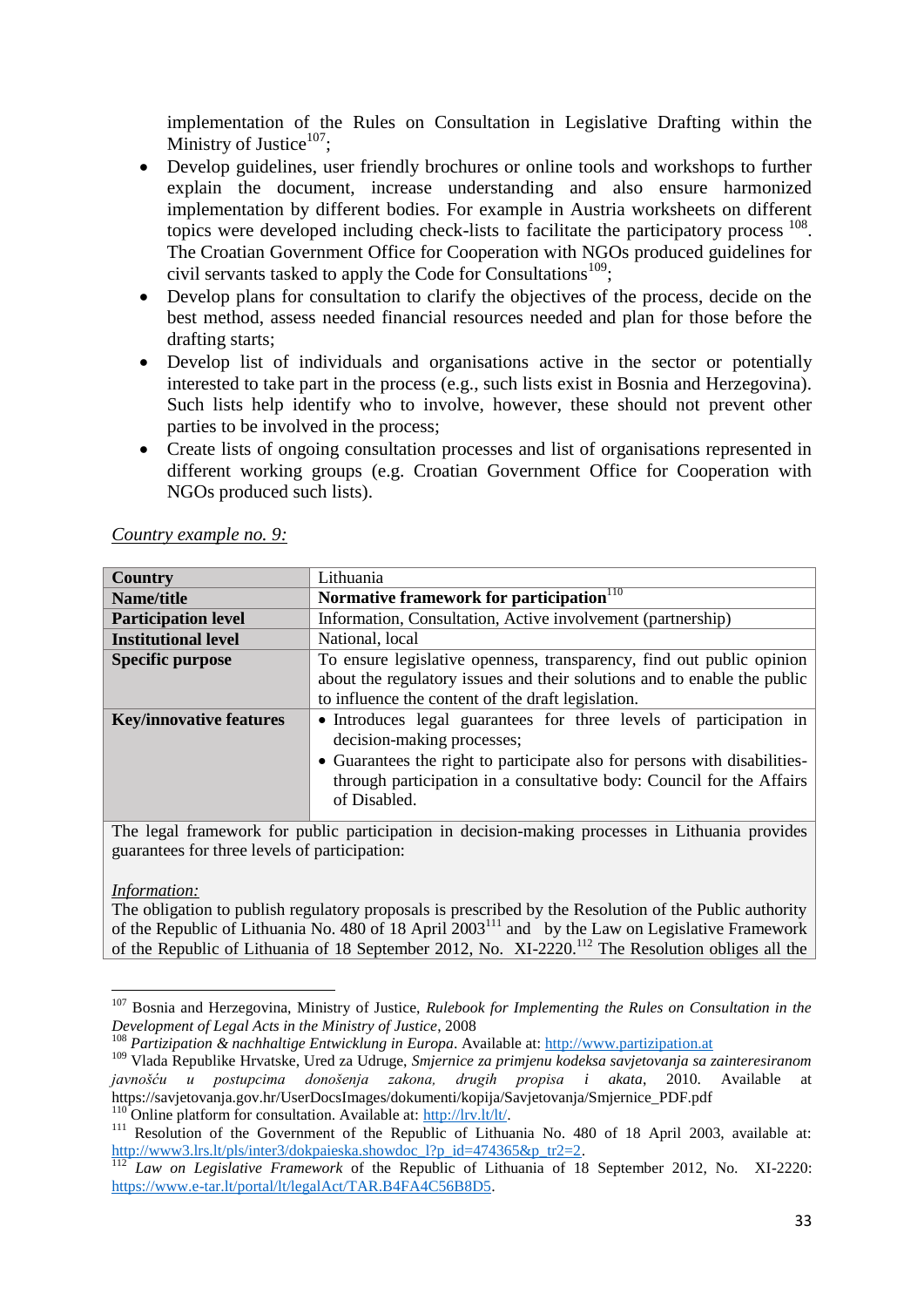implementation of the Rules on Consultation in Legislative Drafting within the Ministry of Justice[107];

- Develop guidelines, user friendly brochures or online tools and workshops to further explain the document, increase understanding and also ensure harmonized implementation by different bodies. For example in Austria worksheets on different topics were developed including check-lists to facilitate the participatory process [108]. The Croatian Government Office for Cooperation with NGOs produced guidelines for civil servants tasked to apply the Code for Consultations[109];
- Develop plans for consultation to clarify the objectives of the process, decide on the best method, assess needed financial resources needed and plan for those before the drafting starts;
- Develop list of individuals and organisations active in the sector or potentially interested to take part in the process (e.g., such lists exist in Bosnia and Herzegovina). Such lists help identify who to involve, however, these should not prevent other parties to be involved in the process;
- Create lists of ongoing consultation processes and list of organisations represented in different working groups (e.g. Croatian Government Office for Cooperation with NGOs produced such lists).

*Country example no. 9:*

| **Country** | Lithuania |
|---|---|
| **Name/title** | **Normative framework for participation**[110] |
| **Participation level** | Information, Consultation, Active involvement (partnership) |
| **Institutional level** | National, local |
| **Specific purpose** | To ensure legislative openness, transparency, find out public opinion about the regulatory issues and their solutions and to enable the public to influence the content of the draft legislation. |
| **Key/innovative features** | • Introduces legal guarantees for three levels of participation in decision-making processes; • Guarantees the right to participate also for persons with disabilities-through participation in a consultative body: Council for the Affairs of Disabled. |

The legal framework for public participation in decision-making processes in Lithuania provides guarantees for three levels of participation:

*Information:*

The obligation to publish regulatory proposals is prescribed by the Resolution of the Public authority of the Republic of Lithuania No. 480 of 18 April 2003[111] and by the Law on Legislative Framework of the Republic of Lithuania of 18 September 2012, No. XI-2220.[112] The Resolution obliges all the

---

[107] Bosnia and Herzegovina, Ministry of Justice, *Rulebook for Implementing the Rules on Consultation in the Development of Legal Acts in the Ministry of Justice*, 2008

[108] *Partizipation & nachhaltige Entwicklung in Europa*. Available at: http://www.partizipation.at

[109] Vlada Republike Hrvatske, Ured za Udruge, *Smjernice za primjenu kodeksa savjetovanja sa zainteresiranom javnošću u postupcima donošenja zakona, drugih propisa i akata*, 2010. Available at https://savjetovanja.gov.hr/UserDocsImages/dokumenti/kopija/Savjetovanja/Smjernice_PDF.pdf

[110] Online platform for consultation. Available at: http://lrv.lt/lt/.

[111] Resolution of the Government of the Republic of Lithuania No. 480 of 18 April 2003, available at: http://www3.lrs.lt/pls/inter3/dokpaieska.showdoc_l?p_id=474365&p_tr2=2.

[112] *Law on Legislative Framework* of the Republic of Lithuania of 18 September 2012, No. XI-2220: https://www.e-tar.lt/portal/lt/legalAct/TAR.B4FA4C56B8D5.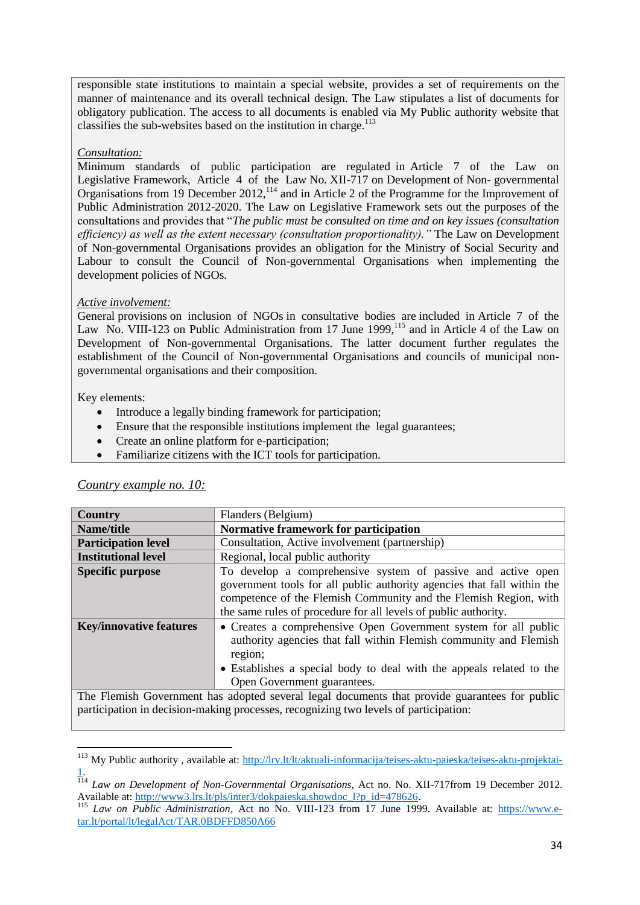responsible state institutions to maintain a special website, provides a set of requirements on the manner of maintenance and its overall technical design. The Law stipulates a list of documents for obligatory publication. The access to all documents is enabled via My Public authority website that classifies the sub-websites based on the institution in charge.[113]

*Consultation:*

Minimum standards of public participation are regulated in Article 7 of the Law on Legislative Framework, Article 4 of the Law No. XII-717 on Development of Non- governmental Organisations from 19 December 2012,[114] and in Article 2 of the Programme for the Improvement of Public Administration 2012-2020. The Law on Legislative Framework sets out the purposes of the consultations and provides that "*The public must be consulted on time and on key issues (consultation efficiency) as well as the extent necessary (consultation proportionality).*" The Law on Development of Non-governmental Organisations provides an obligation for the Ministry of Social Security and Labour to consult the Council of Non-governmental Organisations when implementing the development policies of NGOs.

*Active involvement:*

General provisions on inclusion of NGOs in consultative bodies are included in Article 7 of the Law No. VIII-123 on Public Administration from 17 June 1999,[115] and in Article 4 of the Law on Development of Non-governmental Organisations. The latter document further regulates the establishment of the Council of Non-governmental Organisations and councils of municipal non-governmental organisations and their composition.

Key elements:

- Introduce a legally binding framework for participation;
- Ensure that the responsible institutions implement the legal guarantees;
- Create an online platform for e-participation;
- Familiarize citizens with the ICT tools for participation.

*Country example no. 10:*

| **Country** | Flanders (Belgium) |
|---|---|
| **Name/title** | **Normative framework for participation** |
| **Participation level** | Consultation, Active involvement (partnership) |
| **Institutional level** | Regional, local public authority |
| **Specific purpose** | To develop a comprehensive system of passive and active open government tools for all public authority agencies that fall within the competence of the Flemish Community and the Flemish Region, with the same rules of procedure for all levels of public authority. |
| **Key/innovative features** | • Creates a comprehensive Open Government system for all public authority agencies that fall within Flemish community and Flemish region;<br>• Establishes a special body to deal with the appeals related to the Open Government guarantees. |

The Flemish Government has adopted several legal documents that provide guarantees for public participation in decision-making processes, recognizing two levels of participation:

---

[113] My Public authority , available at: http://lrv.lt/lt/aktuali-informacija/teises-aktu-paieska/teises-aktu-projektai-1.

[114] *Law on Development of Non-Governmental Organisations*, Act no. No. XII-717from 19 December 2012. Available at: http://www3.lrs.lt/pls/inter3/dokpaieska.showdoc_l?p_id=478626.

[115] *Law on Public Administration*, Act no No. VIII-123 from 17 June 1999. Available at: https://www.e-tar.lt/portal/lt/legalAct/TAR.0BDFFD850A66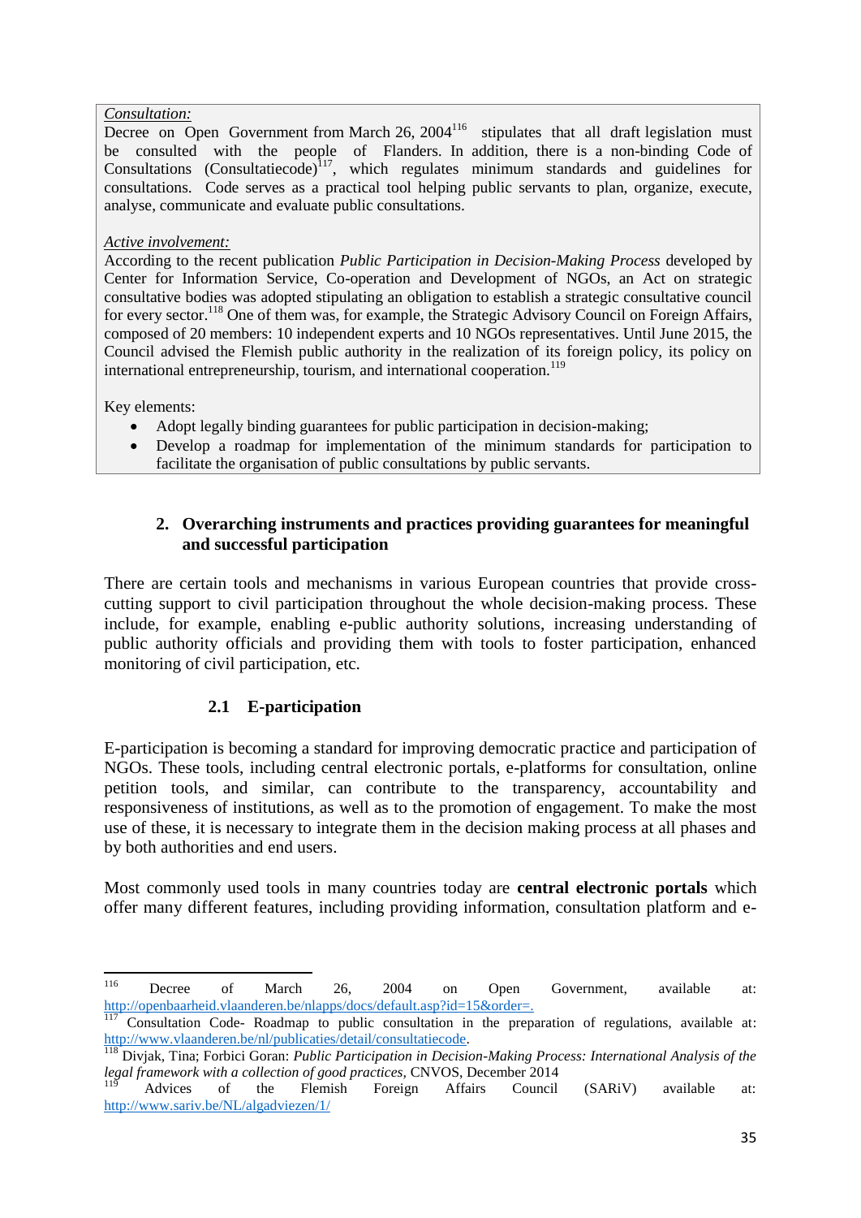*Consultation:*
Decree on Open Government from March 26, 2004[116] stipulates that all draft legislation must be consulted with the people of Flanders. In addition, there is a non-binding Code of Consultations (Consultatiecode)[117], which regulates minimum standards and guidelines for consultations. Code serves as a practical tool helping public servants to plan, organize, execute, analyse, communicate and evaluate public consultations.

*Active involvement:*
According to the recent publication *Public Participation in Decision-Making Process* developed by Center for Information Service, Co-operation and Development of NGOs, an Act on strategic consultative bodies was adopted stipulating an obligation to establish a strategic consultative council for every sector.[118] One of them was, for example, the Strategic Advisory Council on Foreign Affairs, composed of 20 members: 10 independent experts and 10 NGOs representatives. Until June 2015, the Council advised the Flemish public authority in the realization of its foreign policy, its policy on international entrepreneurship, tourism, and international cooperation.[119]

Key elements:

- Adopt legally binding guarantees for public participation in decision-making;
- Develop a roadmap for implementation of the minimum standards for participation to facilitate the organisation of public consultations by public servants.

## 2. Overarching instruments and practices providing guarantees for meaningful and successful participation

There are certain tools and mechanisms in various European countries that provide cross-cutting support to civil participation throughout the whole decision-making process. These include, for example, enabling e-public authority solutions, increasing understanding of public authority officials and providing them with tools to foster participation, enhanced monitoring of civil participation, etc.

### 2.1 E-participation

E-participation is becoming a standard for improving democratic practice and participation of NGOs. These tools, including central electronic portals, e-platforms for consultation, online petition tools, and similar, can contribute to the transparency, accountability and responsiveness of institutions, as well as to the promotion of engagement. To make the most use of these, it is necessary to integrate them in the decision making process at all phases and by both authorities and end users.

Most commonly used tools in many countries today are **central electronic portals** which offer many different features, including providing information, consultation platform and e-

---

[116] Decree of March 26, 2004 on Open Government, available at: http://openbaarheid.vlaanderen.be/nlapps/docs/default.asp?id=15&order=.

[117] Consultation Code- Roadmap to public consultation in the preparation of regulations, available at: http://www.vlaanderen.be/nl/publicaties/detail/consultatiecode.

[118] Divjak, Tina; Forbici Goran: *Public Participation in Decision-Making Process: International Analysis of the legal framework with a collection of good practices*, CNVOS, December 2014

[119] Advices of the Flemish Foreign Affairs Council (SARiV) available at: http://www.sariv.be/NL/algadviezen/1/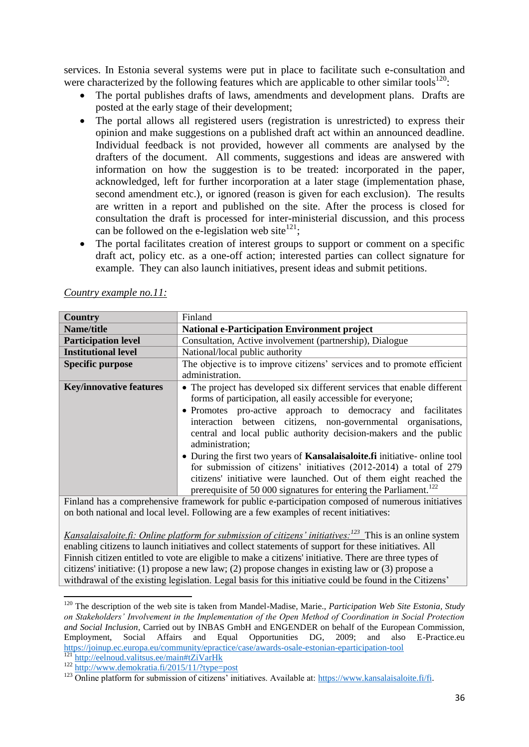services. In Estonia several systems were put in place to facilitate such e-consultation and were characterized by the following features which are applicable to other similar tools[120]:

- The portal publishes drafts of laws, amendments and development plans. Drafts are posted at the early stage of their development;
- The portal allows all registered users (registration is unrestricted) to express their opinion and make suggestions on a published draft act within an announced deadline. Individual feedback is not provided, however all comments are analysed by the drafters of the document. All comments, suggestions and ideas are answered with information on how the suggestion is to be treated: incorporated in the paper, acknowledged, left for further incorporation at a later stage (implementation phase, second amendment etc.), or ignored (reason is given for each exclusion). The results are written in a report and published on the site. After the process is closed for consultation the draft is processed for inter-ministerial discussion, and this process can be followed on the e-legislation web site[121];
- The portal facilitates creation of interest groups to support or comment on a specific draft act, policy etc. as a one-off action; interested parties can collect signature for example. They can also launch initiatives, present ideas and submit petitions.

*Country example no.11:*

| **Country** | Finland |
|---|---|
| **Name/title** | **National e-Participation Environment project** |
| **Participation level** | Consultation, Active involvement (partnership), Dialogue |
| **Institutional level** | National/local public authority |
| **Specific purpose** | The objective is to improve citizens' services and to promote efficient administration. |
| **Key/innovative features** | • The project has developed six different services that enable different forms of participation, all easily accessible for everyone; • Promotes pro-active approach to democracy and facilitates interaction between citizens, non-governmental organisations, central and local public authority decision-makers and the public administration; • During the first two years of **Kansalaisaloite.fi** initiative- online tool for submission of citizens' initiatives (2012-2014) a total of 279 citizens' initiative were launched. Out of them eight reached the prerequisite of 50 000 signatures for entering the Parliament.[122] |
| Finland has a comprehensive framework for public e-participation composed of numerous initiatives on both national and local level. Following are a few examples of recent initiatives: <br><br> *Kansalaisaloite.fi: Online platform for submission of citizens' initiatives:*[123] This is an online system enabling citizens to launch initiatives and collect statements of support for these initiatives. All Finnish citizen entitled to vote are eligible to make a citizens' initiative. There are three types of citizens' initiative: (1) propose a new law; (2) propose changes in existing law or (3) propose a withdrawal of the existing legislation. Legal basis for this initiative could be found in the Citizens' | |

[120] The description of the web site is taken from Mandel-Madise, Marie., *Participation Web Site Estonia, Study on Stakeholders' Involvement in the Implementation of the Open Method of Coordination in Social Protection and Social Inclusion*, Carried out by INBAS GmbH and ENGENDER on behalf of the European Commission, Employment, Social Affairs and Equal Opportunities DG, 2009; and also E-Practice.eu https://joinup.ec.europa.eu/community/epractice/case/awards-osale-estonian-eparticipation-tool

[121] http://eelnoud.valitsus.ee/main#tZiVarHk

[122] http://www.demokratia.fi/2015/11/?type=post

[123] Online platform for submission of citizens' initiatives. Available at: https://www.kansalaisaloite.fi/fi.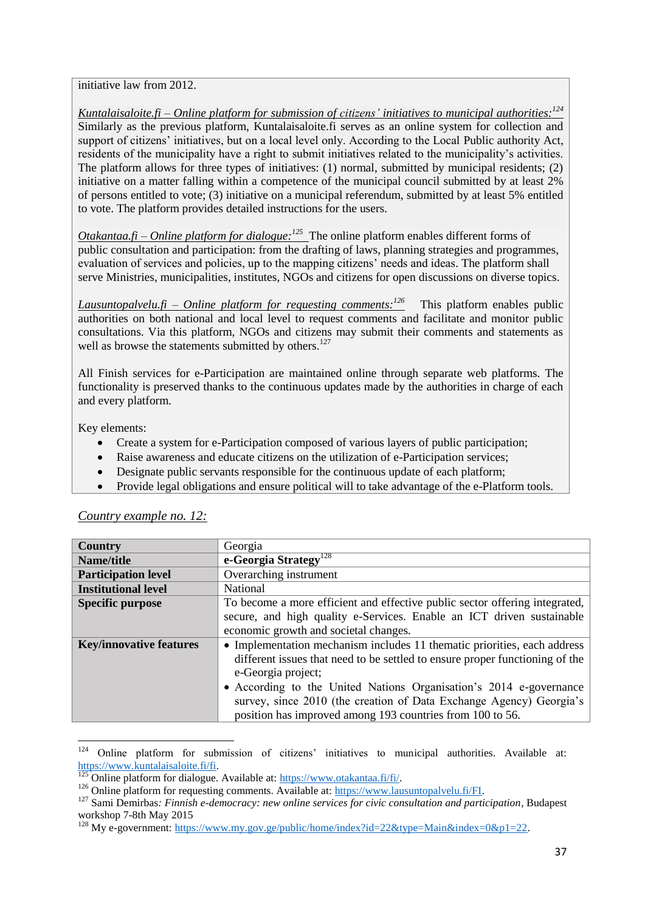initiative law from 2012.

*Kuntalaisaloite.fi – Online platform for submission of citizens' initiatives to municipal authorities:*[124] Similarly as the previous platform, Kuntalaisaloite.fi serves as an online system for collection and support of citizens' initiatives, but on a local level only. According to the Local Public authority Act, residents of the municipality have a right to submit initiatives related to the municipality's activities. The platform allows for three types of initiatives: (1) normal, submitted by municipal residents; (2) initiative on a matter falling within a competence of the municipal council submitted by at least 2% of persons entitled to vote; (3) initiative on a municipal referendum, submitted by at least 5% entitled to vote. The platform provides detailed instructions for the users.

*Otakantaa.fi – Online platform for dialogue:*[125] The online platform enables different forms of public consultation and participation: from the drafting of laws, planning strategies and programmes, evaluation of services and policies, up to the mapping citizens' needs and ideas. The platform shall serve Ministries, municipalities, institutes, NGOs and citizens for open discussions on diverse topics.

*Lausuntopalvelu.fi – Online platform for requesting comments:*[126] This platform enables public authorities on both national and local level to request comments and facilitate and monitor public consultations. Via this platform, NGOs and citizens may submit their comments and statements as well as browse the statements submitted by others.[127]

All Finish services for e-Participation are maintained online through separate web platforms. The functionality is preserved thanks to the continuous updates made by the authorities in charge of each and every platform.

Key elements:

- Create a system for e-Participation composed of various layers of public participation;
- Raise awareness and educate citizens on the utilization of e-Participation services;
- Designate public servants responsible for the continuous update of each platform;
- Provide legal obligations and ensure political will to take advantage of the e-Platform tools.

*Country example no. 12:*

| **Country** | Georgia |
|---|---|
| **Name/title** | **e-Georgia Strategy**[128] |
| **Participation level** | Overarching instrument |
| **Institutional level** | National |
| **Specific purpose** | To become a more efficient and effective public sector offering integrated, secure, and high quality e-Services. Enable an ICT driven sustainable economic growth and societal changes. |
| **Key/innovative features** | • Implementation mechanism includes 11 thematic priorities, each address different issues that need to be settled to ensure proper functioning of the e-Georgia project;<br>• According to the United Nations Organisation's 2014 e-governance survey, since 2010 (the creation of Data Exchange Agency) Georgia's position has improved among 193 countries from 100 to 56. |

[124] Online platform for submission of citizens' initiatives to municipal authorities. Available at: https://www.kuntalaisaloite.fi/fi.

[125] Online platform for dialogue. Available at: https://www.otakantaa.fi/fi/.

[126] Online platform for requesting comments. Available at: https://www.lausuntopalvelu.fi/FI.

[127] Sami Demirbas*: Finnish e-democracy: new online services for civic consultation and participation*, Budapest workshop 7-8th May 2015

[128] My e-government: https://www.my.gov.ge/public/home/index?id=22&type=Main&index=0&p1=22.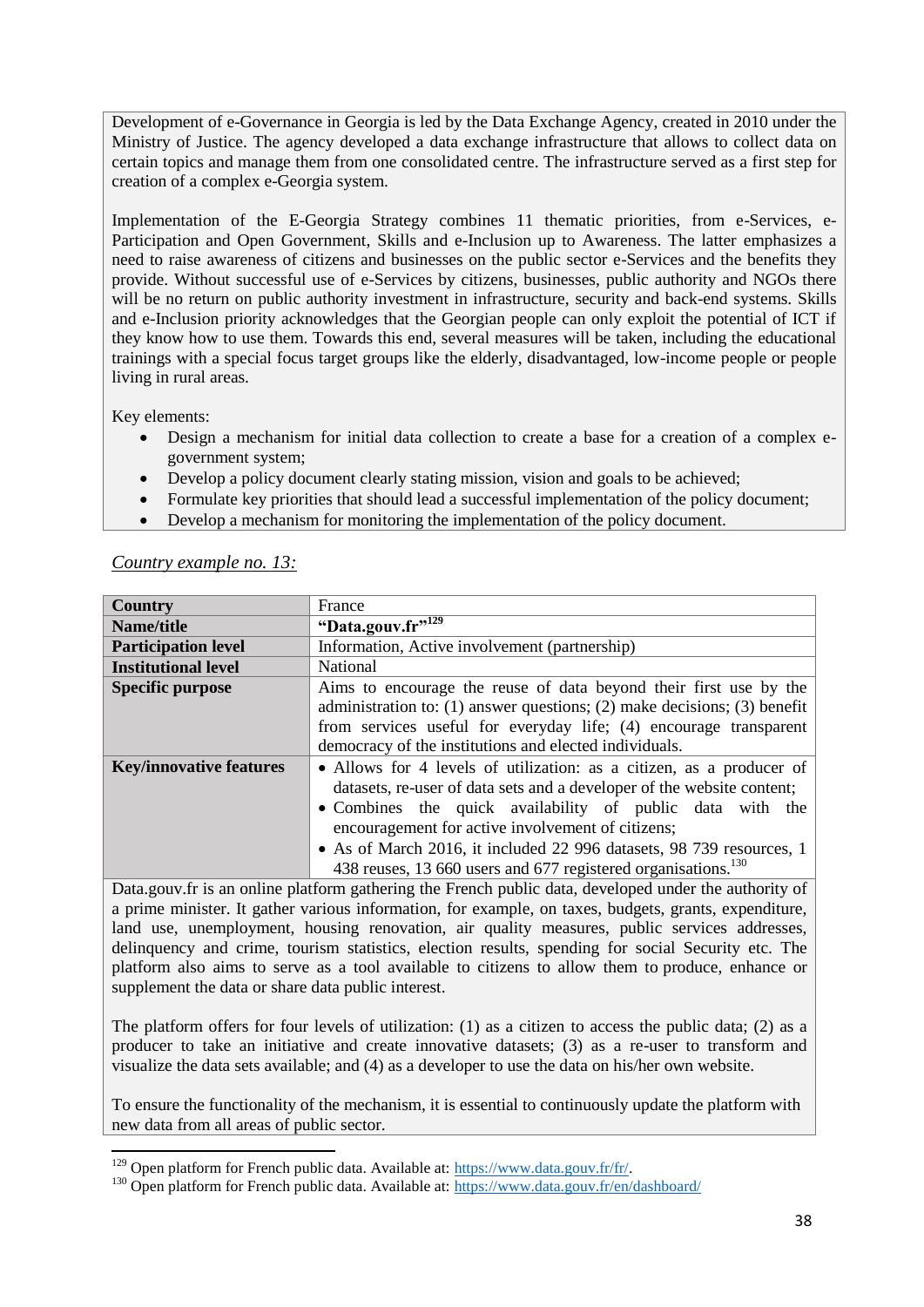Development of e-Governance in Georgia is led by the Data Exchange Agency, created in 2010 under the Ministry of Justice. The agency developed a data exchange infrastructure that allows to collect data on certain topics and manage them from one consolidated centre. The infrastructure served as a first step for creation of a complex e-Georgia system.

Implementation of the E-Georgia Strategy combines 11 thematic priorities, from e-Services, e-Participation and Open Government, Skills and e-Inclusion up to Awareness. The latter emphasizes a need to raise awareness of citizens and businesses on the public sector e-Services and the benefits they provide. Without successful use of e-Services by citizens, businesses, public authority and NGOs there will be no return on public authority investment in infrastructure, security and back-end systems. Skills and e-Inclusion priority acknowledges that the Georgian people can only exploit the potential of ICT if they know how to use them. Towards this end, several measures will be taken, including the educational trainings with a special focus target groups like the elderly, disadvantaged, low-income people or people living in rural areas.

Key elements:

- Design a mechanism for initial data collection to create a base for a creation of a complex e-government system;
- Develop a policy document clearly stating mission, vision and goals to be achieved;
- Formulate key priorities that should lead a successful implementation of the policy document;
- Develop a mechanism for monitoring the implementation of the policy document.

*Country example no. 13:*

| **Country** | France |
|---|---|
| **Name/title** | **"Data.gouv.fr"**[129] |
| **Participation level** | Information, Active involvement (partnership) |
| **Institutional level** | National |
| **Specific purpose** | Aims to encourage the reuse of data beyond their first use by the administration to: (1) answer questions; (2) make decisions; (3) benefit from services useful for everyday life; (4) encourage transparent democracy of the institutions and elected individuals. |
| **Key/innovative features** | • Allows for 4 levels of utilization: as a citizen, as a producer of datasets, re-user of data sets and a developer of the website content;<br>• Combines the quick availability of public data with the encouragement for active involvement of citizens;<br>• As of March 2016, it included 22 996 datasets, 98 739 resources, 1 438 reuses, 13 660 users and 677 registered organisations.[130] |

Data.gouv.fr is an online platform gathering the French public data, developed under the authority of a prime minister. It gather various information, for example, on taxes, budgets, grants, expenditure, land use, unemployment, housing renovation, air quality measures, public services addresses, delinquency and crime, tourism statistics, election results, spending for social Security etc. The platform also aims to serve as a tool available to citizens to allow them to produce, enhance or supplement the data or share data public interest.

The platform offers for four levels of utilization: (1) as a citizen to access the public data; (2) as a producer to take an initiative and create innovative datasets; (3) as a re-user to transform and visualize the data sets available; and (4) as a developer to use the data on his/her own website.

To ensure the functionality of the mechanism, it is essential to continuously update the platform with new data from all areas of public sector.

[129] Open platform for French public data. Available at: https://www.data.gouv.fr/fr/.

[130] Open platform for French public data. Available at: https://www.data.gouv.fr/en/dashboard/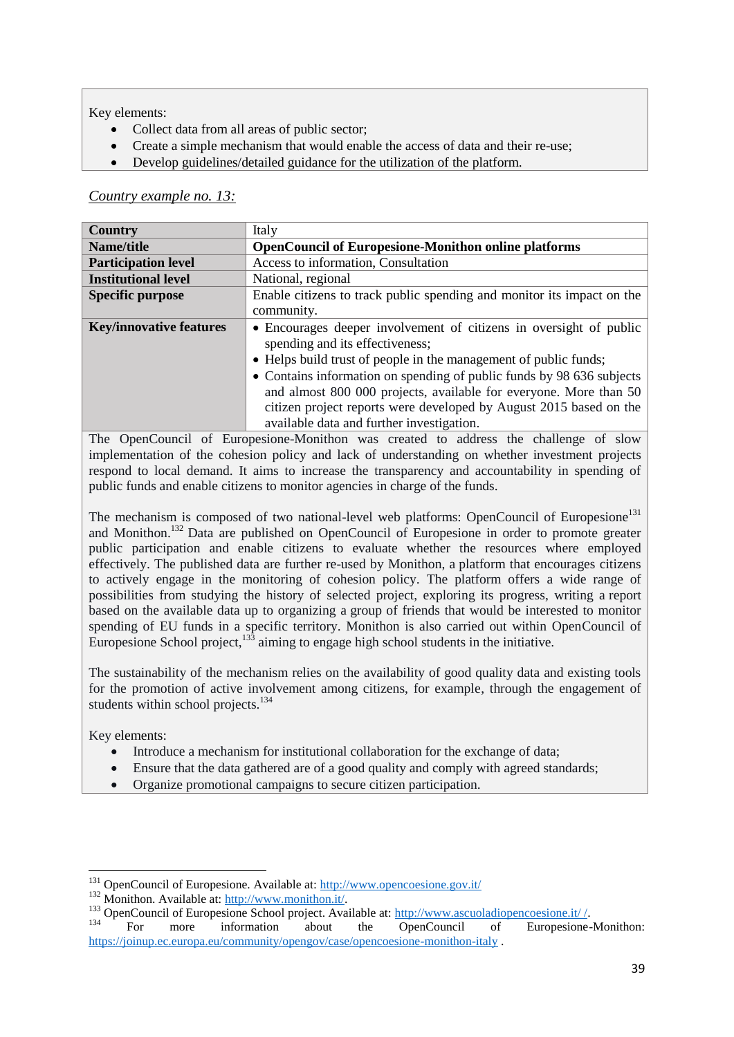Key elements:

- Collect data from all areas of public sector;
- Create a simple mechanism that would enable the access of data and their re-use;
- Develop guidelines/detailed guidance for the utilization of the platform.

*Country example no. 13:*

| **Country** | Italy |
|---|---|
| **Name/title** | **OpenCouncil of Europesine-Monithon online platforms** |
| **Participation level** | Access to information, Consultation |
| **Institutional level** | National, regional |
| **Specific purpose** | Enable citizens to track public spending and monitor its impact on the community. |
| **Key/innovative features** | • Encourages deeper involvement of citizens in oversight of public spending and its effectiveness;<br>• Helps build trust of people in the management of public funds;<br>• Contains information on spending of public funds by 98 636 subjects and almost 800 000 projects, available for everyone. More than 50 citizen project reports were developed by August 2015 based on the available data and further investigation. |

The OpenCouncil of Europesine-Monithon was created to address the challenge of slow implementation of the cohesion policy and lack of understanding on whether investment projects respond to local demand. It aims to increase the transparency and accountability in spending of public funds and enable citizens to monitor agencies in charge of the funds.

The mechanism is composed of two national-level web platforms: OpenCouncil of Europesine[131] and Monithon.[132] Data are published on OpenCouncil of Europesine in order to promote greater public participation and enable citizens to evaluate whether the resources where employed effectively. The published data are further re-used by Monithon, a platform that encourages citizens to actively engage in the monitoring of cohesion policy. The platform offers a wide range of possibilities from studying the history of selected project, exploring its progress, writing a report based on the available data up to organizing a group of friends that would be interested to monitor spending of EU funds in a specific territory. Monithon is also carried out within OpenCouncil of Europesione School project,[133] aiming to engage high school students in the initiative.

The sustainability of the mechanism relies on the availability of good quality data and existing tools for the promotion of active involvement among citizens, for example, through the engagement of students within school projects.[134]

Key elements:

- Introduce a mechanism for institutional collaboration for the exchange of data;
- Ensure that the data gathered are of a good quality and comply with agreed standards;
- Organize promotional campaigns to secure citizen participation.

---

[131] OpenCouncil of Europesine. Available at: http://www.opencoesione.gov.it/

[132] Monithon. Available at: http://www.monithon.it/.

[133] OpenCouncil of Europesine School project. Available at: http://www.ascuoladiopencoesione.it/ /.

[134] For more information about the OpenCouncil of Europesine-Monithon: https://joinup.ec.europa.eu/community/opengov/case/opencoesione-monithon-italy .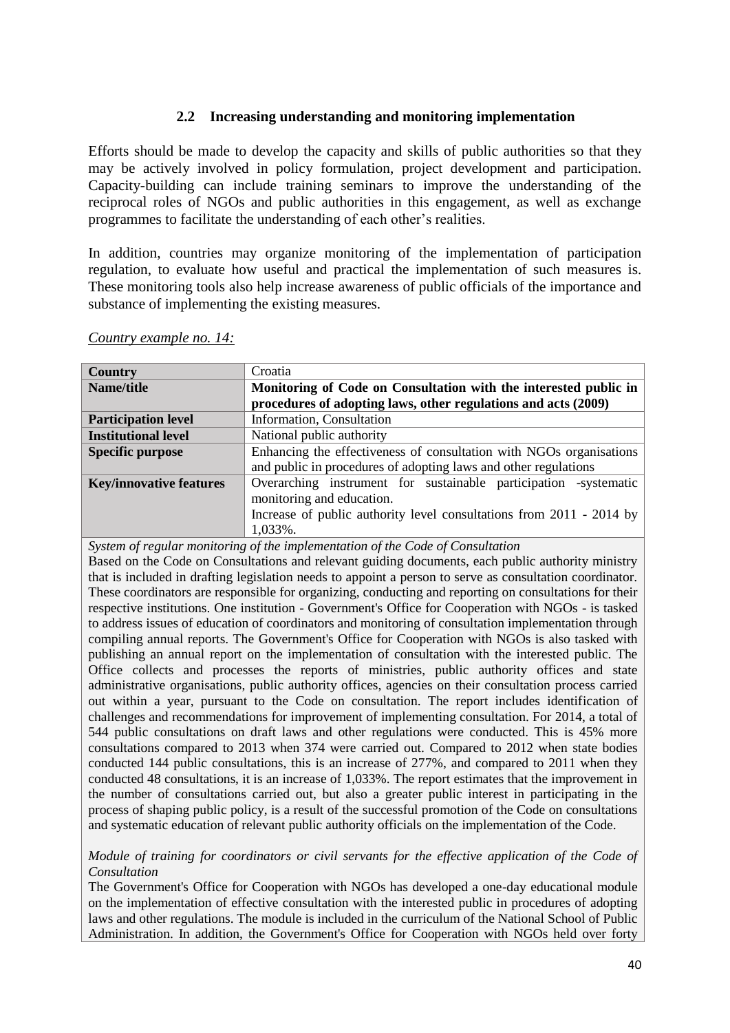### 2.2 Increasing understanding and monitoring implementation

Efforts should be made to develop the capacity and skills of public authorities so that they may be actively involved in policy formulation, project development and participation. Capacity-building can include training seminars to improve the understanding of the reciprocal roles of NGOs and public authorities in this engagement, as well as exchange programmes to facilitate the understanding of each other's realities.

In addition, countries may organize monitoring of the implementation of participation regulation, to evaluate how useful and practical the implementation of such measures is. These monitoring tools also help increase awareness of public officials of the importance and substance of implementing the existing measures.

Country example no. 14:

| Country | Croatia |
|---|---|
| **Name/title** | **Monitoring of Code on Consultation with the interested public in procedures of adopting laws, other regulations and acts (2009)** |
| **Participation level** | Information, Consultation |
| **Institutional level** | National public authority |
| **Specific purpose** | Enhancing the effectiveness of consultation with NGOs organisations and public in procedures of adopting laws and other regulations |
| **Key/innovative features** | Overarching instrument for sustainable participation -systematic monitoring and education.<br>Increase of public authority level consultations from 2011 - 2014 by 1,033%. |

*System of regular monitoring of the implementation of the Code of Consultation*

Based on the Code on Consultations and relevant guiding documents, each public authority ministry that is included in drafting legislation needs to appoint a person to serve as consultation coordinator. These coordinators are responsible for organizing, conducting and reporting on consultations for their respective institutions. One institution - Government's Office for Cooperation with NGOs - is tasked to address issues of education of coordinators and monitoring of consultation implementation through compiling annual reports. The Government's Office for Cooperation with NGOs is also tasked with publishing an annual report on the implementation of consultation with the interested public. The Office collects and processes the reports of ministries, public authority offices and state administrative organisations, public authority offices, agencies on their consultation process carried out within a year, pursuant to the Code on consultation. The report includes identification of challenges and recommendations for improvement of implementing consultation. For 2014, a total of 544 public consultations on draft laws and other regulations were conducted. This is 45% more consultations compared to 2013 when 374 were carried out. Compared to 2012 when state bodies conducted 144 public consultations, this is an increase of 277%, and compared to 2011 when they conducted 48 consultations, it is an increase of 1,033%. The report estimates that the improvement in the number of consultations carried out, but also a greater public interest in participating in the process of shaping public policy, is a result of the successful promotion of the Code on consultations and systematic education of relevant public authority officials on the implementation of the Code.

*Module of training for coordinators or civil servants for the effective application of the Code of Consultation*

The Government's Office for Cooperation with NGOs has developed a one-day educational module on the implementation of effective consultation with the interested public in procedures of adopting laws and other regulations. The module is included in the curriculum of the National School of Public Administration. In addition, the Government's Office for Cooperation with NGOs held over forty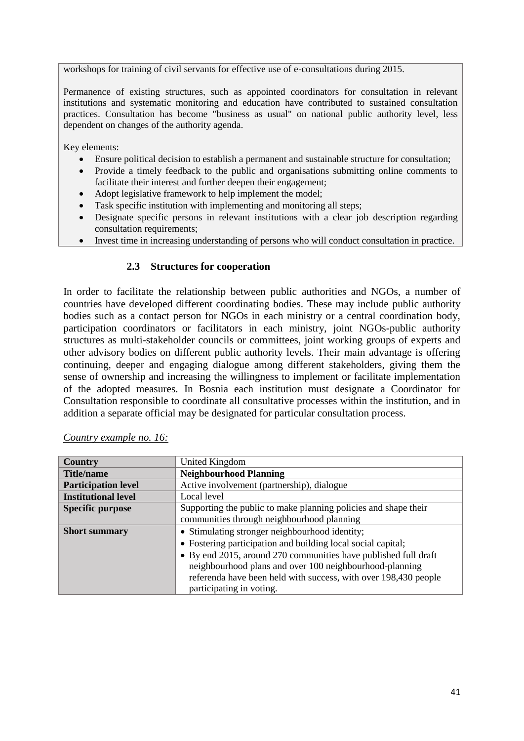workshops for training of civil servants for effective use of e-consultations during 2015.

Permanence of existing structures, such as appointed coordinators for consultation in relevant institutions and systematic monitoring and education have contributed to sustained consultation practices. Consultation has become "business as usual" on national public authority level, less dependent on changes of the authority agenda.

Key elements:

- Ensure political decision to establish a permanent and sustainable structure for consultation;
- Provide a timely feedback to the public and organisations submitting online comments to facilitate their interest and further deepen their engagement;
- Adopt legislative framework to help implement the model;
- Task specific institution with implementing and monitoring all steps;
- Designate specific persons in relevant institutions with a clear job description regarding consultation requirements;
- Invest time in increasing understanding of persons who will conduct consultation in practice.

### 2.3 Structures for cooperation

In order to facilitate the relationship between public authorities and NGOs, a number of countries have developed different coordinating bodies. These may include public authority bodies such as a contact person for NGOs in each ministry or a central coordination body, participation coordinators or facilitators in each ministry, joint NGOs-public authority structures as multi-stakeholder councils or committees, joint working groups of experts and other advisory bodies on different public authority levels. Their main advantage is offering continuing, deeper and engaging dialogue among different stakeholders, giving them the sense of ownership and increasing the willingness to implement or facilitate implementation of the adopted measures. In Bosnia each institution must designate a Coordinator for Consultation responsible to coordinate all consultative processes within the institution, and in addition a separate official may be designated for particular consultation process.

*Country example no. 16:*

| **Country** | United Kingdom |
|---|---|
| **Title/name** | **Neighbourhood Planning** |
| **Participation level** | Active involvement (partnership), dialogue |
| **Institutional level** | Local level |
| **Specific purpose** | Supporting the public to make planning policies and shape their communities through neighbourhood planning |
| **Short summary** | • Stimulating stronger neighbourhood identity;<br>• Fostering participation and building local social capital;<br>• By end 2015, around 270 communities have published full draft neighbourhood plans and over 100 neighbourhood-planning referenda have been held with success, with over 198,430 people participating in voting. |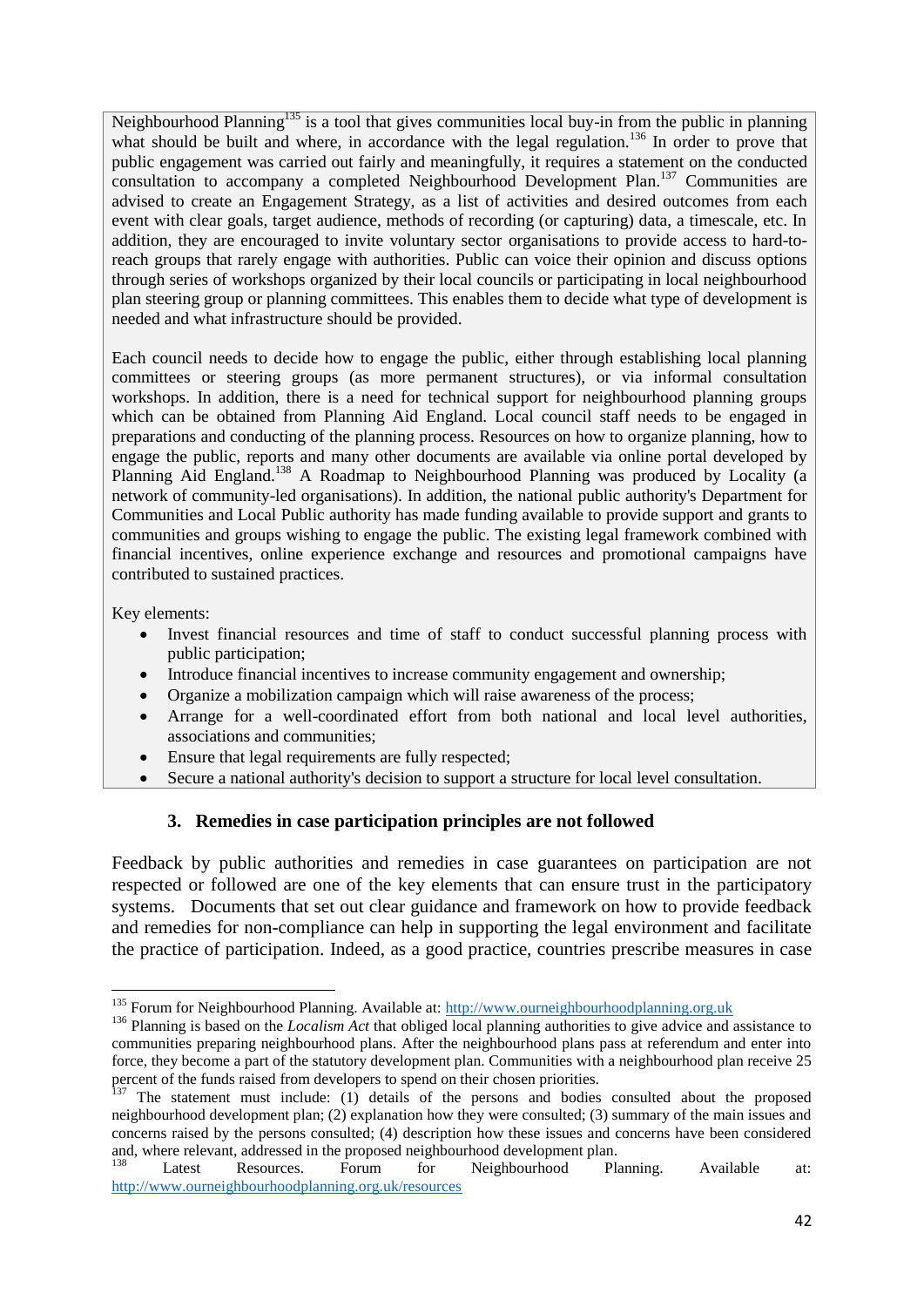Neighbourhood Planning[135] is a tool that gives communities local buy-in from the public in planning what should be built and where, in accordance with the legal regulation.[136] In order to prove that public engagement was carried out fairly and meaningfully, it requires a statement on the conducted consultation to accompany a completed Neighbourhood Development Plan.[137] Communities are advised to create an Engagement Strategy, as a list of activities and desired outcomes from each event with clear goals, target audience, methods of recording (or capturing) data, a timescale, etc. In addition, they are encouraged to invite voluntary sector organisations to provide access to hard-to-reach groups that rarely engage with authorities. Public can voice their opinion and discuss options through series of workshops organized by their local councils or participating in local neighbourhood plan steering group or planning committees. This enables them to decide what type of development is needed and what infrastructure should be provided.

Each council needs to decide how to engage the public, either through establishing local planning committees or steering groups (as more permanent structures), or via informal consultation workshops. In addition, there is a need for technical support for neighbourhood planning groups which can be obtained from Planning Aid England. Local council staff needs to be engaged in preparations and conducting of the planning process. Resources on how to organize planning, how to engage the public, reports and many other documents are available via online portal developed by Planning Aid England.[138] A Roadmap to Neighbourhood Planning was produced by Locality (a network of community-led organisations). In addition, the national public authority's Department for Communities and Local Public authority has made funding available to provide support and grants to communities and groups wishing to engage the public. The existing legal framework combined with financial incentives, online experience exchange and resources and promotional campaigns have contributed to sustained practices.

Key elements:

- Invest financial resources and time of staff to conduct successful planning process with public participation;
- Introduce financial incentives to increase community engagement and ownership;
- Organize a mobilization campaign which will raise awareness of the process;
- Arrange for a well-coordinated effort from both national and local level authorities, associations and communities;
- Ensure that legal requirements are fully respected;
- Secure a national authority's decision to support a structure for local level consultation.

### 3. Remedies in case participation principles are not followed

Feedback by public authorities and remedies in case guarantees on participation are not respected or followed are one of the key elements that can ensure trust in the participatory systems. Documents that set out clear guidance and framework on how to provide feedback and remedies for non-compliance can help in supporting the legal environment and facilitate the practice of participation. Indeed, as a good practice, countries prescribe measures in case

---

[135] Forum for Neighbourhood Planning. Available at: http://www.ourneighbourhoodplanning.org.uk

[136] Planning is based on the *Localism Act* that obliged local planning authorities to give advice and assistance to communities preparing neighbourhood plans. After the neighbourhood plans pass at referendum and enter into force, they become a part of the statutory development plan. Communities with a neighbourhood plan receive 25 percent of the funds raised from developers to spend on their chosen priorities.

[137] The statement must include: (1) details of the persons and bodies consulted about the proposed neighbourhood development plan; (2) explanation how they were consulted; (3) summary of the main issues and concerns raised by the persons consulted; (4) description how these issues and concerns have been considered and, where relevant, addressed in the proposed neighbourhood development plan.

[138] Latest Resources. Forum for Neighbourhood Planning. Available at: http://www.ourneighbourhoodplanning.org.uk/resources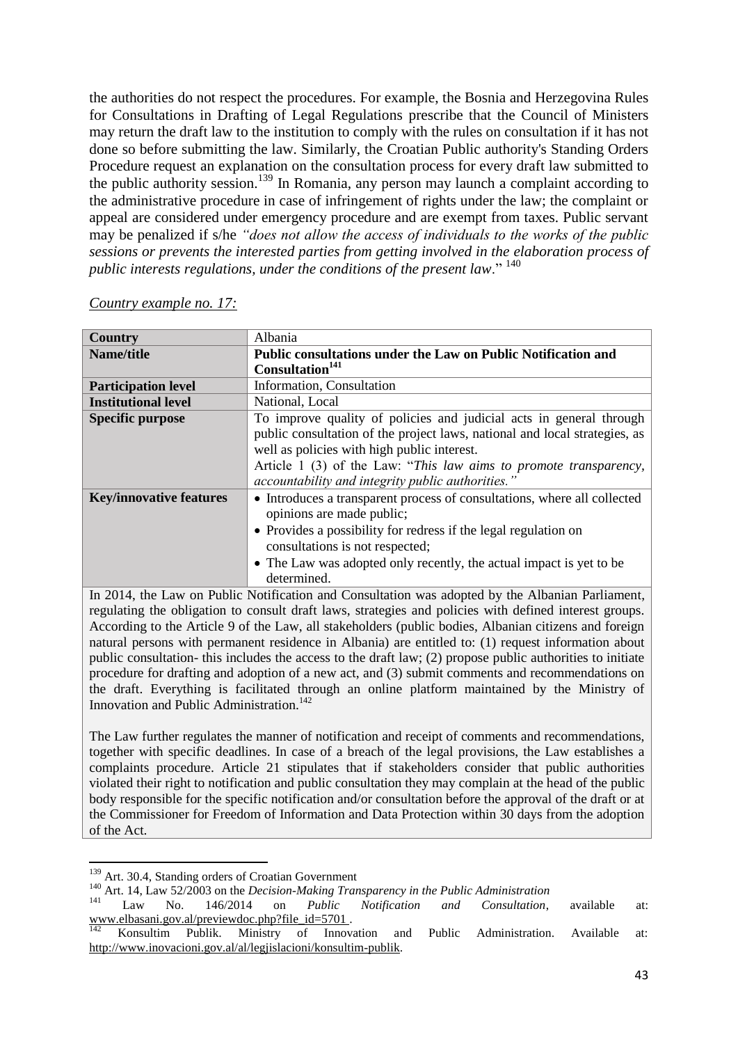the authorities do not respect the procedures. For example, the Bosnia and Herzegovina Rules for Consultations in Drafting of Legal Regulations prescribe that the Council of Ministers may return the draft law to the institution to comply with the rules on consultation if it has not done so before submitting the law. Similarly, the Croatian Public authority's Standing Orders Procedure request an explanation on the consultation process for every draft law submitted to the public authority session.[139] In Romania, any person may launch a complaint according to the administrative procedure in case of infringement of rights under the law; the complaint or appeal are considered under emergency procedure and are exempt from taxes. Public servant may be penalized if s/he *"does not allow the access of individuals to the works of the public sessions or prevents the interested parties from getting involved in the elaboration process of public interests regulations, under the conditions of the present law*." [140]

*Country example no. 17:*

| **Country** | Albania |
|---|---|
| **Name/title** | **Public consultations under the Law on Public Notification and Consultation[141]** |
| **Participation level** | Information, Consultation |
| **Institutional level** | National, Local |
| **Specific purpose** | To improve quality of policies and judicial acts in general through public consultation of the project laws, national and local strategies, as well as policies with high public interest. Article 1 (3) of the Law: "*This law aims to promote transparency, accountability and integrity public authorities.*" |
| **Key/innovative features** | • Introduces a transparent process of consultations, where all collected opinions are made public; • Provides a possibility for redress if the legal regulation on consultations is not respected; • The Law was adopted only recently, the actual impact is yet to be determined. |

In 2014, the Law on Public Notification and Consultation was adopted by the Albanian Parliament, regulating the obligation to consult draft laws, strategies and policies with defined interest groups. According to the Article 9 of the Law, all stakeholders (public bodies, Albanian citizens and foreign natural persons with permanent residence in Albania) are entitled to: (1) request information about public consultation- this includes the access to the draft law; (2) propose public authorities to initiate procedure for drafting and adoption of a new act, and (3) submit comments and recommendations on the draft. Everything is facilitated through an online platform maintained by the Ministry of Innovation and Public Administration.[142]

The Law further regulates the manner of notification and receipt of comments and recommendations, together with specific deadlines. In case of a breach of the legal provisions, the Law establishes a complaints procedure. Article 21 stipulates that if stakeholders consider that public authorities violated their right to notification and public consultation they may complain at the head of the public body responsible for the specific notification and/or consultation before the approval of the draft or at the Commissioner for Freedom of Information and Data Protection within 30 days from the adoption of the Act.

---

[139] Art. 30.4, Standing orders of Croatian Government

[140] Art. 14, Law 52/2003 on the *Decision-Making Transparency in the Public Administration*

[141] Law No. 146/2014 on *Public Notification and Consultation*, available at: www.elbasani.gov.al/previewdoc.php?file_id=5701 .

[142] Konsultim Publik. Ministry of Innovation and Public Administration. Available at: http://www.inovacioni.gov.al/al/legjislacioni/konsultim-publik.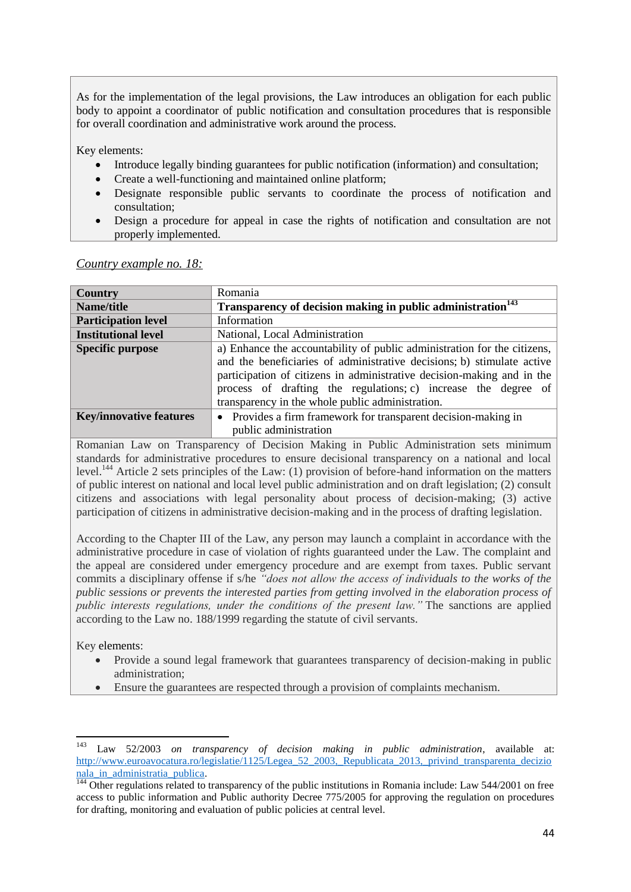As for the implementation of the legal provisions, the Law introduces an obligation for each public body to appoint a coordinator of public notification and consultation procedures that is responsible for overall coordination and administrative work around the process.

Key elements:

- Introduce legally binding guarantees for public notification (information) and consultation;
- Create a well-functioning and maintained online platform;
- Designate responsible public servants to coordinate the process of notification and consultation;
- Design a procedure for appeal in case the rights of notification and consultation are not properly implemented.

*Country example no. 18:*

| **Country** | Romania |
|---|---|
| **Name/title** | **Transparency of decision making in public administration**[143] |
| **Participation level** | Information |
| **Institutional level** | National, Local Administration |
| **Specific purpose** | a) Enhance the accountability of public administration for the citizens, and the beneficiaries of administrative decisions; b) stimulate active participation of citizens in administrative decision-making and in the process of drafting the regulations; c) increase the degree of transparency in the whole public administration. |
| **Key/innovative features** | • Provides a firm framework for transparent decision-making in public administration |

Romanian Law on Transparency of Decision Making in Public Administration sets minimum standards for administrative procedures to ensure decisional transparency on a national and local level.[144] Article 2 sets principles of the Law: (1) provision of before-hand information on the matters of public interest on national and local level public administration and on draft legislation; (2) consult citizens and associations with legal personality about process of decision-making; (3) active participation of citizens in administrative decision-making and in the process of drafting legislation.

According to the Chapter III of the Law, any person may launch a complaint in accordance with the administrative procedure in case of violation of rights guaranteed under the Law. The complaint and the appeal are considered under emergency procedure and are exempt from taxes. Public servant commits a disciplinary offense if s/he *"does not allow the access of individuals to the works of the public sessions or prevents the interested parties from getting involved in the elaboration process of public interests regulations, under the conditions of the present law."* The sanctions are applied according to the Law no. 188/1999 regarding the statute of civil servants.

Key elements:

- Provide a sound legal framework that guarantees transparency of decision-making in public administration;
- Ensure the guarantees are respected through a provision of complaints mechanism.

---

[143] Law 52/2003 *on transparency of decision making in public administration*, available at: http://www.euroavocatura.ro/legislatie/1125/Legea_52_2003,_Republicata_2013,_privind_transparenta_decizionala_in_administratia_publica.

[144] Other regulations related to transparency of the public institutions in Romania include: Law 544/2001 on free access to public information and Public authority Decree 775/2005 for approving the regulation on procedures for drafting, monitoring and evaluation of public policies at central level.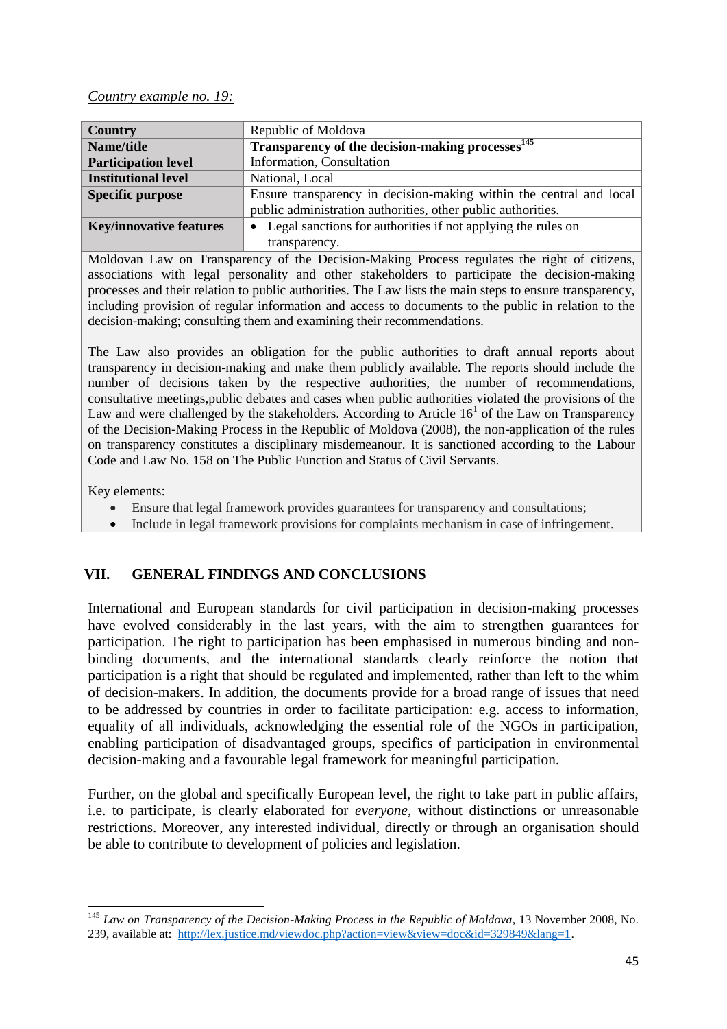*Country example no. 19:*

| Country | Republic of Moldova |
|---|---|
| **Name/title** | **Transparency of the decision-making processes**[145] |
| **Participation level** | Information, Consultation |
| **Institutional level** | National, Local |
| **Specific purpose** | Ensure transparency in decision-making within the central and local public administration authorities, other public authorities. |
| **Key/innovative features** | • Legal sanctions for authorities if not applying the rules on transparency. |

Moldovan Law on Transparency of the Decision-Making Process regulates the right of citizens, associations with legal personality and other stakeholders to participate the decision-making processes and their relation to public authorities. The Law lists the main steps to ensure transparency, including provision of regular information and access to documents to the public in relation to the decision-making; consulting them and examining their recommendations.

The Law also provides an obligation for the public authorities to draft annual reports about transparency in decision-making and make them publicly available. The reports should include the number of decisions taken by the respective authorities, the number of recommendations, consultative meetings,public debates and cases when public authorities violated the provisions of the Law and were challenged by the stakeholders. According to Article 16[1] of the Law on Transparency of the Decision-Making Process in the Republic of Moldova (2008), the non-application of the rules on transparency constitutes a disciplinary misdemeanour. It is sanctioned according to the Labour Code and Law No. 158 on The Public Function and Status of Civil Servants.

Key elements:

- Ensure that legal framework provides guarantees for transparency and consultations;
- Include in legal framework provisions for complaints mechanism in case of infringement.

## VII. GENERAL FINDINGS AND CONCLUSIONS

International and European standards for civil participation in decision-making processes have evolved considerably in the last years, with the aim to strengthen guarantees for participation. The right to participation has been emphasised in numerous binding and non-binding documents, and the international standards clearly reinforce the notion that participation is a right that should be regulated and implemented, rather than left to the whim of decision-makers. In addition, the documents provide for a broad range of issues that need to be addressed by countries in order to facilitate participation: e.g. access to information, equality of all individuals, acknowledging the essential role of the NGOs in participation, enabling participation of disadvantaged groups, specifics of participation in environmental decision-making and a favourable legal framework for meaningful participation.

Further, on the global and specifically European level, the right to take part in public affairs, i.e. to participate, is clearly elaborated for *everyone*, without distinctions or unreasonable restrictions. Moreover, any interested individual, directly or through an organisation should be able to contribute to development of policies and legislation.

---

[145] *Law on Transparency of the Decision-Making Process in the Republic of Moldova*, 13 November 2008, No. 239, available at: http://lex.justice.md/viewdoc.php?action=view&view=doc&id=329849&lang=1.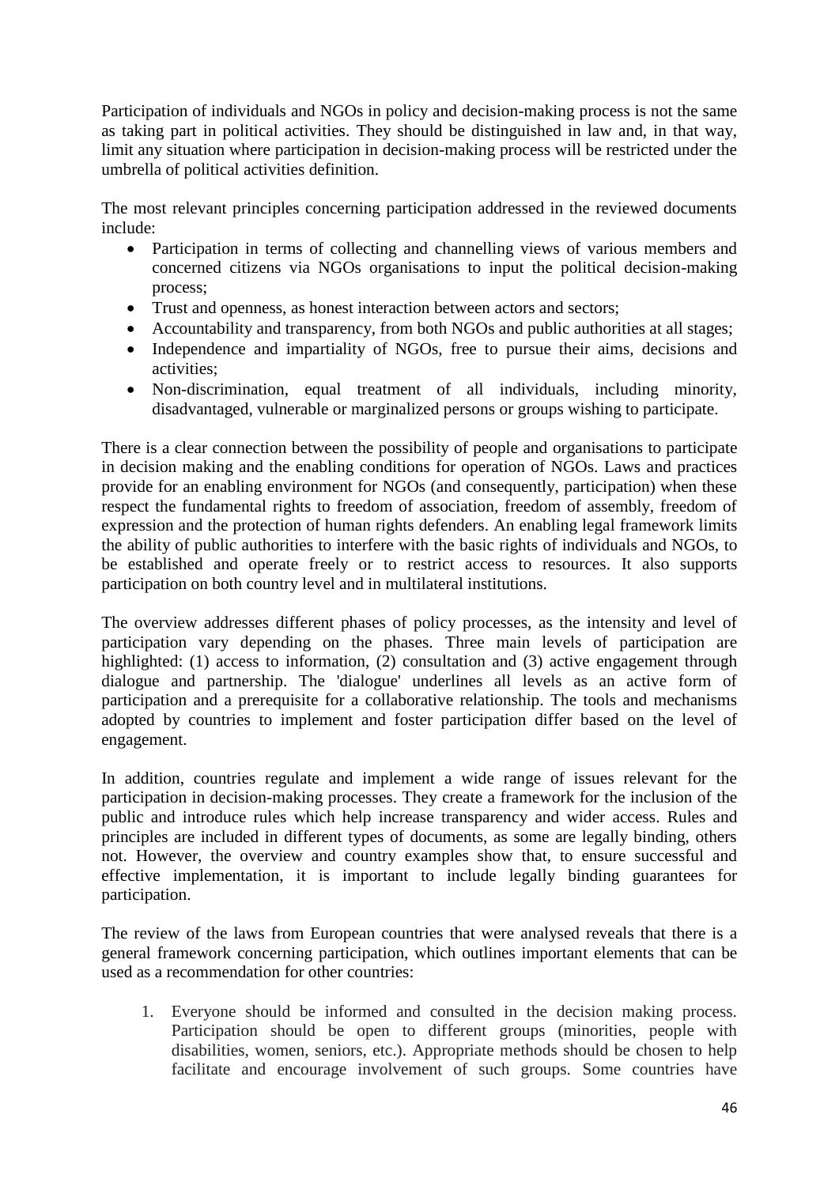Participation of individuals and NGOs in policy and decision-making process is not the same as taking part in political activities. They should be distinguished in law and, in that way, limit any situation where participation in decision-making process will be restricted under the umbrella of political activities definition.

The most relevant principles concerning participation addressed in the reviewed documents include:

- Participation in terms of collecting and channelling views of various members and concerned citizens via NGOs organisations to input the political decision-making process;
- Trust and openness, as honest interaction between actors and sectors;
- Accountability and transparency, from both NGOs and public authorities at all stages;
- Independence and impartiality of NGOs, free to pursue their aims, decisions and activities;
- Non-discrimination, equal treatment of all individuals, including minority, disadvantaged, vulnerable or marginalized persons or groups wishing to participate.

There is a clear connection between the possibility of people and organisations to participate in decision making and the enabling conditions for operation of NGOs. Laws and practices provide for an enabling environment for NGOs (and consequently, participation) when these respect the fundamental rights to freedom of association, freedom of assembly, freedom of expression and the protection of human rights defenders. An enabling legal framework limits the ability of public authorities to interfere with the basic rights of individuals and NGOs, to be established and operate freely or to restrict access to resources. It also supports participation on both country level and in multilateral institutions.

The overview addresses different phases of policy processes, as the intensity and level of participation vary depending on the phases. Three main levels of participation are highlighted: (1) access to information, (2) consultation and (3) active engagement through dialogue and partnership. The 'dialogue' underlines all levels as an active form of participation and a prerequisite for a collaborative relationship. The tools and mechanisms adopted by countries to implement and foster participation differ based on the level of engagement.

In addition, countries regulate and implement a wide range of issues relevant for the participation in decision-making processes. They create a framework for the inclusion of the public and introduce rules which help increase transparency and wider access. Rules and principles are included in different types of documents, as some are legally binding, others not. However, the overview and country examples show that, to ensure successful and effective implementation, it is important to include legally binding guarantees for participation.

The review of the laws from European countries that were analysed reveals that there is a general framework concerning participation, which outlines important elements that can be used as a recommendation for other countries:

1. Everyone should be informed and consulted in the decision making process. Participation should be open to different groups (minorities, people with disabilities, women, seniors, etc.). Appropriate methods should be chosen to help facilitate and encourage involvement of such groups. Some countries have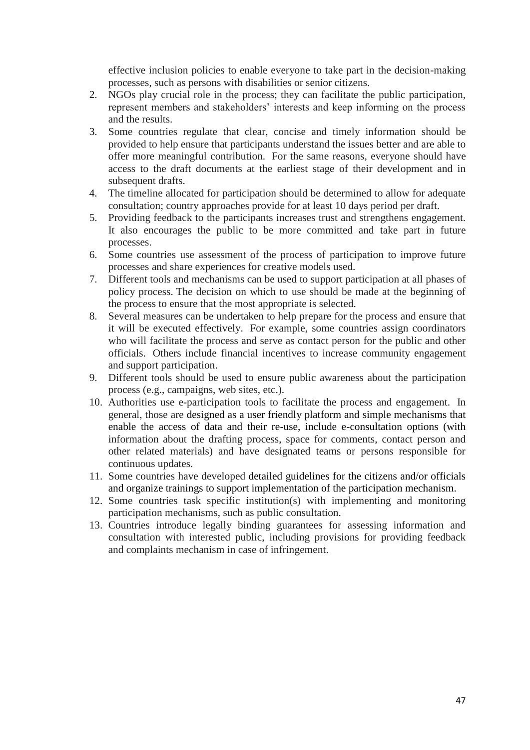effective inclusion policies to enable everyone to take part in the decision-making processes, such as persons with disabilities or senior citizens.

2. NGOs play crucial role in the process; they can facilitate the public participation, represent members and stakeholders' interests and keep informing on the process and the results.
3. Some countries regulate that clear, concise and timely information should be provided to help ensure that participants understand the issues better and are able to offer more meaningful contribution. For the same reasons, everyone should have access to the draft documents at the earliest stage of their development and in subsequent drafts.
4. The timeline allocated for participation should be determined to allow for adequate consultation; country approaches provide for at least 10 days period per draft.
5. Providing feedback to the participants increases trust and strengthens engagement. It also encourages the public to be more committed and take part in future processes.
6. Some countries use assessment of the process of participation to improve future processes and share experiences for creative models used.
7. Different tools and mechanisms can be used to support participation at all phases of policy process. The decision on which to use should be made at the beginning of the process to ensure that the most appropriate is selected.
8. Several measures can be undertaken to help prepare for the process and ensure that it will be executed effectively. For example, some countries assign coordinators who will facilitate the process and serve as contact person for the public and other officials. Others include financial incentives to increase community engagement and support participation.
9. Different tools should be used to ensure public awareness about the participation process (e.g., campaigns, web sites, etc.).
10. Authorities use e-participation tools to facilitate the process and engagement. In general, those are designed as a user friendly platform and simple mechanisms that enable the access of data and their re-use, include e-consultation options (with information about the drafting process, space for comments, contact person and other related materials) and have designated teams or persons responsible for continuous updates.
11. Some countries have developed detailed guidelines for the citizens and/or officials and organize trainings to support implementation of the participation mechanism.
12. Some countries task specific institution(s) with implementing and monitoring participation mechanisms, such as public consultation.
13. Countries introduce legally binding guarantees for assessing information and consultation with interested public, including provisions for providing feedback and complaints mechanism in case of infringement.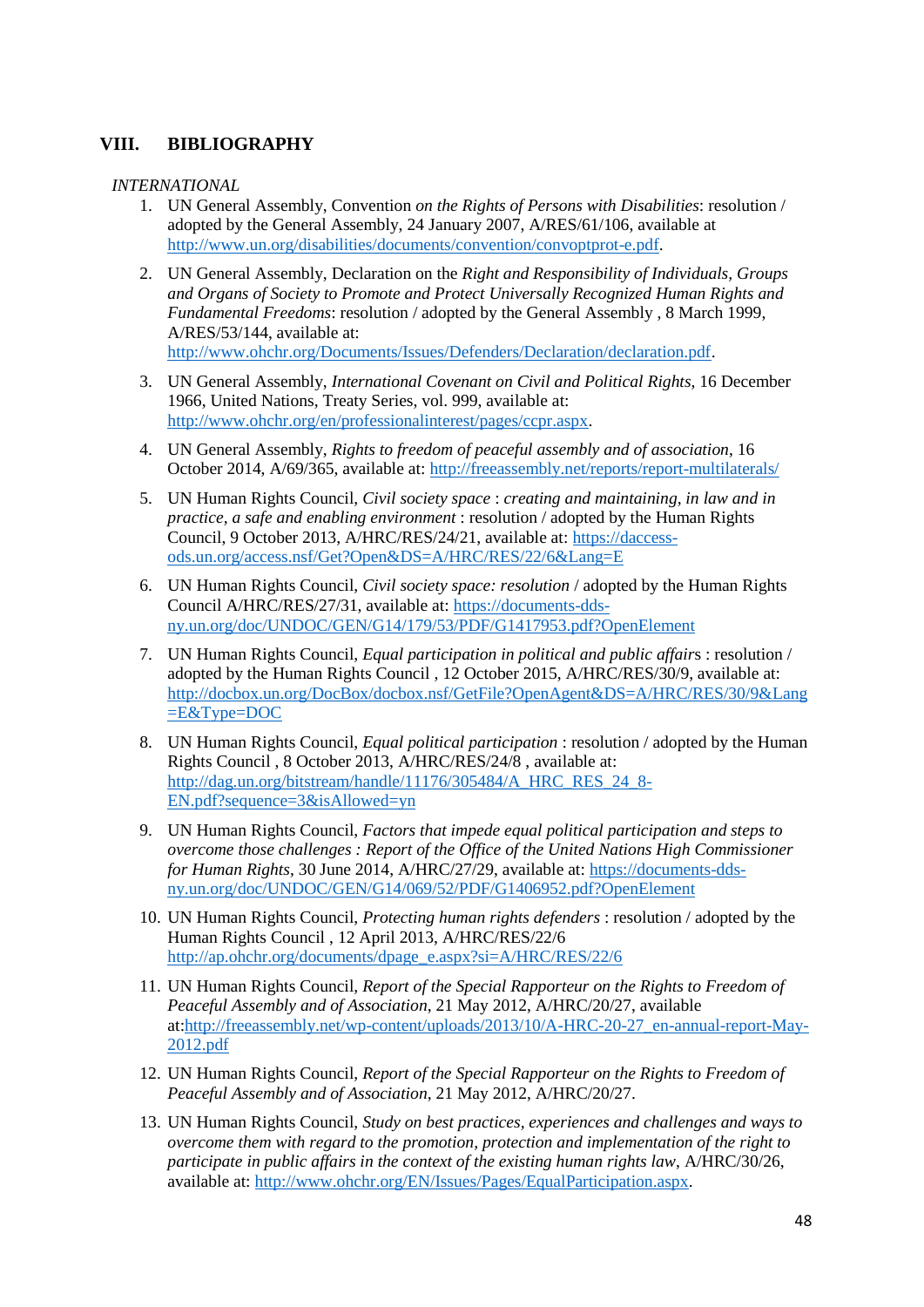## VIII. BIBLIOGRAPHY

*INTERNATIONAL*

1. UN General Assembly, Convention *on the Rights of Persons with Disabilities*: resolution / adopted by the General Assembly, 24 January 2007, A/RES/61/106, available at http://www.un.org/disabilities/documents/convention/convoptprot-e.pdf.

2. UN General Assembly, Declaration on the *Right and Responsibility of Individuals, Groups and Organs of Society to Promote and Protect Universally Recognized Human Rights and Fundamental Freedoms*: resolution / adopted by the General Assembly , 8 March 1999, A/RES/53/144, available at: http://www.ohchr.org/Documents/Issues/Defenders/Declaration/declaration.pdf.

3. UN General Assembly, *International Covenant on Civil and Political Rights*, 16 December 1966, United Nations, Treaty Series, vol. 999, available at: http://www.ohchr.org/en/professionalinterest/pages/ccpr.aspx.

4. UN General Assembly, *Rights to freedom of peaceful assembly and of association*, 16 October 2014, A/69/365, available at: http://freeassembly.net/reports/report-multilaterals/

5. UN Human Rights Council, *Civil society space* : *creating and maintaining, in law and in practice, a safe and enabling environment* : resolution / adopted by the Human Rights Council, 9 October 2013, A/HRC/RES/24/21, available at: https://daccess-ods.un.org/access.nsf/Get?Open&DS=A/HRC/RES/22/6&Lang=E

6. UN Human Rights Council, *Civil society space: resolution* / adopted by the Human Rights Council A/HRC/RES/27/31, available at: https://documents-dds-ny.un.org/doc/UNDOC/GEN/G14/179/53/PDF/G1417953.pdf?OpenElement

7. UN Human Rights Council, *Equal participation in political and public affair*s : resolution / adopted by the Human Rights Council , 12 October 2015, A/HRC/RES/30/9, available at: http://docbox.un.org/DocBox/docbox.nsf/GetFile?OpenAgent&DS=A/HRC/RES/30/9&Lang=E&Type=DOC

8. UN Human Rights Council, *Equal political participation* : resolution / adopted by the Human Rights Council , 8 October 2013, A/HRC/RES/24/8 , available at: http://dag.un.org/bitstream/handle/11176/305484/A_HRC_RES_24_8-EN.pdf?sequence=3&isAllowed=yn

9. UN Human Rights Council, *Factors that impede equal political participation and steps to overcome those challenges : Report of the Office of the United Nations High Commissioner for Human Rights*, 30 June 2014, A/HRC/27/29, available at: https://documents-dds-ny.un.org/doc/UNDOC/GEN/G14/069/52/PDF/G1406952.pdf?OpenElement

10. UN Human Rights Council, *Protecting human rights defenders* : resolution / adopted by the Human Rights Council , 12 April 2013, A/HRC/RES/22/6 http://ap.ohchr.org/documents/dpage_e.aspx?si=A/HRC/RES/22/6

11. UN Human Rights Council, *Report of the Special Rapporteur on the Rights to Freedom of Peaceful Assembly and of Association*, 21 May 2012, A/HRC/20/27, available at:http://freeassembly.net/wp-content/uploads/2013/10/A-HRC-20-27_en-annual-report-May-2012.pdf

12. UN Human Rights Council, *Report of the Special Rapporteur on the Rights to Freedom of Peaceful Assembly and of Association*, 21 May 2012, A/HRC/20/27.

13. UN Human Rights Council, *Study on best practices, experiences and challenges and ways to overcome them with regard to the promotion, protection and implementation of the right to participate in public affairs in the context of the existing human rights law*, A/HRC/30/26, available at: http://www.ohchr.org/EN/Issues/Pages/EqualParticipation.aspx.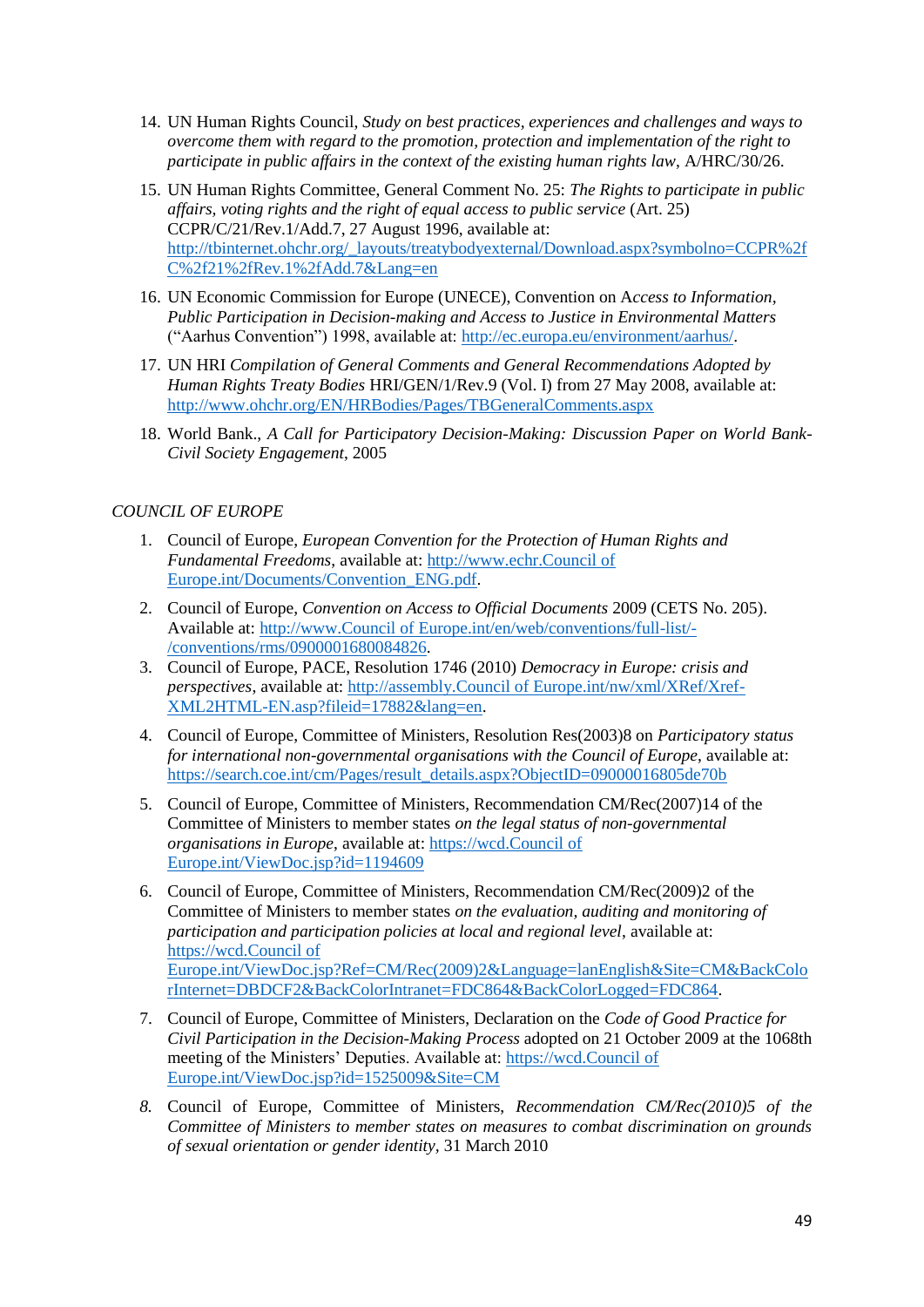14. UN Human Rights Council, *Study on best practices, experiences and challenges and ways to overcome them with regard to the promotion, protection and implementation of the right to participate in public affairs in the context of the existing human rights law*, A/HRC/30/26.

15. UN Human Rights Committee, General Comment No. 25: *The Rights to participate in public affairs, voting rights and the right of equal access to public service* (Art. 25) CCPR/C/21/Rev.1/Add.7, 27 August 1996, available at: [http://tbinternet.ohchr.org/_layouts/treatybodyexternal/Download.aspx?symbolno=CCPR%2fC%2f21%2fRev.1%2fAdd.7&Lang=en](http://tbinternet.ohchr.org/_layouts/treatybodyexternal/Download.aspx?symbolno=CCPR%2fC%2f21%2fRev.1%2fAdd.7&Lang=en)

16. UN Economic Commission for Europe (UNECE), Convention on A*ccess to Information, Public Participation in Decision-making and Access to Justice in Environmental Matters* ("Aarhus Convention") 1998, available at: [http://ec.europa.eu/environment/aarhus/](http://ec.europa.eu/environment/aarhus/).

17. UN HRI *Compilation of General Comments and General Recommendations Adopted by Human Rights Treaty Bodies* HRI/GEN/1/Rev.9 (Vol. I) from 27 May 2008, available at: [http://www.ohchr.org/EN/HRBodies/Pages/TBGeneralComments.aspx](http://www.ohchr.org/EN/HRBodies/Pages/TBGeneralComments.aspx)

18. World Bank., *A Call for Participatory Decision-Making: Discussion Paper on World Bank-Civil Society Engagement*, 2005

*COUNCIL OF EUROPE*

1. Council of Europe, *European Convention for the Protection of Human Rights and Fundamental Freedoms*, available at: [http://www.echr.Council of Europe.int/Documents/Convention_ENG.pdf](http://www.echr.Council of Europe.int/Documents/Convention_ENG.pdf).

2. Council of Europe, *Convention on Access to Official Documents* 2009 (CETS No. 205). Available at: [http://www.Council of Europe.int/en/web/conventions/full-list/-/conventions/rms/0900001680084826](http://www.Council of Europe.int/en/web/conventions/full-list/-/conventions/rms/0900001680084826).

3. Council of Europe, PACE, Resolution 1746 (2010) *Democracy in Europe: crisis and perspectives*, available at: [http://assembly.Council of Europe.int/nw/xml/XRef/Xref-XML2HTML-EN.asp?fileid=17882&lang=en](http://assembly.Council of Europe.int/nw/xml/XRef/Xref-XML2HTML-EN.asp?fileid=17882&lang=en).

4. Council of Europe, Committee of Ministers, Resolution Res(2003)8 on *Participatory status for international non-governmental organisations with the Council of Europe*, available at: [https://search.coe.int/cm/Pages/result_details.aspx?ObjectID=09000016805de70b](https://search.coe.int/cm/Pages/result_details.aspx?ObjectID=09000016805de70b)

5. Council of Europe, Committee of Ministers, Recommendation CM/Rec(2007)14 of the Committee of Ministers to member states *on the legal status of non-governmental organisations in Europe*, available at: [https://wcd.Council of Europe.int/ViewDoc.jsp?id=1194609](https://wcd.Council of Europe.int/ViewDoc.jsp?id=1194609)

6. Council of Europe, Committee of Ministers, Recommendation CM/Rec(2009)2 of the Committee of Ministers to member states *on the evaluation, auditing and monitoring of participation and participation policies at local and regional level*, available at: [https://wcd.Council of Europe.int/ViewDoc.jsp?Ref=CM/Rec(2009)2&Language=lanEnglish&Site=CM&BackColorInternet=DBDCF2&BackColorIntranet=FDC864&BackColorLogged=FDC864](https://wcd.Council of Europe.int/ViewDoc.jsp?Ref=CM/Rec(2009)2&Language=lanEnglish&Site=CM&BackColorInternet=DBDCF2&BackColorIntranet=FDC864&BackColorLogged=FDC864).

7. Council of Europe, Committee of Ministers, Declaration on the *Code of Good Practice for Civil Participation in the Decision-Making Process* adopted on 21 October 2009 at the 1068th meeting of the Ministers' Deputies. Available at: [https://wcd.Council of Europe.int/ViewDoc.jsp?id=1525009&Site=CM](https://wcd.Council of Europe.int/ViewDoc.jsp?id=1525009&Site=CM)

8. Council of Europe, Committee of Ministers, *Recommendation CM/Rec(2010)5 of the Committee of Ministers to member states on measures to combat discrimination on grounds of sexual orientation or gender identity*, 31 March 2010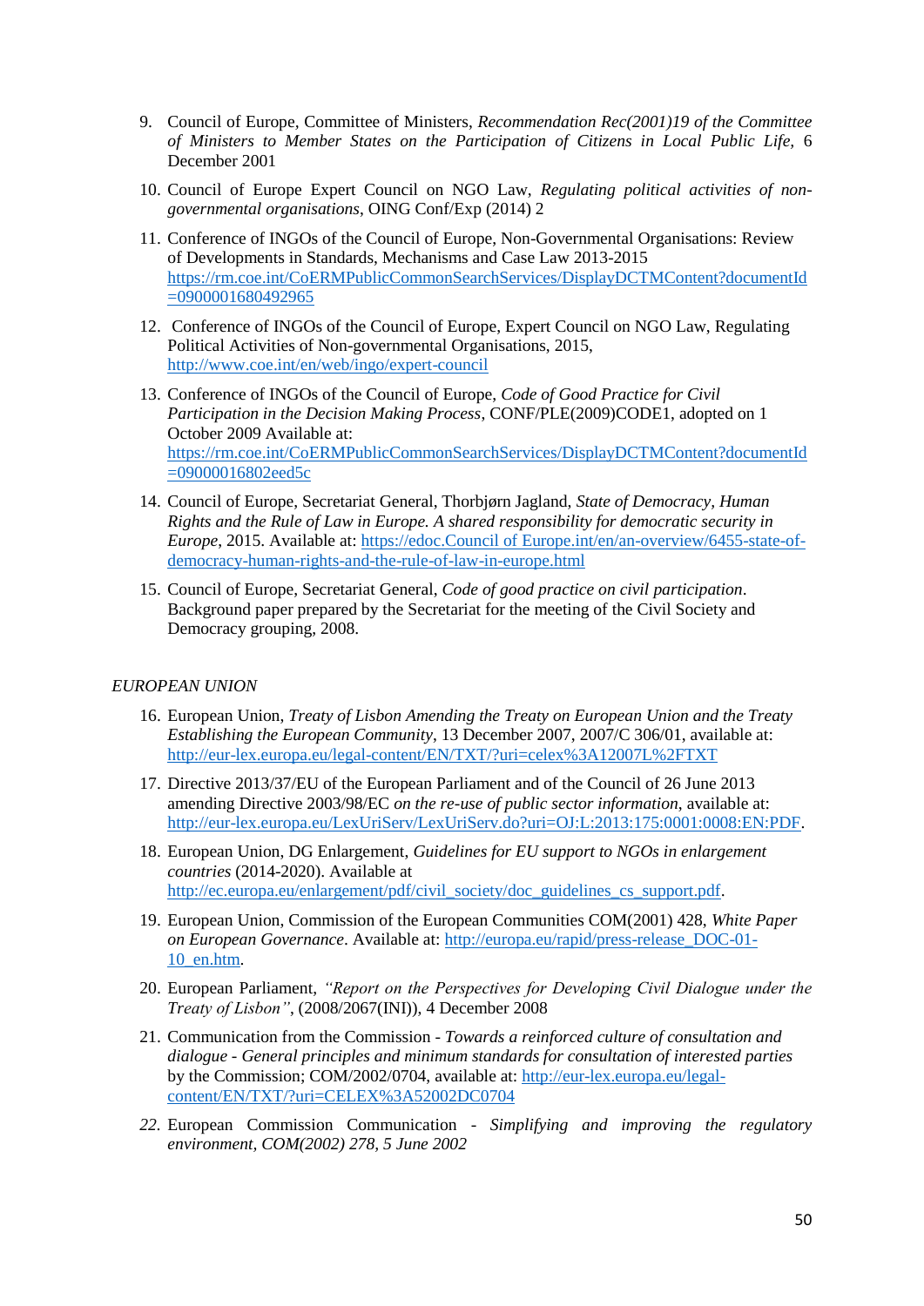9. Council of Europe, Committee of Ministers, *Recommendation Rec(2001)19 of the Committee of Ministers to Member States on the Participation of Citizens in Local Public Life*, 6 December 2001

10. Council of Europe Expert Council on NGO Law, *Regulating political activities of non-governmental organisations*, OING Conf/Exp (2014) 2

11. Conference of INGOs of the Council of Europe, Non-Governmental Organisations: Review of Developments in Standards, Mechanisms and Case Law 2013-2015 https://rm.coe.int/CoERMPublicCommonSearchServices/DisplayDCTMContent?documentId=0900001680492965

12. Conference of INGOs of the Council of Europe, Expert Council on NGO Law, Regulating Political Activities of Non-governmental Organisations, 2015, http://www.coe.int/en/web/ingo/expert-council

13. Conference of INGOs of the Council of Europe, *Code of Good Practice for Civil Participation in the Decision Making Process*, CONF/PLE(2009)CODE1, adopted on 1 October 2009 Available at: https://rm.coe.int/CoERMPublicCommonSearchServices/DisplayDCTMContent?documentId=09000016802eed5c

14. Council of Europe, Secretariat General, Thorbjørn Jagland, *State of Democracy, Human Rights and the Rule of Law in Europe. A shared responsibility for democratic security in Europe*, 2015. Available at: https://edoc.Council of Europe.int/en/an-overview/6455-state-of-democracy-human-rights-and-the-rule-of-law-in-europe.html

15. Council of Europe, Secretariat General, *Code of good practice on civil participation*. Background paper prepared by the Secretariat for the meeting of the Civil Society and Democracy grouping, 2008.

*EUROPEAN UNION*

16. European Union, *Treaty of Lisbon Amending the Treaty on European Union and the Treaty Establishing the European Community*, 13 December 2007, 2007/C 306/01, available at: http://eur-lex.europa.eu/legal-content/EN/TXT/?uri=celex%3A12007L%2FTXT

17. Directive 2013/37/EU of the European Parliament and of the Council of 26 June 2013 amending Directive 2003/98/EC *on the re-use of public sector information*, available at: http://eur-lex.europa.eu/LexUriServ/LexUriServ.do?uri=OJ:L:2013:175:0001:0008:EN:PDF.

18. European Union, DG Enlargement, *Guidelines for EU support to NGOs in enlargement countries* (2014-2020). Available at http://ec.europa.eu/enlargement/pdf/civil_society/doc_guidelines_cs_support.pdf.

19. European Union, Commission of the European Communities COM(2001) 428, *White Paper on European Governance*. Available at: http://europa.eu/rapid/press-release_DOC-01-10_en.htm.

20. European Parliament, *"Report on the Perspectives for Developing Civil Dialogue under the Treaty of Lisbon"*, (2008/2067(INI)), 4 December 2008

21. Communication from the Commission - *Towards a reinforced culture of consultation and dialogue - General principles and minimum standards for consultation of interested parties* by the Commission; COM/2002/0704, available at: http://eur-lex.europa.eu/legal-content/EN/TXT/?uri=CELEX%3A52002DC0704

22. European Commission Communication - *Simplifying and improving the regulatory environment, COM(2002) 278, 5 June 2002*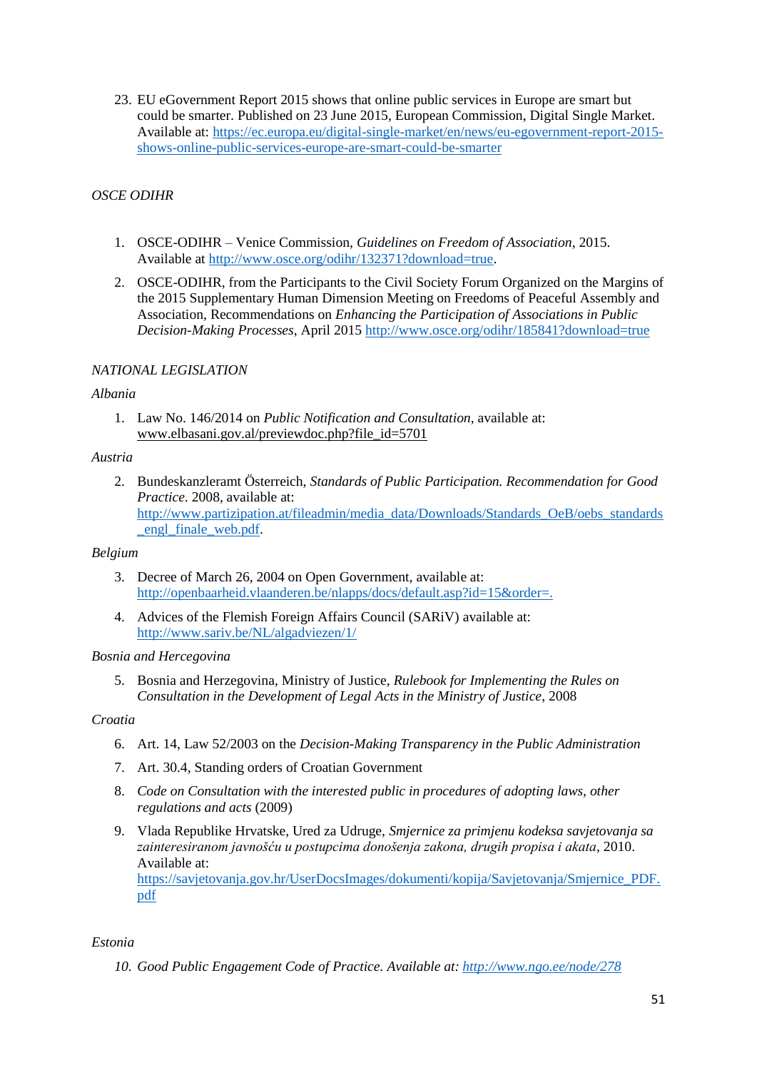23. EU eGovernment Report 2015 shows that online public services in Europe are smart but could be smarter. Published on 23 June 2015, European Commission, Digital Single Market. Available at: https://ec.europa.eu/digital-single-market/en/news/eu-egovernment-report-2015-shows-online-public-services-europe-are-smart-could-be-smarter

*OSCE ODIHR*

1. OSCE-ODIHR – Venice Commission, *Guidelines on Freedom of Association*, 2015. Available at http://www.osce.org/odihr/132371?download=true.
2. OSCE-ODIHR, from the Participants to the Civil Society Forum Organized on the Margins of the 2015 Supplementary Human Dimension Meeting on Freedoms of Peaceful Assembly and Association, Recommendations on *Enhancing the Participation of Associations in Public Decision-Making Processes*, April 2015 http://www.osce.org/odihr/185841?download=true

*NATIONAL LEGISLATION*

*Albania*

1. Law No. 146/2014 on *Public Notification and Consultation*, available at: www.elbasani.gov.al/previewdoc.php?file_id=5701

*Austria*

2. Bundeskanzleramt Österreich, *Standards of Public Participation. Recommendation for Good Practice*. 2008, available at: http://www.partizipation.at/fileadmin/media_data/Downloads/Standards_OeB/oebs_standards_engl_finale_web.pdf.

*Belgium*

3. Decree of March 26, 2004 on Open Government, available at: http://openbaarheid.vlaanderen.be/nlapps/docs/default.asp?id=15&order=.
4. Advices of the Flemish Foreign Affairs Council (SARiV) available at: http://www.sariv.be/NL/algadviezen/1/

*Bosnia and Hercegovina*

5. Bosnia and Herzegovina, Ministry of Justice, *Rulebook for Implementing the Rules on Consultation in the Development of Legal Acts in the Ministry of Justice*, 2008

*Croatia*

6. Art. 14, Law 52/2003 on the *Decision-Making Transparency in the Public Administration*
7. Art. 30.4, Standing orders of Croatian Government
8. *Code on Consultation with the interested public in procedures of adopting laws, other regulations and acts* (2009)
9. Vlada Republike Hrvatske, Ured za Udruge, *Smjernice za primjenu kodeksa savjetovanja sa zainteresiranom javnošću u postupcima donošenja zakona, drugih propisa i akata*, 2010. Available at: https://savjetovanja.gov.hr/UserDocsImages/dokumenti/kopija/Savjetovanja/Smjernice_PDF.pdf

*Estonia*

10. *Good Public Engagement Code of Practice. Available at: http://www.ngo.ee/node/278*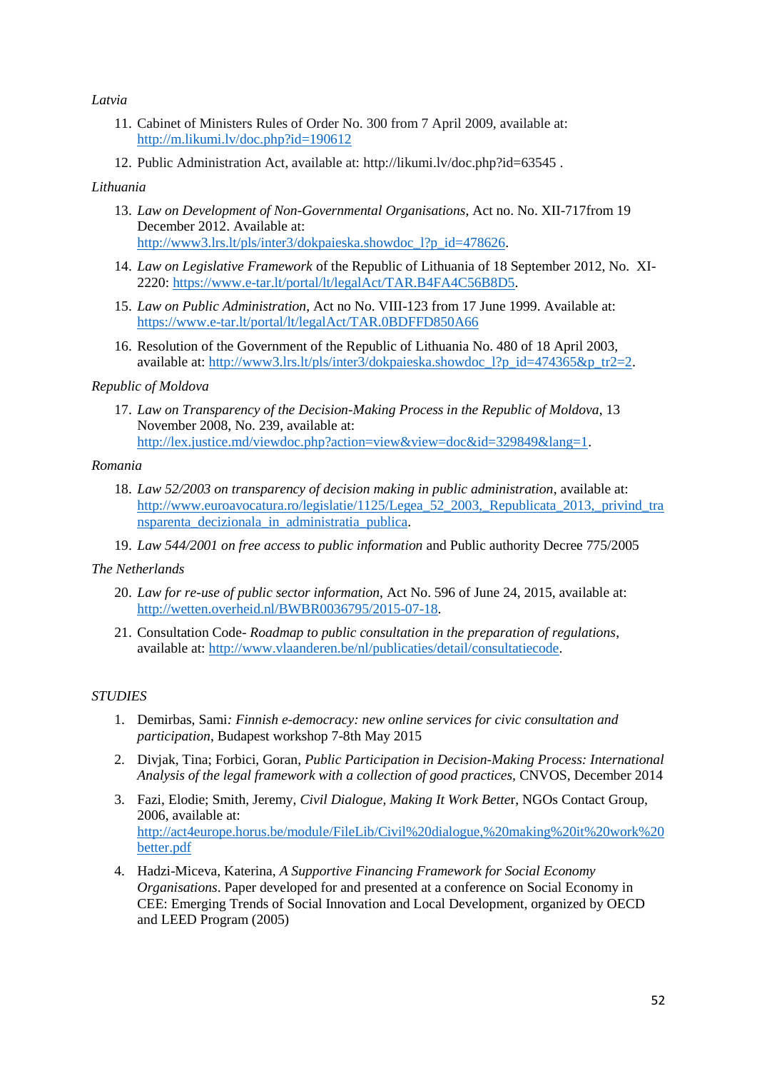*Latvia*

11. Cabinet of Ministers Rules of Order No. 300 from 7 April 2009, available at: http://m.likumi.lv/doc.php?id=190612
12. Public Administration Act, available at: http://likumi.lv/doc.php?id=63545 .

*Lithuania*

13. *Law on Development of Non-Governmental Organisations*, Act no. No. XII-717from 19 December 2012. Available at: http://www3.lrs.lt/pls/inter3/dokpaieska.showdoc_l?p_id=478626.
14. *Law on Legislative Framework* of the Republic of Lithuania of 18 September 2012, No. XI-2220: https://www.e-tar.lt/portal/lt/legalAct/TAR.B4FA4C56B8D5.
15. *Law on Public Administration*, Act no No. VIII-123 from 17 June 1999. Available at: https://www.e-tar.lt/portal/lt/legalAct/TAR.0BDFFD850A66
16. Resolution of the Government of the Republic of Lithuania No. 480 of 18 April 2003, available at: http://www3.lrs.lt/pls/inter3/dokpaieska.showdoc_l?p_id=474365&p_tr2=2.

*Republic of Moldova*

17. *Law on Transparency of the Decision-Making Process in the Republic of Moldova*, 13 November 2008, No. 239, available at: http://lex.justice.md/viewdoc.php?action=view&view=doc&id=329849&lang=1.

*Romania*

18. *Law 52/2003 on transparency of decision making in public administration*, available at: http://www.euroavocatura.ro/legislatie/1125/Legea_52_2003,_Republicata_2013,_privind_transparenta_decizionala_in_administratia_publica.
19. *Law 544/2001 on free access to public information* and Public authority Decree 775/2005

*The Netherlands*

20. *Law for re-use of public sector information*, Act No. 596 of June 24, 2015, available at: http://wetten.overheid.nl/BWBR0036795/2015-07-18.
21. Consultation Code- *Roadmap to public consultation in the preparation of regulations*, available at: http://www.vlaanderen.be/nl/publicaties/detail/consultatiecode.

*STUDIES*

1. Demirbas, Sami*: Finnish e-democracy: new online services for civic consultation and participation*, Budapest workshop 7-8th May 2015
2. Divjak, Tina; Forbici, Goran, *Public Participation in Decision-Making Process: International Analysis of the legal framework with a collection of good practices,* CNVOS, December 2014
3. Fazi, Elodie; Smith, Jeremy, *Civil Dialogue, Making It Work Bette*r, NGOs Contact Group, 2006, available at: http://act4europe.horus.be/module/FileLib/Civil%20dialogue,%20making%20it%20work%20better.pdf
4. Hadzi-Miceva, Katerina, *A Supportive Financing Framework for Social Economy Organisations*. Paper developed for and presented at a conference on Social Economy in CEE: Emerging Trends of Social Innovation and Local Development, organized by OECD and LEED Program (2005)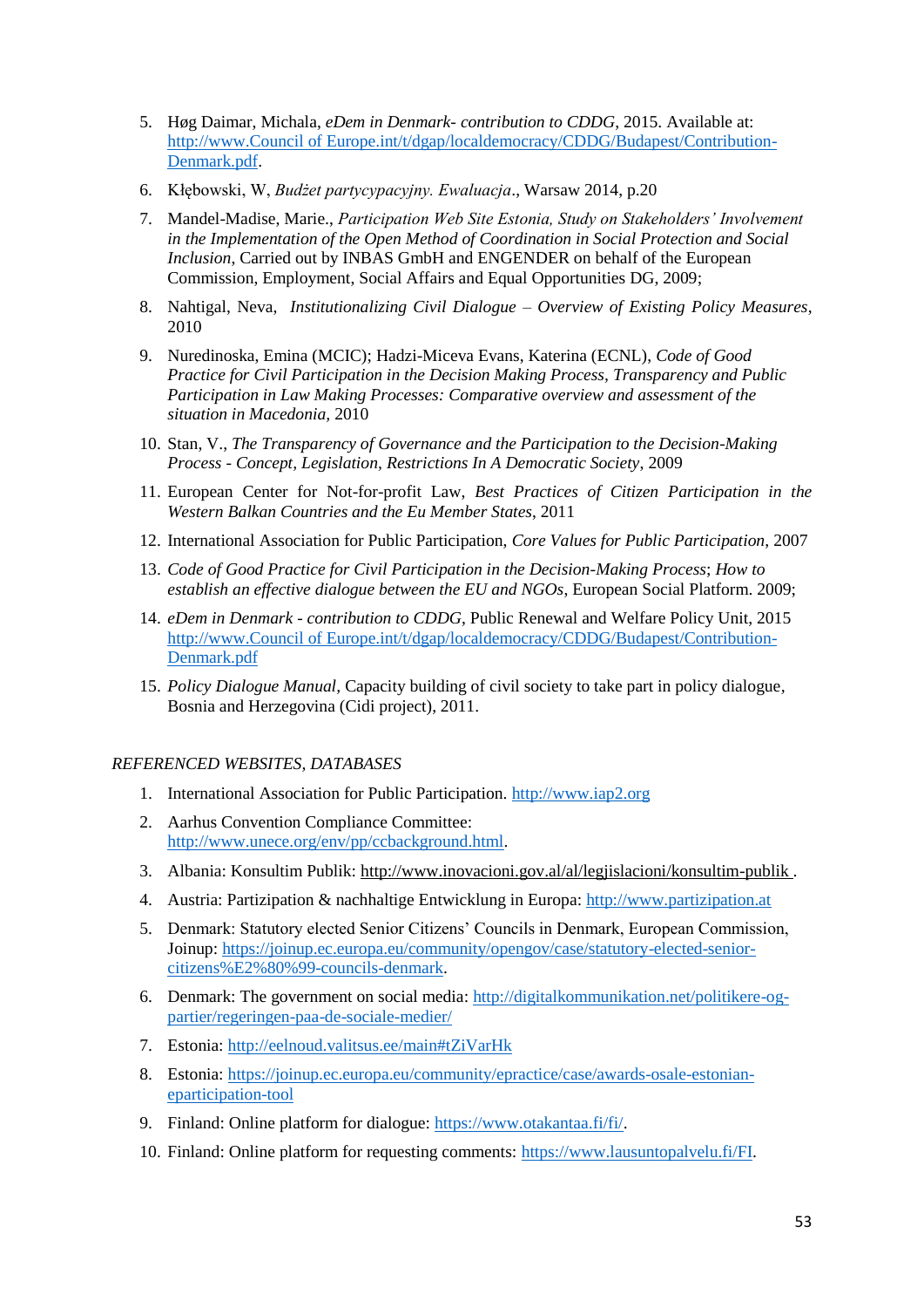5. Høg Daimar, Michala, *eDem in Denmark- contribution to CDDG*, 2015. Available at: http://www.Council of Europe.int/t/dgap/localdemocracy/CDDG/Budapest/Contribution-Denmark.pdf.
6. Kłębowski, W, *Budżet partycypacyjny. Ewaluacja*., Warsaw 2014, p.20
7. Mandel-Madise, Marie., *Participation Web Site Estonia, Study on Stakeholders' Involvement in the Implementation of the Open Method of Coordination in Social Protection and Social Inclusion*, Carried out by INBAS GmbH and ENGENDER on behalf of the European Commission, Employment, Social Affairs and Equal Opportunities DG, 2009;
8. Nahtigal, Neva, *Institutionalizing Civil Dialogue – Overview of Existing Policy Measures*, 2010
9. Nuredinoska, Emina (MCIC); Hadzi-Miceva Evans, Katerina (ECNL), *Code of Good Practice for Civil Participation in the Decision Making Process, Transparency and Public Participation in Law Making Processes: Comparative overview and assessment of the situation in Macedonia*, 2010
10. Stan, V., *The Transparency of Governance and the Participation to the Decision-Making Process - Concept, Legislation, Restrictions In A Democratic Society*, 2009
11. European Center for Not-for-profit Law, *Best Practices of Citizen Participation in the Western Balkan Countries and the Eu Member States*, 2011
12. International Association for Public Participation, *Core Values for Public Participation*, 2007
13. *Code of Good Practice for Civil Participation in the Decision-Making Process*; *How to establish an effective dialogue between the EU and NGOs*, European Social Platform. 2009;
14. *eDem in Denmark - contribution to CDDG*, Public Renewal and Welfare Policy Unit, 2015 http://www.Council of Europe.int/t/dgap/localdemocracy/CDDG/Budapest/Contribution-Denmark.pdf
15. *Policy Dialogue Manual*, Capacity building of civil society to take part in policy dialogue, Bosnia and Herzegovina (Cidi project), 2011.

*REFERENCED WEBSITES, DATABASES*

1. International Association for Public Participation. http://www.iap2.org
2. Aarhus Convention Compliance Committee: http://www.unece.org/env/pp/ccbackground.html.
3. Albania: Konsultim Publik: http://www.inovacioni.gov.al/al/legjislacioni/konsultim-publik .
4. Austria: Partizipation & nachhaltige Entwicklung in Europa: http://www.partizipation.at
5. Denmark: Statutory elected Senior Citizens' Councils in Denmark, European Commission, Joinup: https://joinup.ec.europa.eu/community/opengov/case/statutory-elected-senior-citizens%E2%80%99-councils-denmark.
6. Denmark: The government on social media: http://digitalkommunikation.net/politikere-og-partier/regeringen-paa-de-sociale-medier/
7. Estonia: http://eelnoud.valitsus.ee/main#tZiVarHk
8. Estonia: https://joinup.ec.europa.eu/community/epractice/case/awards-osale-estonian-eparticipation-tool
9. Finland: Online platform for dialogue: https://www.otakantaa.fi/fi/.
10. Finland: Online platform for requesting comments: https://www.lausuntopalvelu.fi/FI.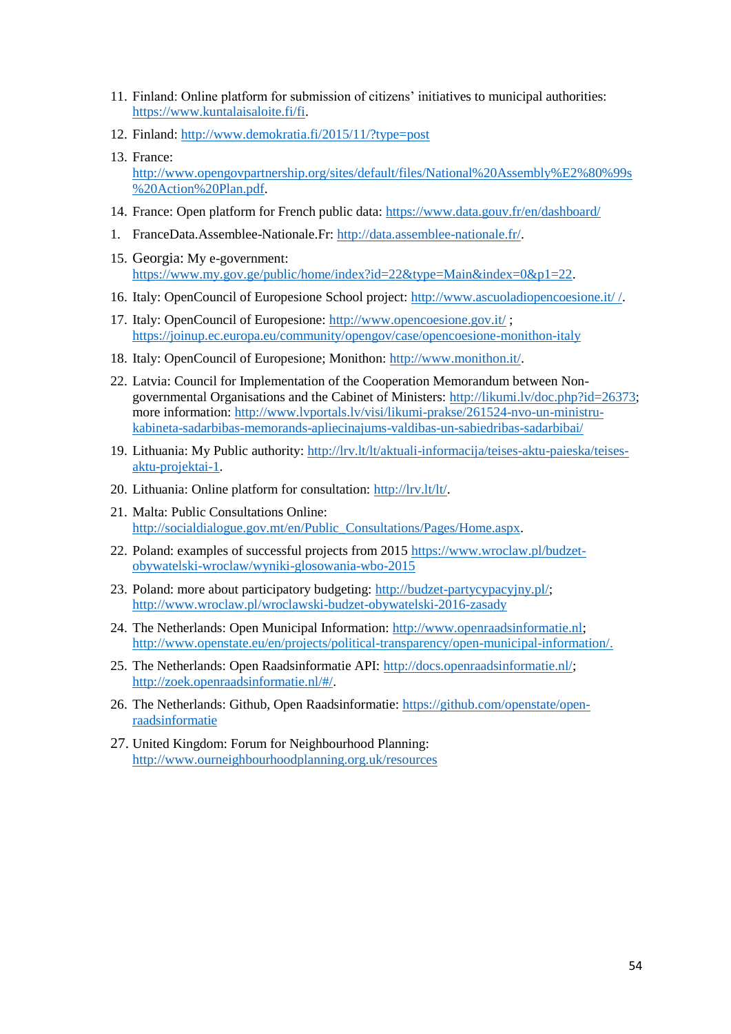11. Finland: Online platform for submission of citizens' initiatives to municipal authorities: https://www.kuntalaisaloite.fi/fi.

12. Finland: http://www.demokratia.fi/2015/11/?type=post

13. France: http://www.opengovpartnership.org/sites/default/files/National%20Assembly%E2%80%99s%20Action%20Plan.pdf.

14. France: Open platform for French public data: https://www.data.gouv.fr/en/dashboard/

1. FranceData.Assemblee-Nationale.Fr: http://data.assemblee-nationale.fr/.

15. Georgia: My e-government: https://www.my.gov.ge/public/home/index?id=22&type=Main&index=0&p1=22.

16. Italy: OpenCouncil of Europesione School project: http://www.ascuoladiopencoesione.it/ /.

17. Italy: OpenCouncil of Europesione: http://www.opencoesione.gov.it/ ; https://joinup.ec.europa.eu/community/opengov/case/opencoesione-monithon-italy

18. Italy: OpenCouncil of Europesione; Monithon: http://www.monithon.it/.

22. Latvia: Council for Implementation of the Cooperation Memorandum between Non-governmental Organisations and the Cabinet of Ministers: http://likumi.lv/doc.php?id=26373; more information: http://www.lvportals.lv/visi/likumi-prakse/261524-nvo-un-ministru-kabineta-sadarbibas-memorands-apliecinajums-valdibas-un-sabiedribas-sadarbibai/

19. Lithuania: My Public authority: http://lrv.lt/lt/aktuali-informacija/teises-aktu-paieska/teises-aktu-projektai-1.

20. Lithuania: Online platform for consultation: http://lrv.lt/lt/.

21. Malta: Public Consultations Online: http://socialdialogue.gov.mt/en/Public_Consultations/Pages/Home.aspx.

22. Poland: examples of successful projects from 2015 https://www.wroclaw.pl/budzet-obywatelski-wroclaw/wyniki-glosowania-wbo-2015

23. Poland: more about participatory budgeting: http://budzet-partycypacyjny.pl/; http://www.wroclaw.pl/wroclawski-budzet-obywatelski-2016-zasady

24. The Netherlands: Open Municipal Information: http://www.openraadsinformatie.nl; http://www.openstate.eu/en/projects/political-transparency/open-municipal-information/.

25. The Netherlands: Open Raadsinformatie API: http://docs.openraadsinformatie.nl/; http://zoek.openraadsinformatie.nl/#/.

26. The Netherlands: Github, Open Raadsinformatie: https://github.com/openstate/open-raadsinformatie

27. United Kingdom: Forum for Neighbourhood Planning: http://www.ourneighbourhoodplanning.org.uk/resources